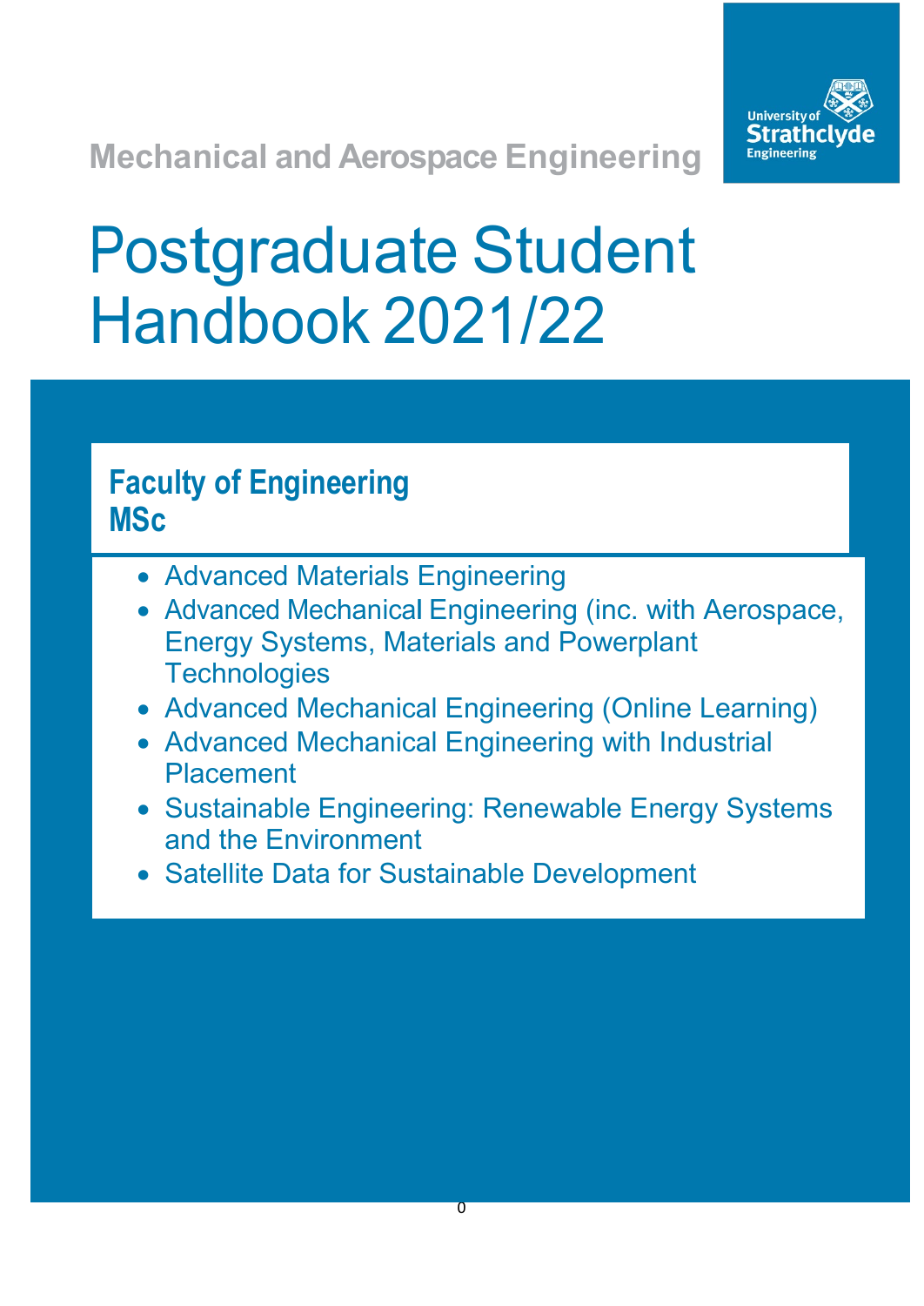Mechanical and Aerospace Engineering

University of Strathclyde Engineering

# Postgraduate Student Handbook 2021/22

## Faculty of Engineering
## MSc

- Advanced Materials Engineering
- Advanced Mechanical Engineering (inc. with Aerospace, Energy Systems, Materials and Powerplant Technologies
- Advanced Mechanical Engineering (Online Learning)
- Advanced Mechanical Engineering with Industrial Placement
- Sustainable Engineering: Renewable Energy Systems and the Environment
- Satellite Data for Sustainable Development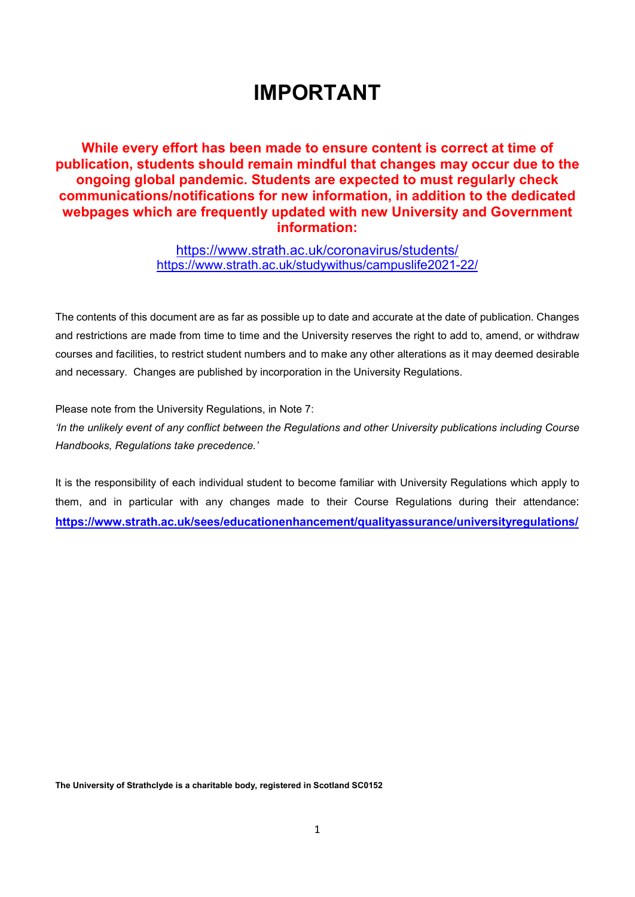# IMPORTANT

**While every effort has been made to ensure content is correct at time of publication, students should remain mindful that changes may occur due to the ongoing global pandemic. Students are expected to must regularly check communications/notifications for new information, in addition to the dedicated webpages which are frequently updated with new University and Government information:**

https://www.strath.ac.uk/coronavirus/students/
https://www.strath.ac.uk/studywithus/campuslife2021-22/

The contents of this document are as far as possible up to date and accurate at the date of publication. Changes and restrictions are made from time to time and the University reserves the right to add to, amend, or withdraw courses and facilities, to restrict student numbers and to make any other alterations as it may deemed desirable and necessary. Changes are published by incorporation in the University Regulations.

Please note from the University Regulations, in Note 7:
*'In the unlikely event of any conflict between the Regulations and other University publications including Course Handbooks, Regulations take precedence.'*

It is the responsibility of each individual student to become familiar with University Regulations which apply to them, and in particular with any changes made to their Course Regulations during their attendance: **https://www.strath.ac.uk/sees/educationenhancement/qualityassurance/universityregulations/**

**The University of Strathclyde is a charitable body, registered in Scotland SC0152**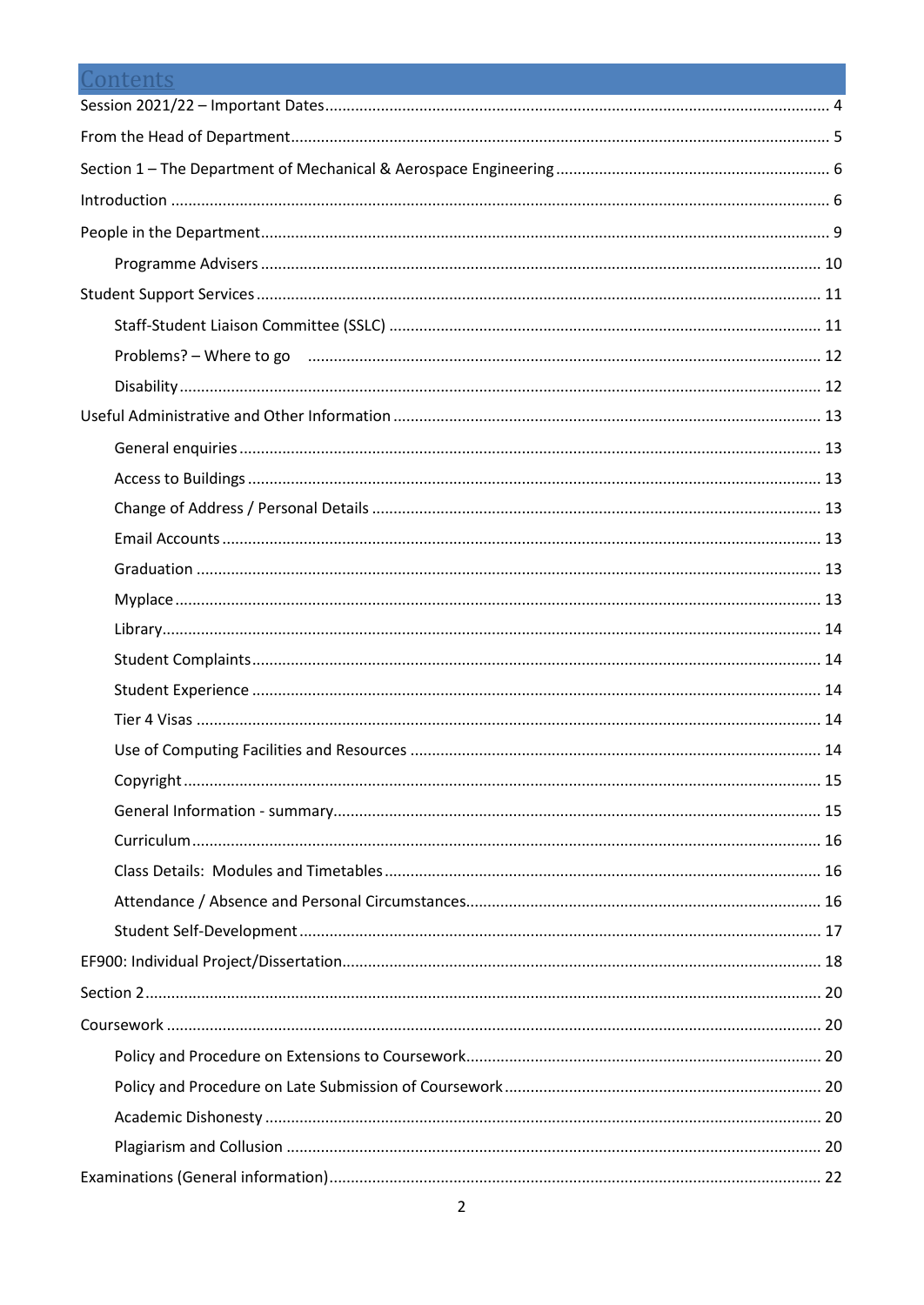# Contents

Session 2021/22 – Important Dates .... 4

From the Head of Department .... 5

Section 1 – The Department of Mechanical & Aerospace Engineering .... 6

Introduction .... 6

People in the Department .... 9

- Programme Advisers .... 10

Student Support Services .... 11

- Staff-Student Liaison Committee (SSLC) .... 11
- Problems? – Where to go .... 12
- Disability .... 12

Useful Administrative and Other Information .... 13

- General enquiries .... 13
- Access to Buildings .... 13
- Change of Address / Personal Details .... 13
- Email Accounts .... 13
- Graduation .... 13
- Myplace .... 13
- Library .... 14
- Student Complaints .... 14
- Student Experience .... 14
- Tier 4 Visas .... 14
- Use of Computing Facilities and Resources .... 14
- Copyright .... 15
- General Information - summary .... 15
- Curriculum .... 16
- Class Details: Modules and Timetables .... 16
- Attendance / Absence and Personal Circumstances .... 16
- Student Self-Development .... 17

EF900: Individual Project/Dissertation .... 18

Section 2 .... 20

Coursework .... 20

- Policy and Procedure on Extensions to Coursework .... 20
- Policy and Procedure on Late Submission of Coursework .... 20
- Academic Dishonesty .... 20
- Plagiarism and Collusion .... 20

Examinations (General information) .... 22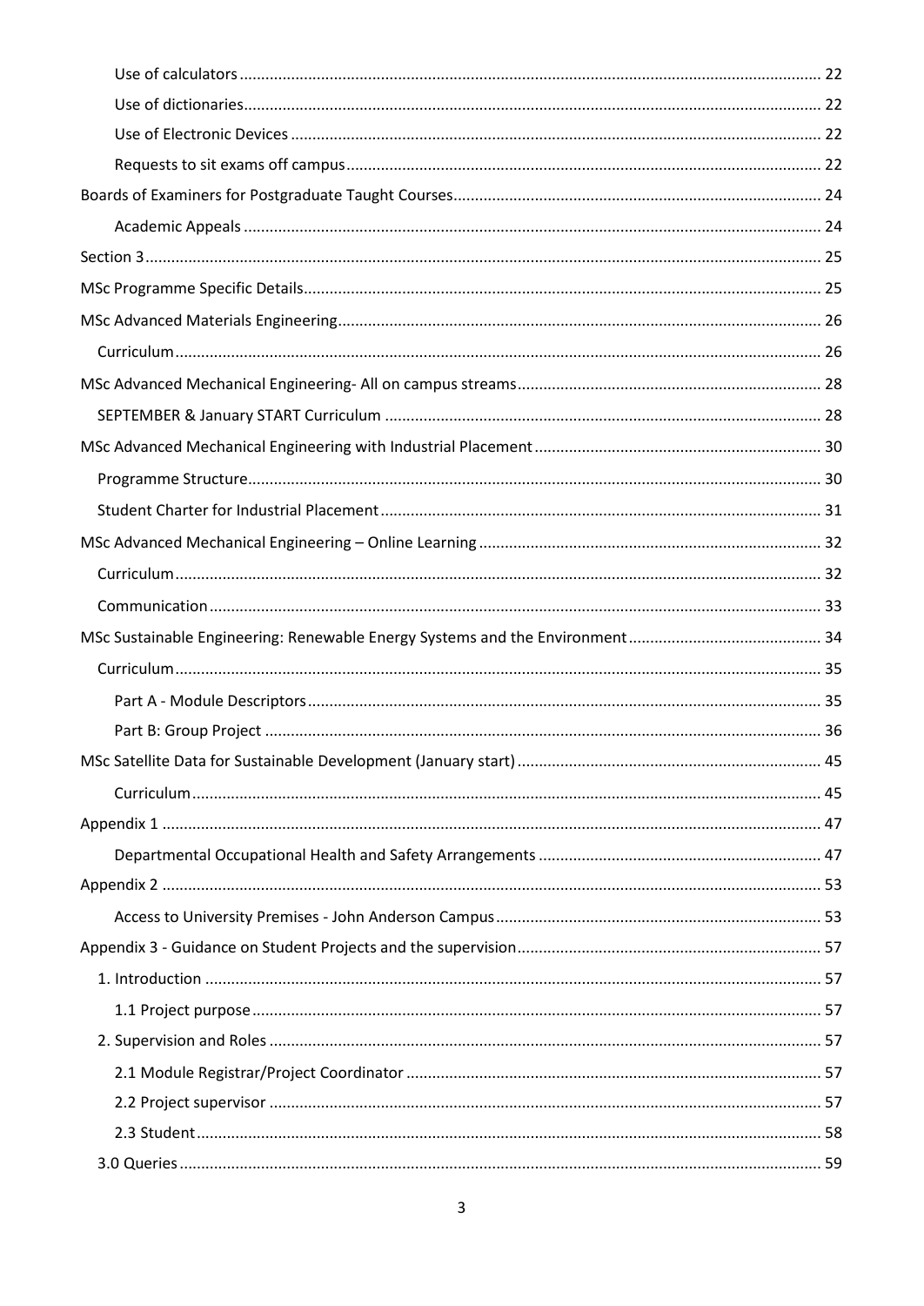Use of calculators ..................................................................... 22

Use of dictionaries ..................................................................... 22

Use of Electronic Devices ..................................................................... 22

Requests to sit exams off campus ..................................................................... 22

Boards of Examiners for Postgraduate Taught Courses ..................................................................... 24

Academic Appeals ..................................................................... 24

Section 3 ..................................................................... 25

MSc Programme Specific Details ..................................................................... 25

MSc Advanced Materials Engineering ..................................................................... 26

Curriculum ..................................................................... 26

MSc Advanced Mechanical Engineering- All on campus streams ..................................................................... 28

SEPTEMBER & January START Curriculum ..................................................................... 28

MSc Advanced Mechanical Engineering with Industrial Placement ..................................................................... 30

Programme Structure ..................................................................... 30

Student Charter for Industrial Placement ..................................................................... 31

MSc Advanced Mechanical Engineering – Online Learning ..................................................................... 32

Curriculum ..................................................................... 32

Communication ..................................................................... 33

MSc Sustainable Engineering: Renewable Energy Systems and the Environment ..................................................................... 34

Curriculum ..................................................................... 35

Part A - Module Descriptors ..................................................................... 35

Part B: Group Project ..................................................................... 36

MSc Satellite Data for Sustainable Development (January start) ..................................................................... 45

Curriculum ..................................................................... 45

Appendix 1 ..................................................................... 47

Departmental Occupational Health and Safety Arrangements ..................................................................... 47

Appendix 2 ..................................................................... 53

Access to University Premises - John Anderson Campus ..................................................................... 53

Appendix 3 - Guidance on Student Projects and the supervision ..................................................................... 57

1. Introduction ..................................................................... 57

1.1 Project purpose ..................................................................... 57

2. Supervision and Roles ..................................................................... 57

2.1 Module Registrar/Project Coordinator ..................................................................... 57

2.2 Project supervisor ..................................................................... 57

2.3 Student ..................................................................... 58

3.0 Queries ..................................................................... 59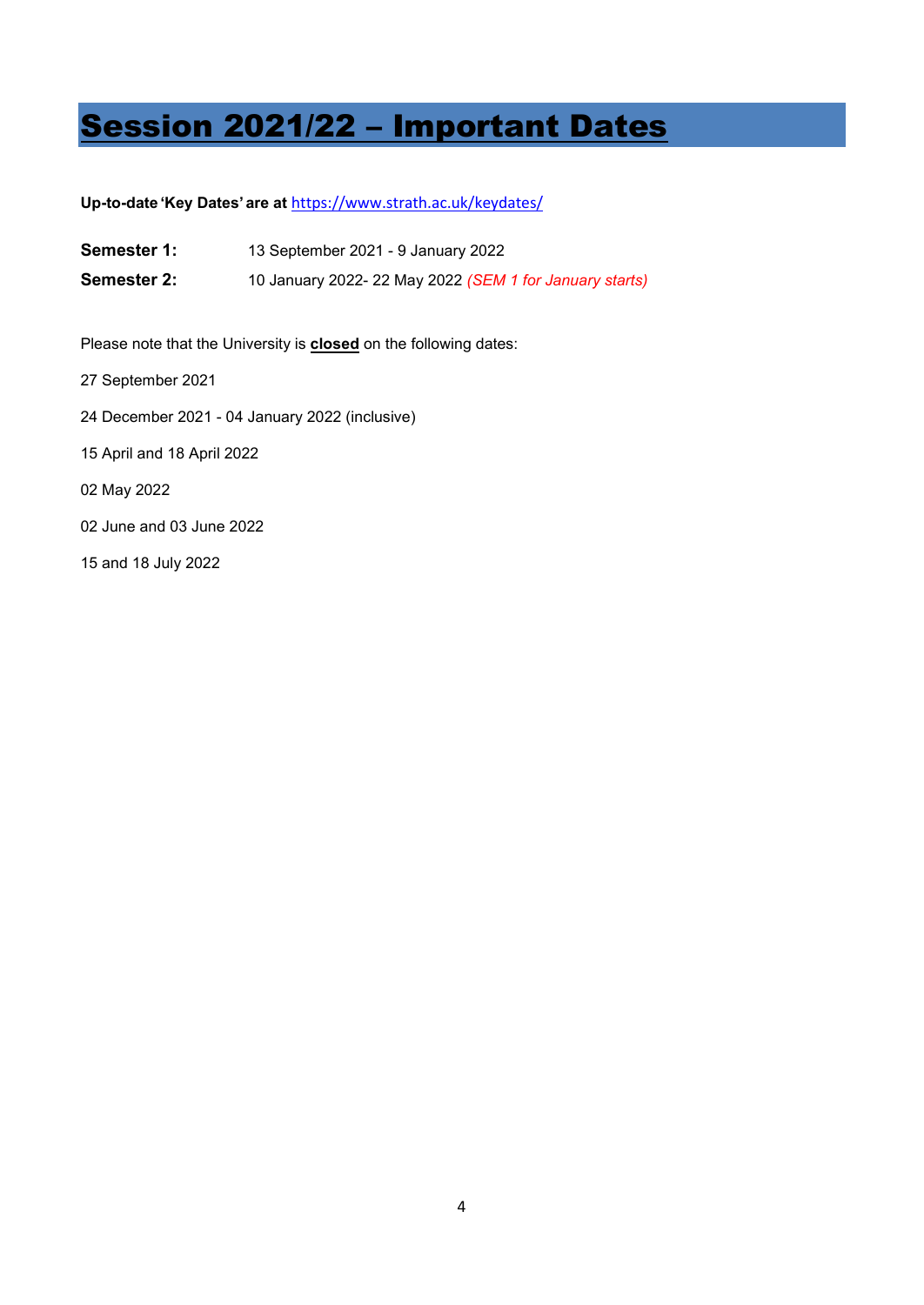# Session 2021/22 – Important Dates

**Up-to-date 'Key Dates' are at** https://www.strath.ac.uk/keydates/

**Semester 1:** 13 September 2021 - 9 January 2022

**Semester 2:** 10 January 2022- 22 May 2022 *(SEM 1 for January starts)*

Please note that the University is **closed** on the following dates:

27 September 2021

24 December 2021 - 04 January 2022 (inclusive)

15 April and 18 April 2022

02 May 2022

02 June and 03 June 2022

15 and 18 July 2022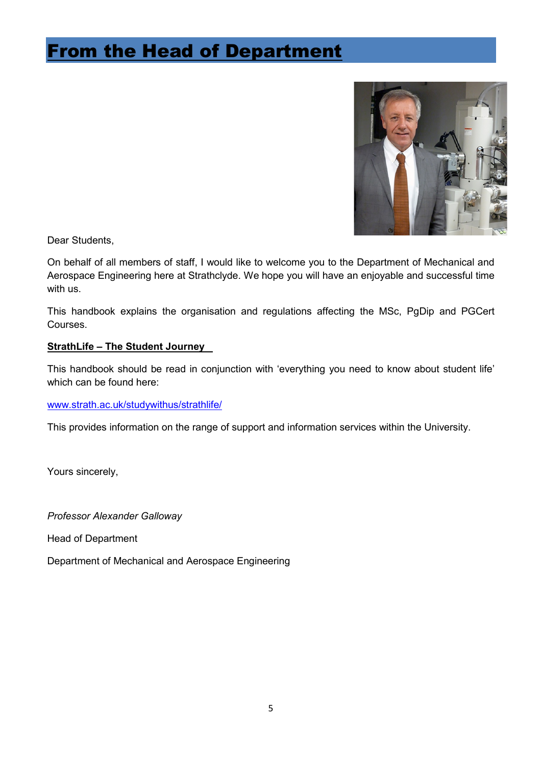# From the Head of Department

Dear Students,

On behalf of all members of staff, I would like to welcome you to the Department of Mechanical and Aerospace Engineering here at Strathclyde. We hope you will have an enjoyable and successful time with us.

This handbook explains the organisation and regulations affecting the MSc, PgDip and PGCert Courses.

**StrathLife – The Student Journey**

This handbook should be read in conjunction with 'everything you need to know about student life' which can be found here:

www.strath.ac.uk/studywithus/strathlife/

This provides information on the range of support and information services within the University.

Yours sincerely,

*Professor Alexander Galloway*

Head of Department

Department of Mechanical and Aerospace Engineering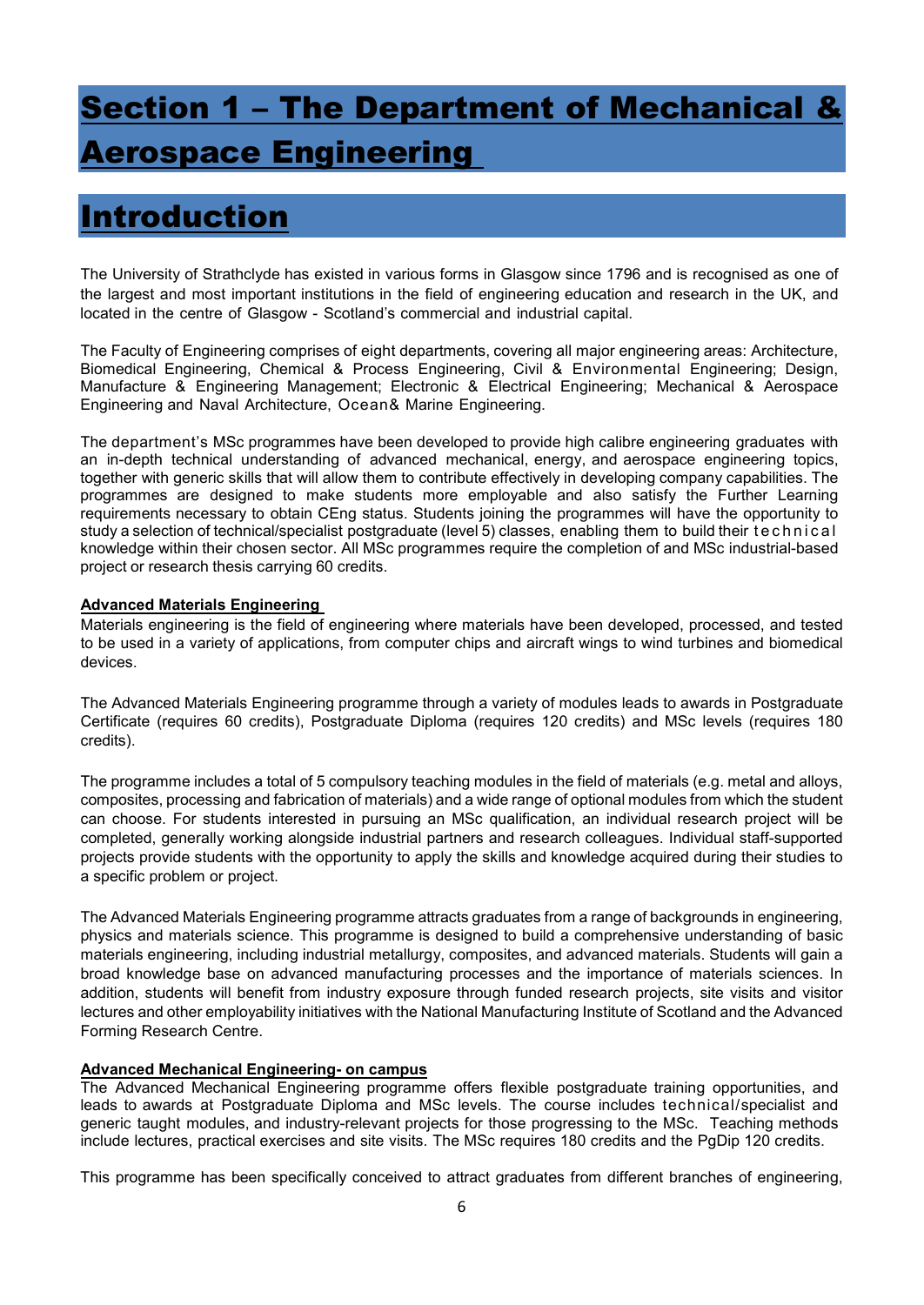# Section 1 – The Department of Mechanical & Aerospace Engineering

# Introduction

The University of Strathclyde has existed in various forms in Glasgow since 1796 and is recognised as one of the largest and most important institutions in the field of engineering education and research in the UK, and located in the centre of Glasgow - Scotland's commercial and industrial capital.

The Faculty of Engineering comprises of eight departments, covering all major engineering areas: Architecture, Biomedical Engineering, Chemical & Process Engineering, Civil & Environmental Engineering; Design, Manufacture & Engineering Management; Electronic & Electrical Engineering; Mechanical & Aerospace Engineering and Naval Architecture, Ocean& Marine Engineering.

The department's MSc programmes have been developed to provide high calibre engineering graduates with an in-depth technical understanding of advanced mechanical, energy, and aerospace engineering topics, together with generic skills that will allow them to contribute effectively in developing company capabilities. The programmes are designed to make students more employable and also satisfy the Further Learning requirements necessary to obtain CEng status. Students joining the programmes will have the opportunity to study a selection of technical/specialist postgraduate (level 5) classes, enabling them to build their technical knowledge within their chosen sector. All MSc programmes require the completion of and MSc industrial-based project or research thesis carrying 60 credits.

**Advanced Materials Engineering**

Materials engineering is the field of engineering where materials have been developed, processed, and tested to be used in a variety of applications, from computer chips and aircraft wings to wind turbines and biomedical devices.

The Advanced Materials Engineering programme through a variety of modules leads to awards in Postgraduate Certificate (requires 60 credits), Postgraduate Diploma (requires 120 credits) and MSc levels (requires 180 credits).

The programme includes a total of 5 compulsory teaching modules in the field of materials (e.g. metal and alloys, composites, processing and fabrication of materials) and a wide range of optional modules from which the student can choose. For students interested in pursuing an MSc qualification, an individual research project will be completed, generally working alongside industrial partners and research colleagues. Individual staff-supported projects provide students with the opportunity to apply the skills and knowledge acquired during their studies to a specific problem or project.

The Advanced Materials Engineering programme attracts graduates from a range of backgrounds in engineering, physics and materials science. This programme is designed to build a comprehensive understanding of basic materials engineering, including industrial metallurgy, composites, and advanced materials. Students will gain a broad knowledge base on advanced manufacturing processes and the importance of materials sciences. In addition, students will benefit from industry exposure through funded research projects, site visits and visitor lectures and other employability initiatives with the National Manufacturing Institute of Scotland and the Advanced Forming Research Centre.

**Advanced Mechanical Engineering- on campus**

The Advanced Mechanical Engineering programme offers flexible postgraduate training opportunities, and leads to awards at Postgraduate Diploma and MSc levels. The course includes technical/specialist and generic taught modules, and industry-relevant projects for those progressing to the MSc. Teaching methods include lectures, practical exercises and site visits. The MSc requires 180 credits and the PgDip 120 credits.

This programme has been specifically conceived to attract graduates from different branches of engineering,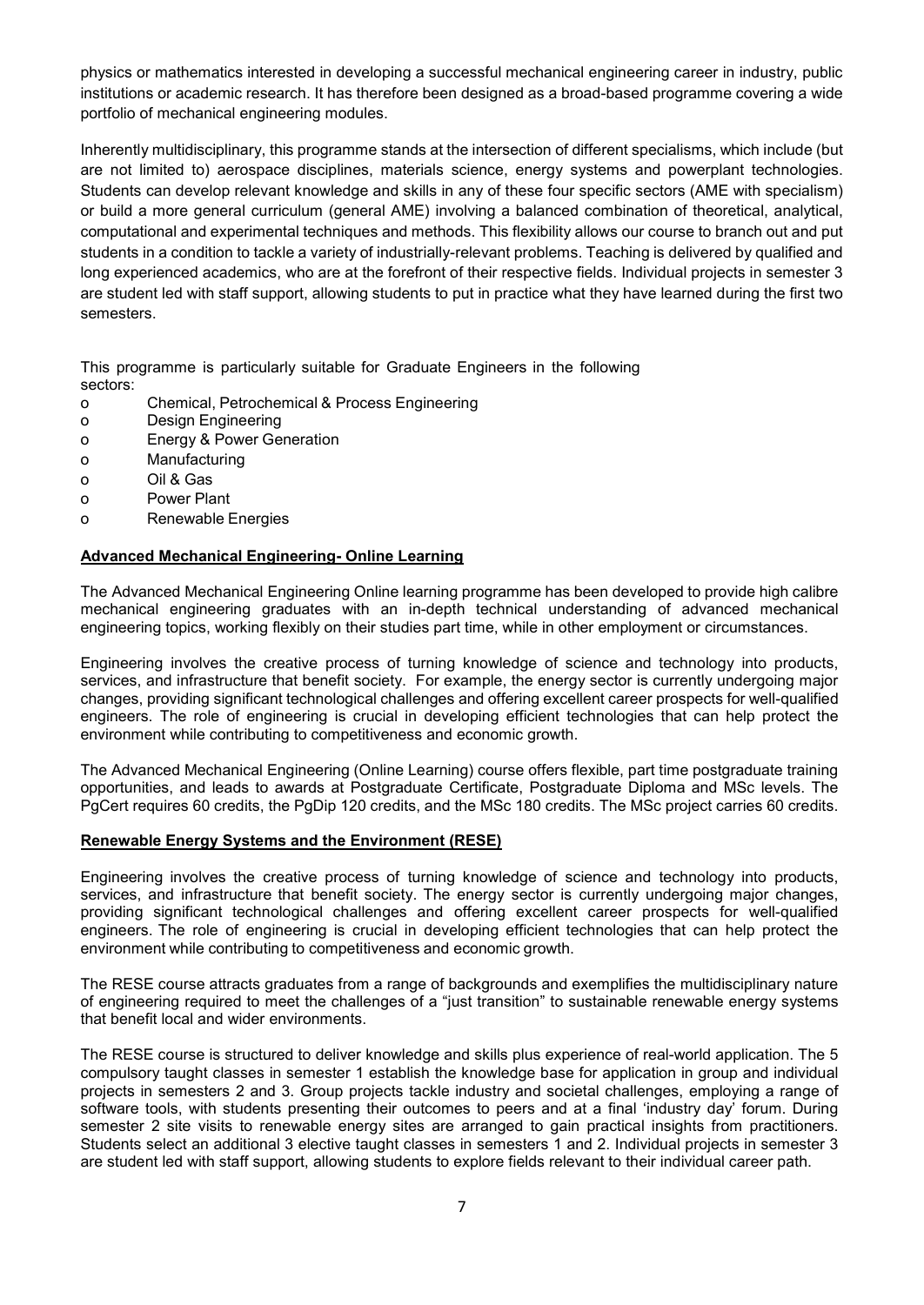physics or mathematics interested in developing a successful mechanical engineering career in industry, public institutions or academic research. It has therefore been designed as a broad-based programme covering a wide portfolio of mechanical engineering modules.

Inherently multidisciplinary, this programme stands at the intersection of different specialisms, which include (but are not limited to) aerospace disciplines, materials science, energy systems and powerplant technologies. Students can develop relevant knowledge and skills in any of these four specific sectors (AME with specialism) or build a more general curriculum (general AME) involving a balanced combination of theoretical, analytical, computational and experimental techniques and methods. This flexibility allows our course to branch out and put students in a condition to tackle a variety of industrially-relevant problems. Teaching is delivered by qualified and long experienced academics, who are at the forefront of their respective fields. Individual projects in semester 3 are student led with staff support, allowing students to put in practice what they have learned during the first two semesters.

This programme is particularly suitable for Graduate Engineers in the following sectors:

- Chemical, Petrochemical & Process Engineering
- Design Engineering
- Energy & Power Generation
- Manufacturing
- Oil & Gas
- Power Plant
- Renewable Energies

## Advanced Mechanical Engineering- Online Learning

The Advanced Mechanical Engineering Online learning programme has been developed to provide high calibre mechanical engineering graduates with an in-depth technical understanding of advanced mechanical engineering topics, working flexibly on their studies part time, while in other employment or circumstances.

Engineering involves the creative process of turning knowledge of science and technology into products, services, and infrastructure that benefit society. For example, the energy sector is currently undergoing major changes, providing significant technological challenges and offering excellent career prospects for well-qualified engineers. The role of engineering is crucial in developing efficient technologies that can help protect the environment while contributing to competitiveness and economic growth.

The Advanced Mechanical Engineering (Online Learning) course offers flexible, part time postgraduate training opportunities, and leads to awards at Postgraduate Certificate, Postgraduate Diploma and MSc levels. The PgCert requires 60 credits, the PgDip 120 credits, and the MSc 180 credits. The MSc project carries 60 credits.

## Renewable Energy Systems and the Environment (RESE)

Engineering involves the creative process of turning knowledge of science and technology into products, services, and infrastructure that benefit society. The energy sector is currently undergoing major changes, providing significant technological challenges and offering excellent career prospects for well-qualified engineers. The role of engineering is crucial in developing efficient technologies that can help protect the environment while contributing to competitiveness and economic growth.

The RESE course attracts graduates from a range of backgrounds and exemplifies the multidisciplinary nature of engineering required to meet the challenges of a "just transition" to sustainable renewable energy systems that benefit local and wider environments.

The RESE course is structured to deliver knowledge and skills plus experience of real-world application. The 5 compulsory taught classes in semester 1 establish the knowledge base for application in group and individual projects in semesters 2 and 3. Group projects tackle industry and societal challenges, employing a range of software tools, with students presenting their outcomes to peers and at a final 'industry day' forum. During semester 2 site visits to renewable energy sites are arranged to gain practical insights from practitioners. Students select an additional 3 elective taught classes in semesters 1 and 2. Individual projects in semester 3 are student led with staff support, allowing students to explore fields relevant to their individual career path.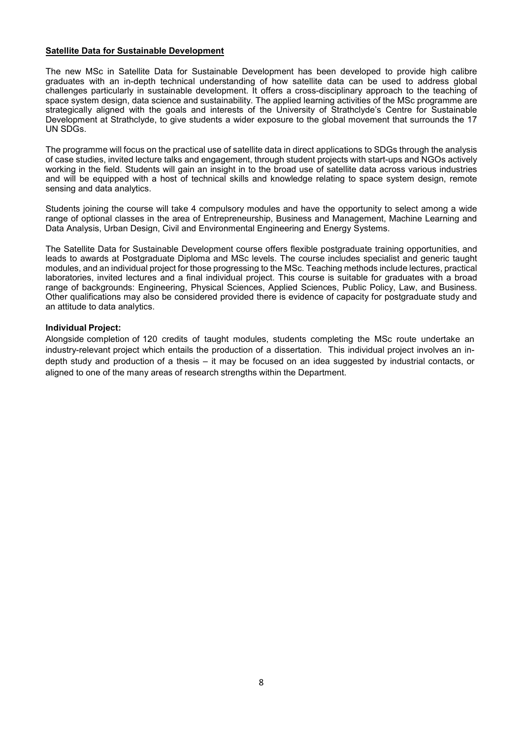## Satellite Data for Sustainable Development

The new MSc in Satellite Data for Sustainable Development has been developed to provide high calibre graduates with an in-depth technical understanding of how satellite data can be used to address global challenges particularly in sustainable development. It offers a cross-disciplinary approach to the teaching of space system design, data science and sustainability. The applied learning activities of the MSc programme are strategically aligned with the goals and interests of the University of Strathclyde's Centre for Sustainable Development at Strathclyde, to give students a wider exposure to the global movement that surrounds the 17 UN SDGs.

The programme will focus on the practical use of satellite data in direct applications to SDGs through the analysis of case studies, invited lecture talks and engagement, through student projects with start-ups and NGOs actively working in the field. Students will gain an insight in to the broad use of satellite data across various industries and will be equipped with a host of technical skills and knowledge relating to space system design, remote sensing and data analytics.

Students joining the course will take 4 compulsory modules and have the opportunity to select among a wide range of optional classes in the area of Entrepreneurship, Business and Management, Machine Learning and Data Analysis, Urban Design, Civil and Environmental Engineering and Energy Systems.

The Satellite Data for Sustainable Development course offers flexible postgraduate training opportunities, and leads to awards at Postgraduate Diploma and MSc levels. The course includes specialist and generic taught modules, and an individual project for those progressing to the MSc. Teaching methods include lectures, practical laboratories, invited lectures and a final individual project. This course is suitable for graduates with a broad range of backgrounds: Engineering, Physical Sciences, Applied Sciences, Public Policy, Law, and Business. Other qualifications may also be considered provided there is evidence of capacity for postgraduate study and an attitude to data analytics.

**Individual Project:**

Alongside completion of 120 credits of taught modules, students completing the MSc route undertake an industry-relevant project which entails the production of a dissertation. This individual project involves an in-depth study and production of a thesis – it may be focused on an idea suggested by industrial contacts, or aligned to one of the many areas of research strengths within the Department.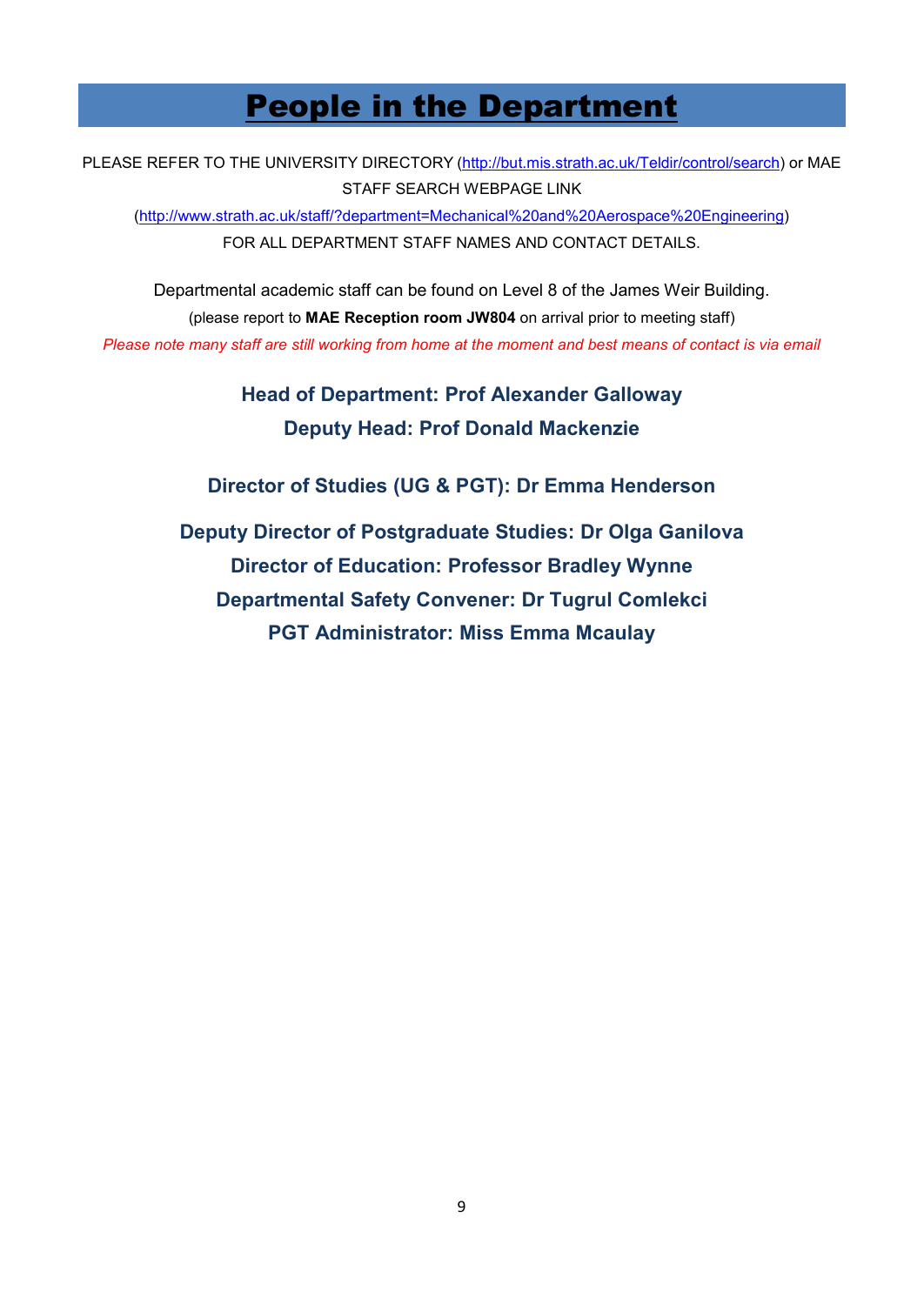# People in the Department

PLEASE REFER TO THE UNIVERSITY DIRECTORY (http://but.mis.strath.ac.uk/Teldir/control/search) or MAE STAFF SEARCH WEBPAGE LINK (http://www.strath.ac.uk/staff/?department=Mechanical%20and%20Aerospace%20Engineering) FOR ALL DEPARTMENT STAFF NAMES AND CONTACT DETAILS.

Departmental academic staff can be found on Level 8 of the James Weir Building.
(please report to **MAE Reception room JW804** on arrival prior to meeting staff)

*Please note many staff are still working from home at the moment and best means of contact is via email*

**Head of Department: Prof Alexander Galloway**
**Deputy Head: Prof Donald Mackenzie**

**Director of Studies (UG & PGT): Dr Emma Henderson**

**Deputy Director of Postgraduate Studies: Dr Olga Ganilova**
**Director of Education: Professor Bradley Wynne**
**Departmental Safety Convener: Dr Tugrul Comlekci**
**PGT Administrator: Miss Emma Mcaulay**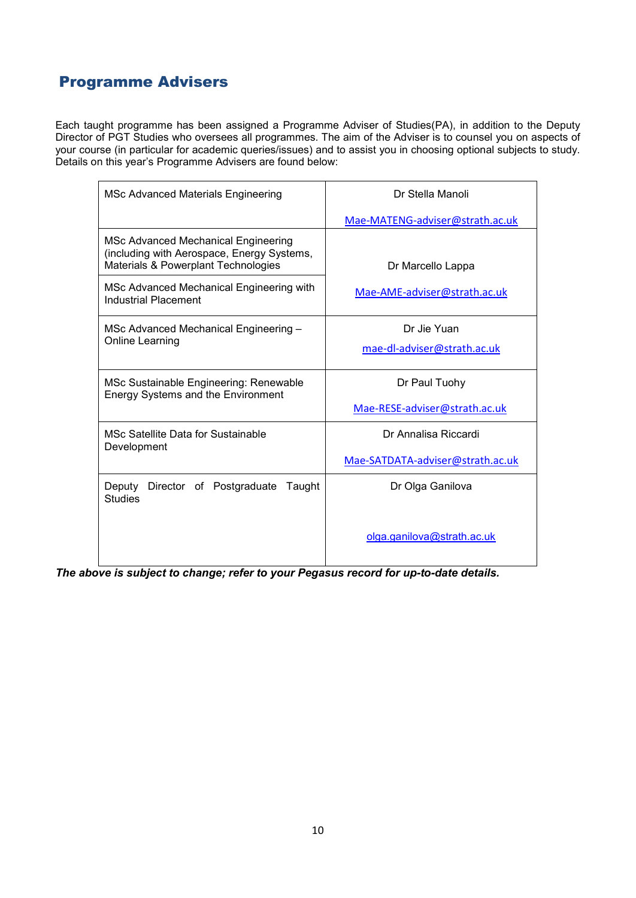## Programme Advisers

Each taught programme has been assigned a Programme Adviser of Studies(PA), in addition to the Deputy Director of PGT Studies who oversees all programmes. The aim of the Adviser is to counsel you on aspects of your course (in particular for academic queries/issues) and to assist you in choosing optional subjects to study. Details on this year's Programme Advisers are found below:

| Programme | Adviser |
|---|---|
| MSc Advanced Materials Engineering | Dr Stella Manoli<br>Mae-MATENG-adviser@strath.ac.uk |
| MSc Advanced Mechanical Engineering (including with Aerospace, Energy Systems, Materials & Powerplant Technologies | Dr Marcello Lappa<br>Mae-AME-adviser@strath.ac.uk |
| MSc Advanced Mechanical Engineering with Industrial Placement | |
| MSc Advanced Mechanical Engineering – Online Learning | Dr Jie Yuan<br>mae-dl-adviser@strath.ac.uk |
| MSc Sustainable Engineering: Renewable Energy Systems and the Environment | Dr Paul Tuohy<br>Mae-RESE-adviser@strath.ac.uk |
| MSc Satellite Data for Sustainable Development | Dr Annalisa Riccardi<br>Mae-SATDATA-adviser@strath.ac.uk |
| Deputy Director of Postgraduate Taught Studies | Dr Olga Ganilova<br>olga.ganilova@strath.ac.uk |

***The above is subject to change; refer to your Pegasus record for up-to-date details.***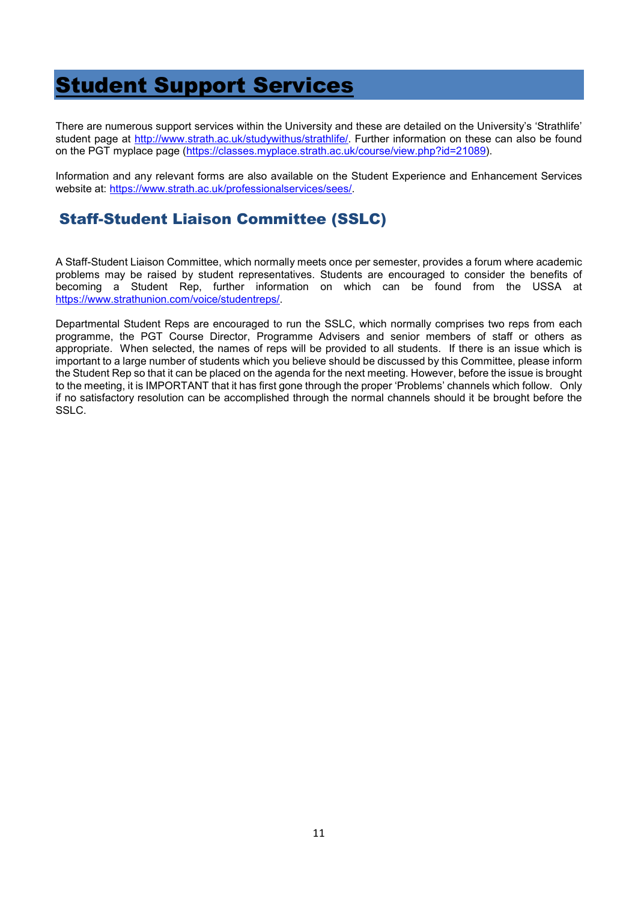# Student Support Services

There are numerous support services within the University and these are detailed on the University's 'Strathlife' student page at http://www.strath.ac.uk/studywithus/strathlife/. Further information on these can also be found on the PGT myplace page (https://classes.myplace.strath.ac.uk/course/view.php?id=21089).

Information and any relevant forms are also available on the Student Experience and Enhancement Services website at: https://www.strath.ac.uk/professionalservices/sees/.

## Staff-Student Liaison Committee (SSLC)

A Staff-Student Liaison Committee, which normally meets once per semester, provides a forum where academic problems may be raised by student representatives. Students are encouraged to consider the benefits of becoming a Student Rep, further information on which can be found from the USSA at https://www.strathunion.com/voice/studentreps/.

Departmental Student Reps are encouraged to run the SSLC, which normally comprises two reps from each programme, the PGT Course Director, Programme Advisers and senior members of staff or others as appropriate. When selected, the names of reps will be provided to all students. If there is an issue which is important to a large number of students which you believe should be discussed by this Committee, please inform the Student Rep so that it can be placed on the agenda for the next meeting. However, before the issue is brought to the meeting, it is IMPORTANT that it has first gone through the proper 'Problems' channels which follow. Only if no satisfactory resolution can be accomplished through the normal channels should it be brought before the SSLC.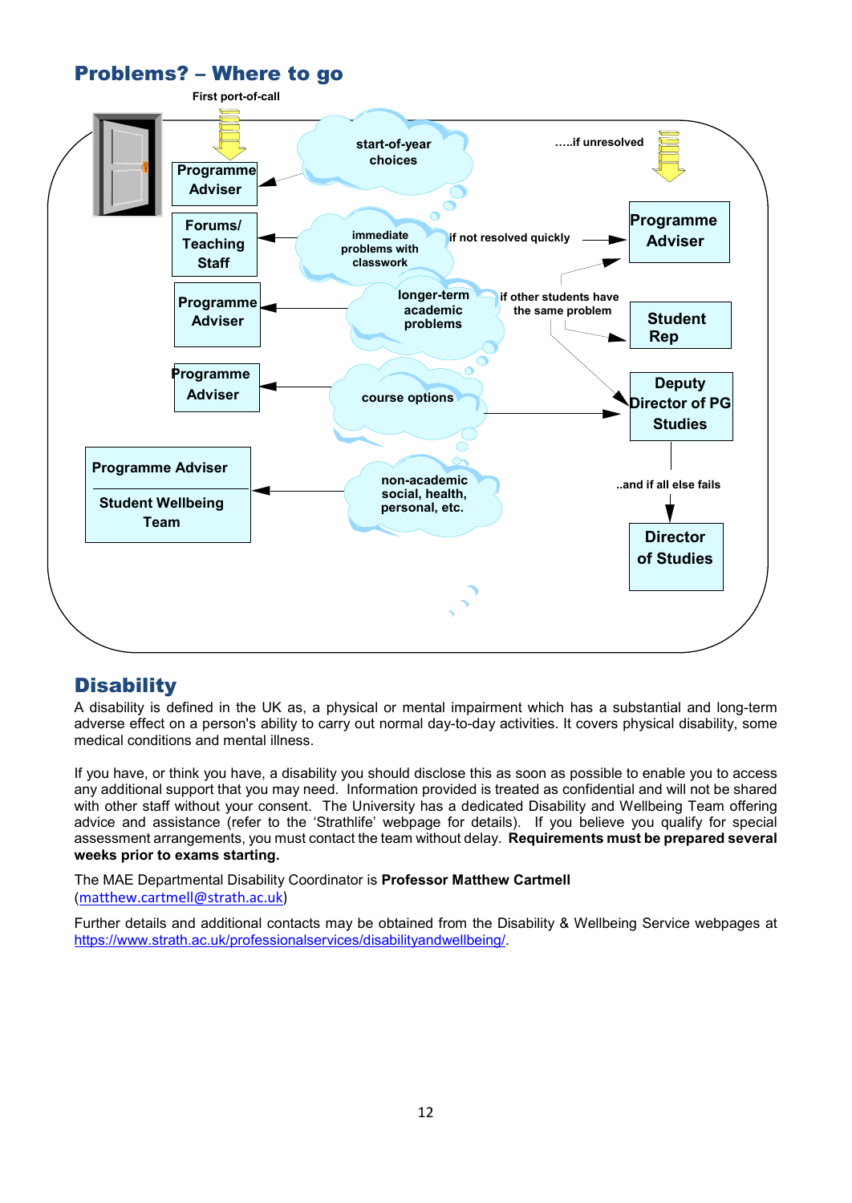## Problems? – Where to go

First port-of-call

| Issue | First port-of-call | If unresolved |
| --- | --- | --- |
| start-of-year choices | Programme Adviser | |
| immediate problems with classwork | Forums/ Teaching Staff | if not resolved quickly → Programme Adviser |
| longer-term academic problems | Programme Adviser | if other students have the same problem → Student Rep; → Deputy Director of PG Studies |
| course options | Programme Adviser | → Deputy Director of PG Studies |
| non-academic social, health, personal, etc. | Programme Adviser / Student Wellbeing Team | |

.....if unresolved

Deputy Director of PG Studies ..and if all else fails → Director of Studies

## Disability

A disability is defined in the UK as, a physical or mental impairment which has a substantial and long-term adverse effect on a person's ability to carry out normal day-to-day activities. It covers physical disability, some medical conditions and mental illness.

If you have, or think you have, a disability you should disclose this as soon as possible to enable you to access any additional support that you may need. Information provided is treated as confidential and will not be shared with other staff without your consent. The University has a dedicated Disability and Wellbeing Team offering advice and assistance (refer to the 'Strathlife' webpage for details). If you believe you qualify for special assessment arrangements, you must contact the team without delay. **Requirements must be prepared several weeks prior to exams starting.**

The MAE Departmental Disability Coordinator is **Professor Matthew Cartmell** (matthew.cartmell@strath.ac.uk)

Further details and additional contacts may be obtained from the Disability & Wellbeing Service webpages at https://www.strath.ac.uk/professionalservices/disabilityandwellbeing/.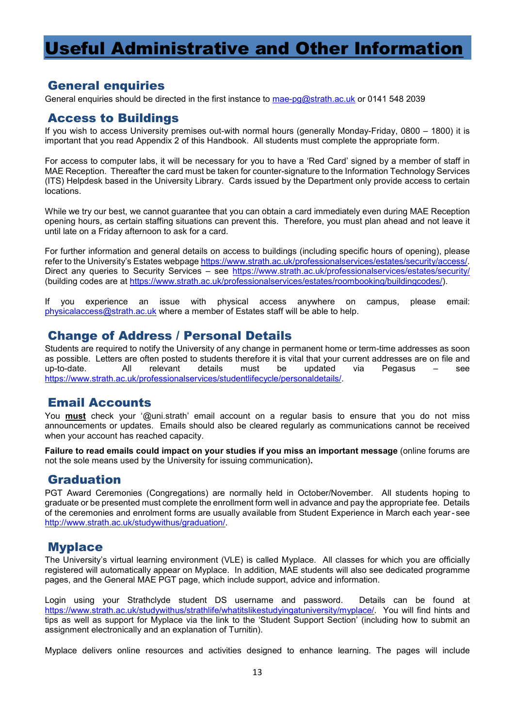# Useful Administrative and Other Information

## General enquiries

General enquiries should be directed in the first instance to mae-pg@strath.ac.uk or 0141 548 2039

## Access to Buildings

If you wish to access University premises out-with normal hours (generally Monday-Friday, 0800 – 1800) it is important that you read Appendix 2 of this Handbook. All students must complete the appropriate form.

For access to computer labs, it will be necessary for you to have a 'Red Card' signed by a member of staff in MAE Reception. Thereafter the card must be taken for counter-signature to the Information Technology Services (ITS) Helpdesk based in the University Library. Cards issued by the Department only provide access to certain locations.

While we try our best, we cannot guarantee that you can obtain a card immediately even during MAE Reception opening hours, as certain staffing situations can prevent this. Therefore, you must plan ahead and not leave it until late on a Friday afternoon to ask for a card.

For further information and general details on access to buildings (including specific hours of opening), please refer to the University's Estates webpage https://www.strath.ac.uk/professionalservices/estates/security/access/. Direct any queries to Security Services – see https://www.strath.ac.uk/professionalservices/estates/security/ (building codes are at https://www.strath.ac.uk/professionalservices/estates/roombooking/buildingcodes/).

If you experience an issue with physical access anywhere on campus, please email: physicalaccess@strath.ac.uk where a member of Estates staff will be able to help.

## Change of Address / Personal Details

Students are required to notify the University of any change in permanent home or term-time addresses as soon as possible. Letters are often posted to students therefore it is vital that your current addresses are on file and up-to-date. All relevant details must be updated via Pegasus – see https://www.strath.ac.uk/professionalservices/studentlifecycle/personaldetails/.

## Email Accounts

You **must** check your '@uni.strath' email account on a regular basis to ensure that you do not miss announcements or updates. Emails should also be cleared regularly as communications cannot be received when your account has reached capacity.

**Failure to read emails could impact on your studies if you miss an important message** (online forums are not the sole means used by the University for issuing communication)**.**

## Graduation

PGT Award Ceremonies (Congregations) are normally held in October/November. All students hoping to graduate or be presented must complete the enrollment form well in advance and pay the appropriate fee. Details of the ceremonies and enrolment forms are usually available from Student Experience in March each year - see http://www.strath.ac.uk/studywithus/graduation/.

## Myplace

The University's virtual learning environment (VLE) is called Myplace. All classes for which you are officially registered will automatically appear on Myplace. In addition, MAE students will also see dedicated programme pages, and the General MAE PGT page, which include support, advice and information.

Login using your Strathclyde student DS username and password. Details can be found at https://www.strath.ac.uk/studywithus/strathlife/whatitslikestudyingatuniversity/myplace/. You will find hints and tips as well as support for Myplace via the link to the 'Student Support Section' (including how to submit an assignment electronically and an explanation of Turnitin).

Myplace delivers online resources and activities designed to enhance learning. The pages will include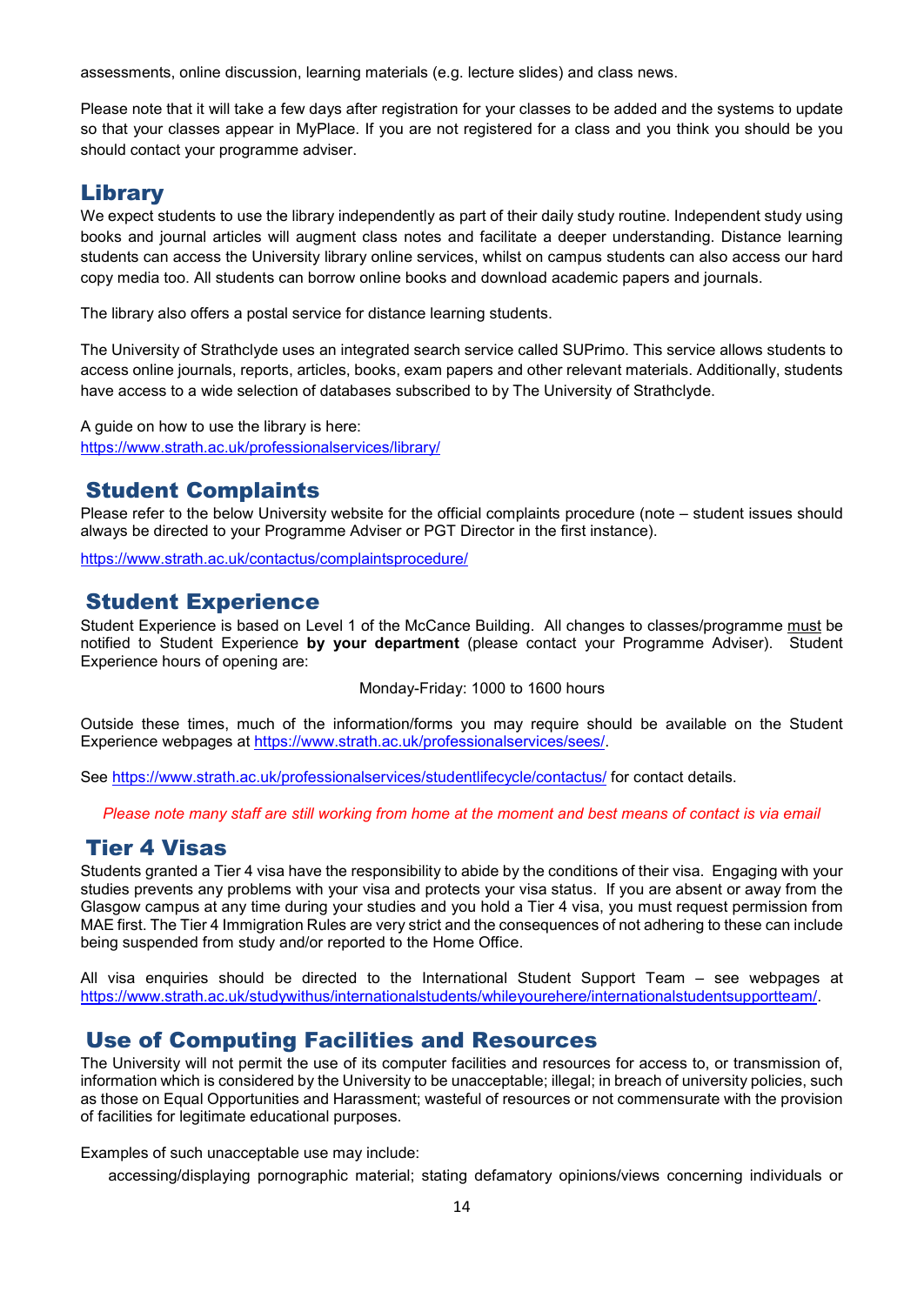assessments, online discussion, learning materials (e.g. lecture slides) and class news.

Please note that it will take a few days after registration for your classes to be added and the systems to update so that your classes appear in MyPlace. If you are not registered for a class and you think you should be you should contact your programme adviser.

## Library

We expect students to use the library independently as part of their daily study routine. Independent study using books and journal articles will augment class notes and facilitate a deeper understanding. Distance learning students can access the University library online services, whilst on campus students can also access our hard copy media too. All students can borrow online books and download academic papers and journals.

The library also offers a postal service for distance learning students.

The University of Strathclyde uses an integrated search service called SUPrimo. This service allows students to access online journals, reports, articles, books, exam papers and other relevant materials. Additionally, students have access to a wide selection of databases subscribed to by The University of Strathclyde.

A guide on how to use the library is here:
https://www.strath.ac.uk/professionalservices/library/

## Student Complaints

Please refer to the below University website for the official complaints procedure (note – student issues should always be directed to your Programme Adviser or PGT Director in the first instance).

https://www.strath.ac.uk/contactus/complaintsprocedure/

## Student Experience

Student Experience is based on Level 1 of the McCance Building. All changes to classes/programme must be notified to Student Experience **by your department** (please contact your Programme Adviser). Student Experience hours of opening are:

Monday-Friday: 1000 to 1600 hours

Outside these times, much of the information/forms you may require should be available on the Student Experience webpages at https://www.strath.ac.uk/professionalservices/sees/.

See https://www.strath.ac.uk/professionalservices/studentlifecycle/contactus/ for contact details.

*Please note many staff are still working from home at the moment and best means of contact is via email*

## Tier 4 Visas

Students granted a Tier 4 visa have the responsibility to abide by the conditions of their visa. Engaging with your studies prevents any problems with your visa and protects your visa status. If you are absent or away from the Glasgow campus at any time during your studies and you hold a Tier 4 visa, you must request permission from MAE first. The Tier 4 Immigration Rules are very strict and the consequences of not adhering to these can include being suspended from study and/or reported to the Home Office.

All visa enquiries should be directed to the International Student Support Team – see webpages at https://www.strath.ac.uk/studywithus/internationalstudents/whileyourehere/internationalstudentsupportteam/.

## Use of Computing Facilities and Resources

The University will not permit the use of its computer facilities and resources for access to, or transmission of, information which is considered by the University to be unacceptable; illegal; in breach of university policies, such as those on Equal Opportunities and Harassment; wasteful of resources or not commensurate with the provision of facilities for legitimate educational purposes.

Examples of such unacceptable use may include:

accessing/displaying pornographic material; stating defamatory opinions/views concerning individuals or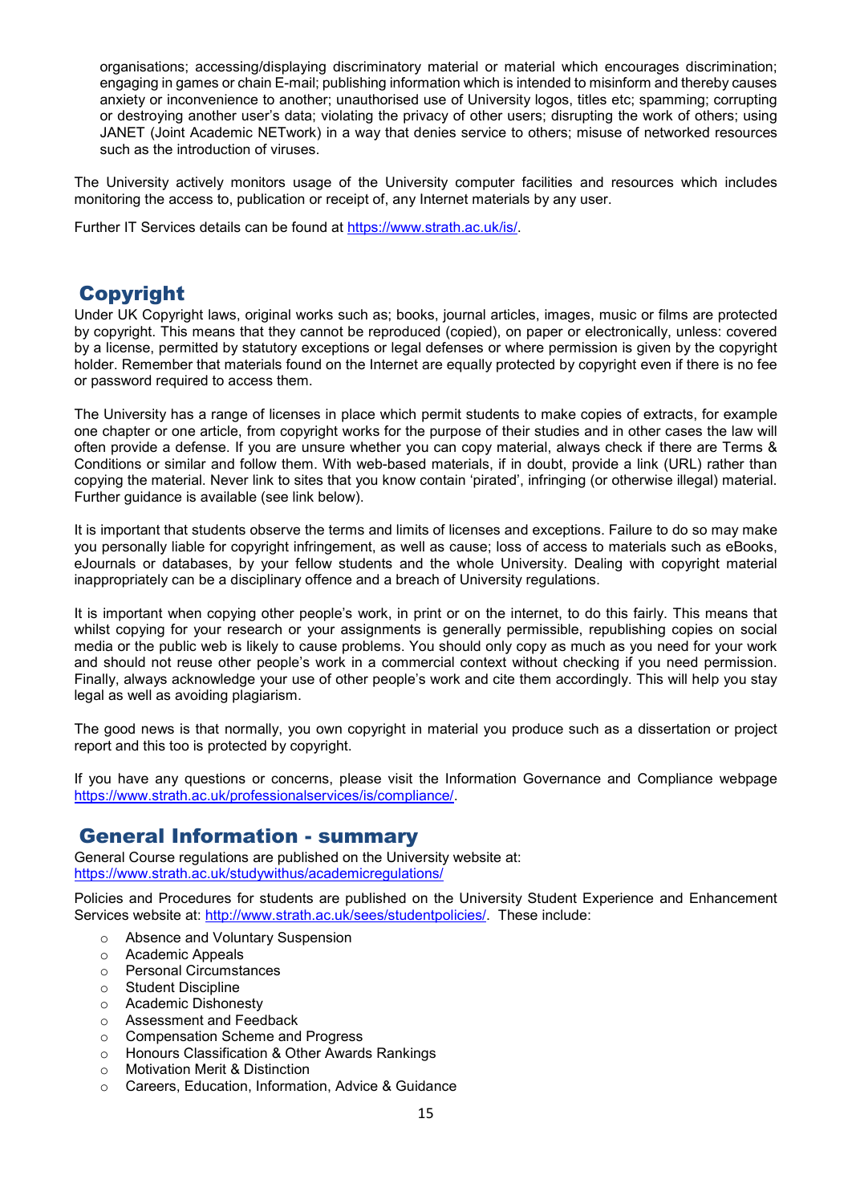organisations; accessing/displaying discriminatory material or material which encourages discrimination; engaging in games or chain E-mail; publishing information which is intended to misinform and thereby causes anxiety or inconvenience to another; unauthorised use of University logos, titles etc; spamming; corrupting or destroying another user's data; violating the privacy of other users; disrupting the work of others; using JANET (Joint Academic NETwork) in a way that denies service to others; misuse of networked resources such as the introduction of viruses.

The University actively monitors usage of the University computer facilities and resources which includes monitoring the access to, publication or receipt of, any Internet materials by any user.

Further IT Services details can be found at https://www.strath.ac.uk/is/.

## Copyright

Under UK Copyright laws, original works such as; books, journal articles, images, music or films are protected by copyright. This means that they cannot be reproduced (copied), on paper or electronically, unless: covered by a license, permitted by statutory exceptions or legal defenses or where permission is given by the copyright holder. Remember that materials found on the Internet are equally protected by copyright even if there is no fee or password required to access them.

The University has a range of licenses in place which permit students to make copies of extracts, for example one chapter or one article, from copyright works for the purpose of their studies and in other cases the law will often provide a defense. If you are unsure whether you can copy material, always check if there are Terms & Conditions or similar and follow them. With web-based materials, if in doubt, provide a link (URL) rather than copying the material. Never link to sites that you know contain 'pirated', infringing (or otherwise illegal) material. Further guidance is available (see link below).

It is important that students observe the terms and limits of licenses and exceptions. Failure to do so may make you personally liable for copyright infringement, as well as cause; loss of access to materials such as eBooks, eJournals or databases, by your fellow students and the whole University. Dealing with copyright material inappropriately can be a disciplinary offence and a breach of University regulations.

It is important when copying other people's work, in print or on the internet, to do this fairly. This means that whilst copying for your research or your assignments is generally permissible, republishing copies on social media or the public web is likely to cause problems. You should only copy as much as you need for your work and should not reuse other people's work in a commercial context without checking if you need permission. Finally, always acknowledge your use of other people's work and cite them accordingly. This will help you stay legal as well as avoiding plagiarism.

The good news is that normally, you own copyright in material you produce such as a dissertation or project report and this too is protected by copyright.

If you have any questions or concerns, please visit the Information Governance and Compliance webpage https://www.strath.ac.uk/professionalservices/is/compliance/.

## General Information - summary

General Course regulations are published on the University website at:
https://www.strath.ac.uk/studywithus/academicregulations/

Policies and Procedures for students are published on the University Student Experience and Enhancement Services website at: http://www.strath.ac.uk/sees/studentpolicies/. These include:

- Absence and Voluntary Suspension
- Academic Appeals
- Personal Circumstances
- Student Discipline
- Academic Dishonesty
- Assessment and Feedback
- Compensation Scheme and Progress
- Honours Classification & Other Awards Rankings
- Motivation Merit & Distinction
- Careers, Education, Information, Advice & Guidance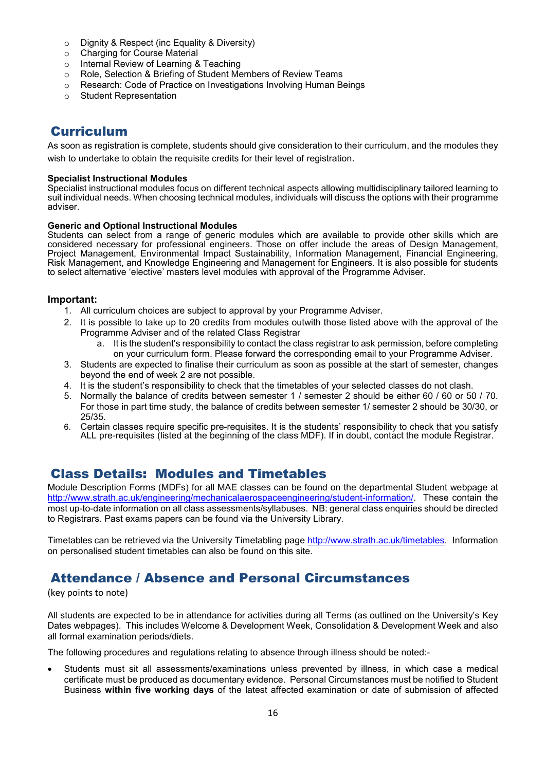- Dignity & Respect (inc Equality & Diversity)
- Charging for Course Material
- Internal Review of Learning & Teaching
- Role, Selection & Briefing of Student Members of Review Teams
- Research: Code of Practice on Investigations Involving Human Beings
- Student Representation

## Curriculum

As soon as registration is complete, students should give consideration to their curriculum, and the modules they wish to undertake to obtain the requisite credits for their level of registration.

**Specialist Instructional Modules**
Specialist instructional modules focus on different technical aspects allowing multidisciplinary tailored learning to suit individual needs. When choosing technical modules, individuals will discuss the options with their programme adviser.

**Generic and Optional Instructional Modules**
Students can select from a range of generic modules which are available to provide other skills which are considered necessary for professional engineers. Those on offer include the areas of Design Management, Project Management, Environmental Impact Sustainability, Information Management, Financial Engineering, Risk Management, and Knowledge Engineering and Management for Engineers. It is also possible for students to select alternative 'elective' masters level modules with approval of the Programme Adviser.

**Important:**

1. All curriculum choices are subject to approval by your Programme Adviser.
2. It is possible to take up to 20 credits from modules outwith those listed above with the approval of the Programme Adviser and of the related Class Registrar
   a. It is the student's responsibility to contact the class registrar to ask permission, before completing on your curriculum form. Please forward the corresponding email to your Programme Adviser.
3. Students are expected to finalise their curriculum as soon as possible at the start of semester, changes beyond the end of week 2 are not possible.
4. It is the student's responsibility to check that the timetables of your selected classes do not clash.
5. Normally the balance of credits between semester 1 / semester 2 should be either 60 / 60 or 50 / 70. For those in part time study, the balance of credits between semester 1/ semester 2 should be 30/30, or 25/35.
6. Certain classes require specific pre-requisites. It is the students' responsibility to check that you satisfy ALL pre-requisites (listed at the beginning of the class MDF). If in doubt, contact the module Registrar.

## Class Details: Modules and Timetables

Module Description Forms (MDFs) for all MAE classes can be found on the departmental Student webpage at http://www.strath.ac.uk/engineering/mechanicalaerospaceengineering/student-information/. These contain the most up-to-date information on all class assessments/syllabuses. NB: general class enquiries should be directed to Registrars. Past exams papers can be found via the University Library.

Timetables can be retrieved via the University Timetabling page http://www.strath.ac.uk/timetables. Information on personalised student timetables can also be found on this site.

## Attendance / Absence and Personal Circumstances

(key points to note)

All students are expected to be in attendance for activities during all Terms (as outlined on the University's Key Dates webpages). This includes Welcome & Development Week, Consolidation & Development Week and also all formal examination periods/diets.

The following procedures and regulations relating to absence through illness should be noted:-

- Students must sit all assessments/examinations unless prevented by illness, in which case a medical certificate must be produced as documentary evidence. Personal Circumstances must be notified to Student Business **within five working days** of the latest affected examination or date of submission of affected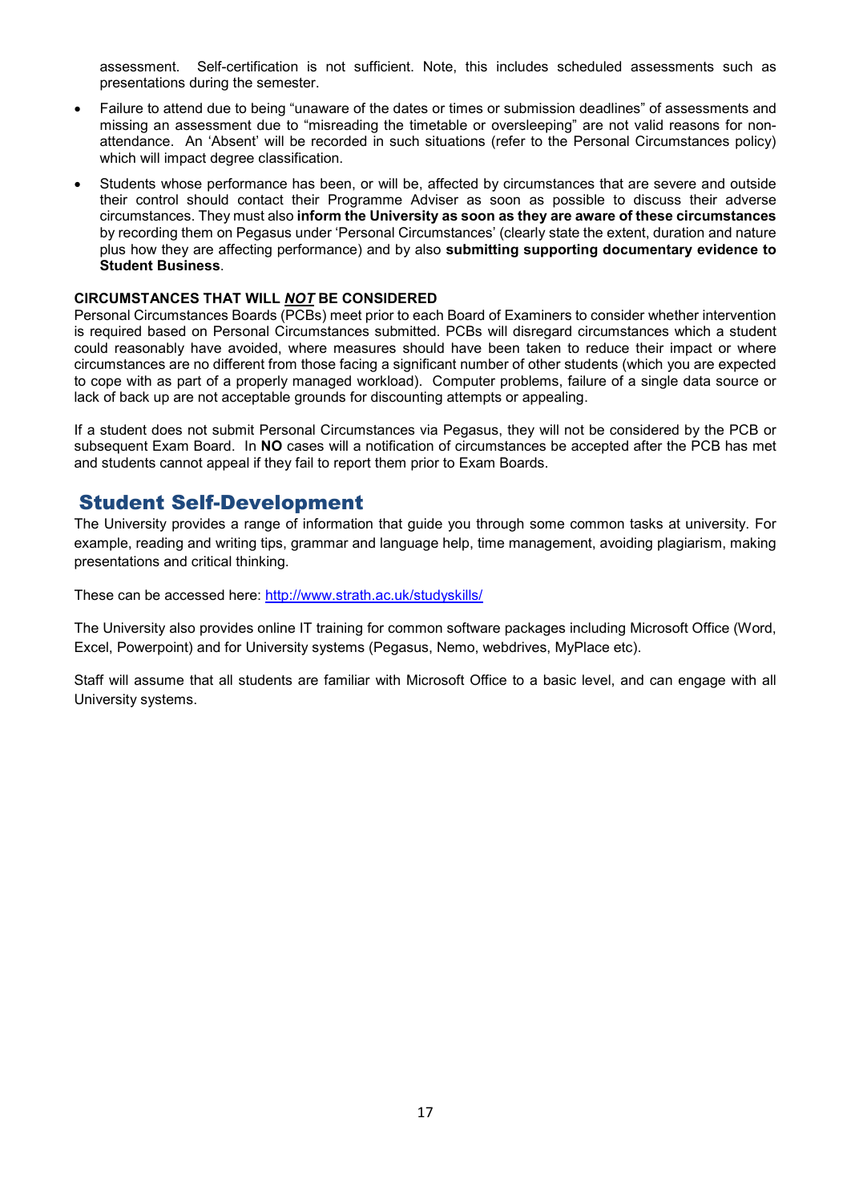assessment. Self-certification is not sufficient. Note, this includes scheduled assessments such as presentations during the semester.

- Failure to attend due to being "unaware of the dates or times or submission deadlines" of assessments and missing an assessment due to "misreading the timetable or oversleeping" are not valid reasons for non-attendance. An 'Absent' will be recorded in such situations (refer to the Personal Circumstances policy) which will impact degree classification.
- Students whose performance has been, or will be, affected by circumstances that are severe and outside their control should contact their Programme Adviser as soon as possible to discuss their adverse circumstances. They must also **inform the University as soon as they are aware of these circumstances** by recording them on Pegasus under 'Personal Circumstances' (clearly state the extent, duration and nature plus how they are affecting performance) and by also **submitting supporting documentary evidence to Student Business**.

**CIRCUMSTANCES THAT WILL _NOT_ BE CONSIDERED**

Personal Circumstances Boards (PCBs) meet prior to each Board of Examiners to consider whether intervention is required based on Personal Circumstances submitted. PCBs will disregard circumstances which a student could reasonably have avoided, where measures should have been taken to reduce their impact or where circumstances are no different from those facing a significant number of other students (which you are expected to cope with as part of a properly managed workload). Computer problems, failure of a single data source or lack of back up are not acceptable grounds for discounting attempts or appealing.

If a student does not submit Personal Circumstances via Pegasus, they will not be considered by the PCB or subsequent Exam Board. In **NO** cases will a notification of circumstances be accepted after the PCB has met and students cannot appeal if they fail to report them prior to Exam Boards.

## Student Self-Development

The University provides a range of information that guide you through some common tasks at university. For example, reading and writing tips, grammar and language help, time management, avoiding plagiarism, making presentations and critical thinking.

These can be accessed here: http://www.strath.ac.uk/studyskills/

The University also provides online IT training for common software packages including Microsoft Office (Word, Excel, Powerpoint) and for University systems (Pegasus, Nemo, webdrives, MyPlace etc).

Staff will assume that all students are familiar with Microsoft Office to a basic level, and can engage with all University systems.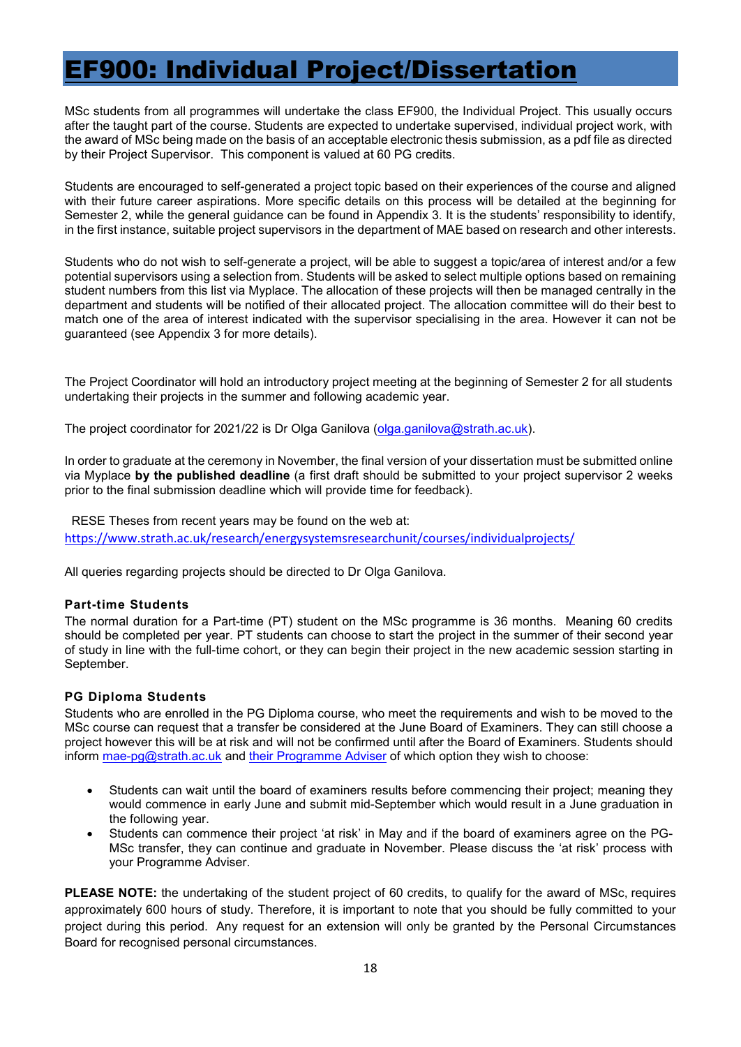# EF900: Individual Project/Dissertation

MSc students from all programmes will undertake the class EF900, the Individual Project. This usually occurs after the taught part of the course. Students are expected to undertake supervised, individual project work, with the award of MSc being made on the basis of an acceptable electronic thesis submission, as a pdf file as directed by their Project Supervisor. This component is valued at 60 PG credits.

Students are encouraged to self-generated a project topic based on their experiences of the course and aligned with their future career aspirations. More specific details on this process will be detailed at the beginning for Semester 2, while the general guidance can be found in Appendix 3. It is the students' responsibility to identify, in the first instance, suitable project supervisors in the department of MAE based on research and other interests.

Students who do not wish to self-generate a project, will be able to suggest a topic/area of interest and/or a few potential supervisors using a selection from. Students will be asked to select multiple options based on remaining student numbers from this list via Myplace. The allocation of these projects will then be managed centrally in the department and students will be notified of their allocated project. The allocation committee will do their best to match one of the area of interest indicated with the supervisor specialising in the area. However it can not be guaranteed (see Appendix 3 for more details).

The Project Coordinator will hold an introductory project meeting at the beginning of Semester 2 for all students undertaking their projects in the summer and following academic year.

The project coordinator for 2021/22 is Dr Olga Ganilova (olga.ganilova@strath.ac.uk).

In order to graduate at the ceremony in November, the final version of your dissertation must be submitted online via Myplace **by the published deadline** (a first draft should be submitted to your project supervisor 2 weeks prior to the final submission deadline which will provide time for feedback).

RESE Theses from recent years may be found on the web at:
https://www.strath.ac.uk/research/energysystemsresearchunit/courses/individualprojects/

All queries regarding projects should be directed to Dr Olga Ganilova.

### Part-time Students

The normal duration for a Part-time (PT) student on the MSc programme is 36 months. Meaning 60 credits should be completed per year. PT students can choose to start the project in the summer of their second year of study in line with the full-time cohort, or they can begin their project in the new academic session starting in September.

### PG Diploma Students

Students who are enrolled in the PG Diploma course, who meet the requirements and wish to be moved to the MSc course can request that a transfer be considered at the June Board of Examiners. They can still choose a project however this will be at risk and will not be confirmed until after the Board of Examiners. Students should inform mae-pg@strath.ac.uk and their Programme Adviser of which option they wish to choose:

- Students can wait until the board of examiners results before commencing their project; meaning they would commence in early June and submit mid-September which would result in a June graduation in the following year.
- Students can commence their project 'at risk' in May and if the board of examiners agree on the PG-MSc transfer, they can continue and graduate in November. Please discuss the 'at risk' process with your Programme Adviser.

**PLEASE NOTE:** the undertaking of the student project of 60 credits, to qualify for the award of MSc, requires approximately 600 hours of study. Therefore, it is important to note that you should be fully committed to your project during this period. Any request for an extension will only be granted by the Personal Circumstances Board for recognised personal circumstances.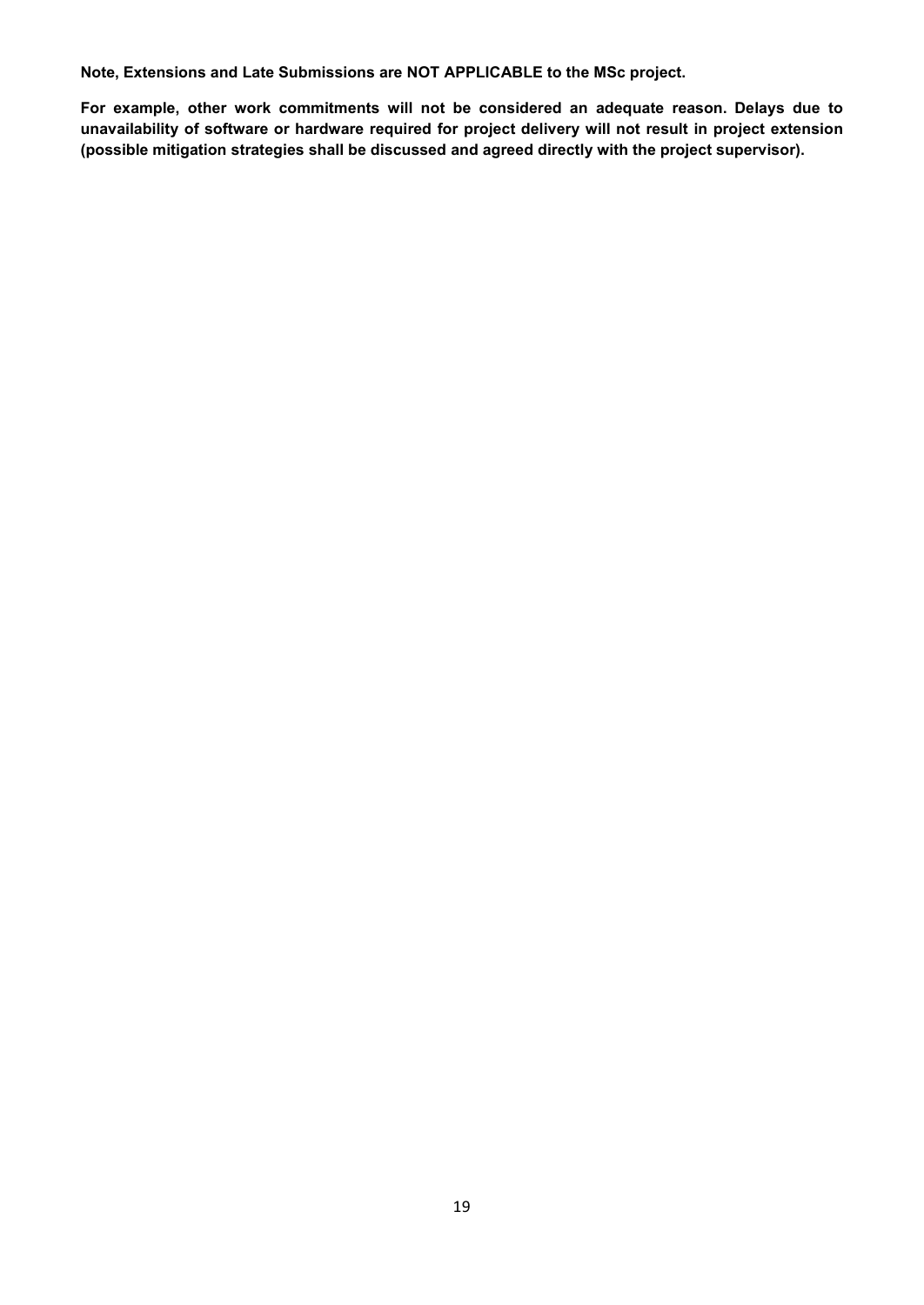**Note, Extensions and Late Submissions are NOT APPLICABLE to the MSc project.**

**For example, other work commitments will not be considered an adequate reason. Delays due to unavailability of software or hardware required for project delivery will not result in project extension (possible mitigation strategies shall be discussed and agreed directly with the project supervisor).**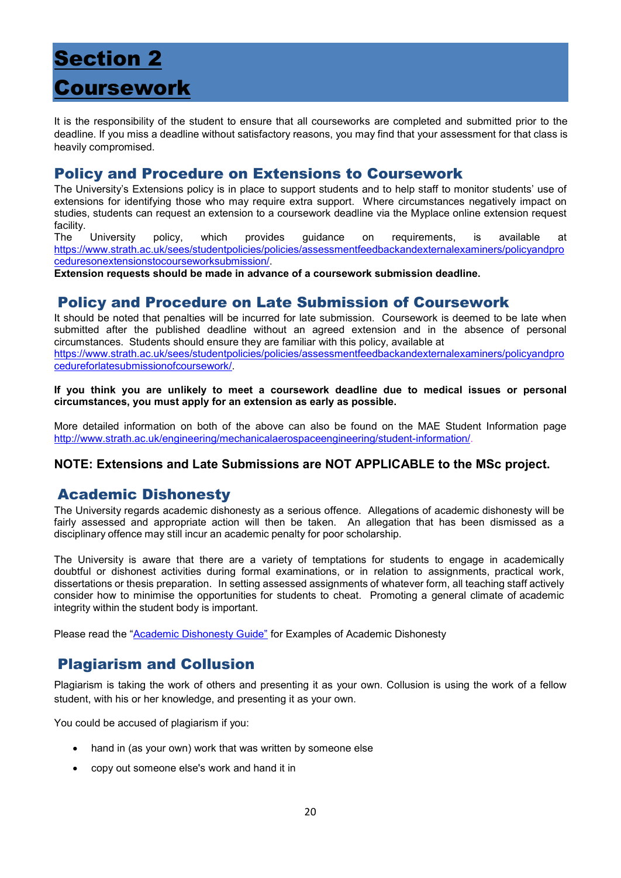# Section 2 Coursework

It is the responsibility of the student to ensure that all courseworks are completed and submitted prior to the deadline. If you miss a deadline without satisfactory reasons, you may find that your assessment for that class is heavily compromised.

## Policy and Procedure on Extensions to Coursework

The University's Extensions policy is in place to support students and to help staff to monitor students' use of extensions for identifying those who may require extra support. Where circumstances negatively impact on studies, students can request an extension to a coursework deadline via the Myplace online extension request facility.

The University policy, which provides guidance on requirements, is available at [https://www.strath.ac.uk/sees/studentpolicies/policies/assessmentfeedbackandexternalexaminers/policyandproceduresonextensionstocourseworksubmission/](https://www.strath.ac.uk/sees/studentpolicies/policies/assessmentfeedbackandexternalexaminers/policyandproceduresonextensionstocourseworksubmission/).

**Extension requests should be made in advance of a coursework submission deadline.**

## Policy and Procedure on Late Submission of Coursework

It should be noted that penalties will be incurred for late submission. Coursework is deemed to be late when submitted after the published deadline without an agreed extension and in the absence of personal circumstances. Students should ensure they are familiar with this policy, available at [https://www.strath.ac.uk/sees/studentpolicies/policies/assessmentfeedbackandexternalexaminers/policyandprocedureforlatesubmissionofcoursework/](https://www.strath.ac.uk/sees/studentpolicies/policies/assessmentfeedbackandexternalexaminers/policyandprocedureforlatesubmissionofcoursework/).

**If you think you are unlikely to meet a coursework deadline due to medical issues or personal circumstances, you must apply for an extension as early as possible.**

More detailed information on both of the above can also be found on the MAE Student Information page [http://www.strath.ac.uk/engineering/mechanicalaerospaceengineering/student-information/](http://www.strath.ac.uk/engineering/mechanicalaerospaceengineering/student-information/).

**NOTE: Extensions and Late Submissions are NOT APPLICABLE to the MSc project.**

## Academic Dishonesty

The University regards academic dishonesty as a serious offence. Allegations of academic dishonesty will be fairly assessed and appropriate action will then be taken. An allegation that has been dismissed as a disciplinary offence may still incur an academic penalty for poor scholarship.

The University is aware that there are a variety of temptations for students to engage in academically doubtful or dishonest activities during formal examinations, or in relation to assignments, practical work, dissertations or thesis preparation. In setting assessed assignments of whatever form, all teaching staff actively consider how to minimise the opportunities for students to cheat. Promoting a general climate of academic integrity within the student body is important.

Please read the "Academic Dishonesty Guide" for Examples of Academic Dishonesty

## Plagiarism and Collusion

Plagiarism is taking the work of others and presenting it as your own. Collusion is using the work of a fellow student, with his or her knowledge, and presenting it as your own.

You could be accused of plagiarism if you:

- hand in (as your own) work that was written by someone else
- copy out someone else's work and hand it in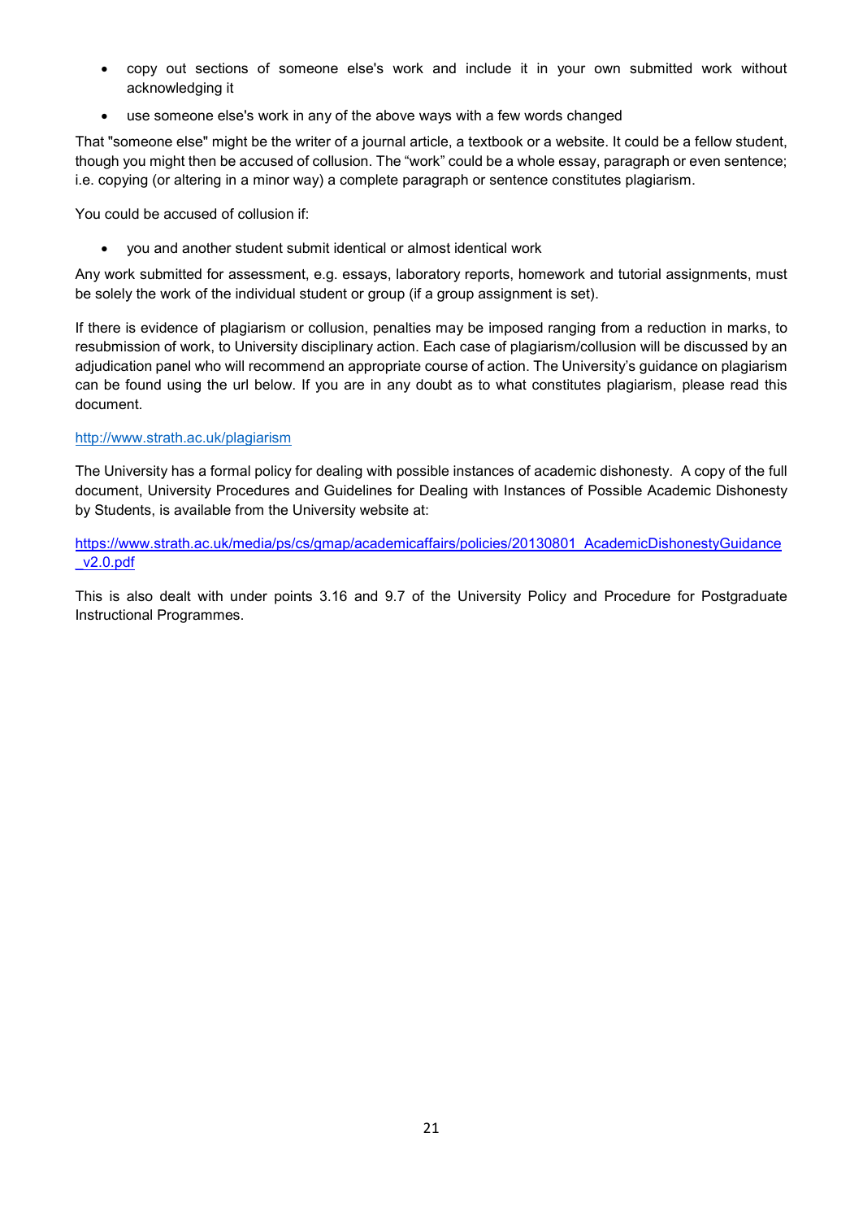- copy out sections of someone else's work and include it in your own submitted work without acknowledging it
- use someone else's work in any of the above ways with a few words changed

That "someone else" might be the writer of a journal article, a textbook or a website. It could be a fellow student, though you might then be accused of collusion. The "work" could be a whole essay, paragraph or even sentence; i.e. copying (or altering in a minor way) a complete paragraph or sentence constitutes plagiarism.

You could be accused of collusion if:

- you and another student submit identical or almost identical work

Any work submitted for assessment, e.g. essays, laboratory reports, homework and tutorial assignments, must be solely the work of the individual student or group (if a group assignment is set).

If there is evidence of plagiarism or collusion, penalties may be imposed ranging from a reduction in marks, to resubmission of work, to University disciplinary action. Each case of plagiarism/collusion will be discussed by an adjudication panel who will recommend an appropriate course of action. The University's guidance on plagiarism can be found using the url below. If you are in any doubt as to what constitutes plagiarism, please read this document.

http://www.strath.ac.uk/plagiarism

The University has a formal policy for dealing with possible instances of academic dishonesty. A copy of the full document, University Procedures and Guidelines for Dealing with Instances of Possible Academic Dishonesty by Students, is available from the University website at:

https://www.strath.ac.uk/media/ps/cs/gmap/academicaffairs/policies/20130801_AcademicDishonestyGuidance_v2.0.pdf

This is also dealt with under points 3.16 and 9.7 of the University Policy and Procedure for Postgraduate Instructional Programmes.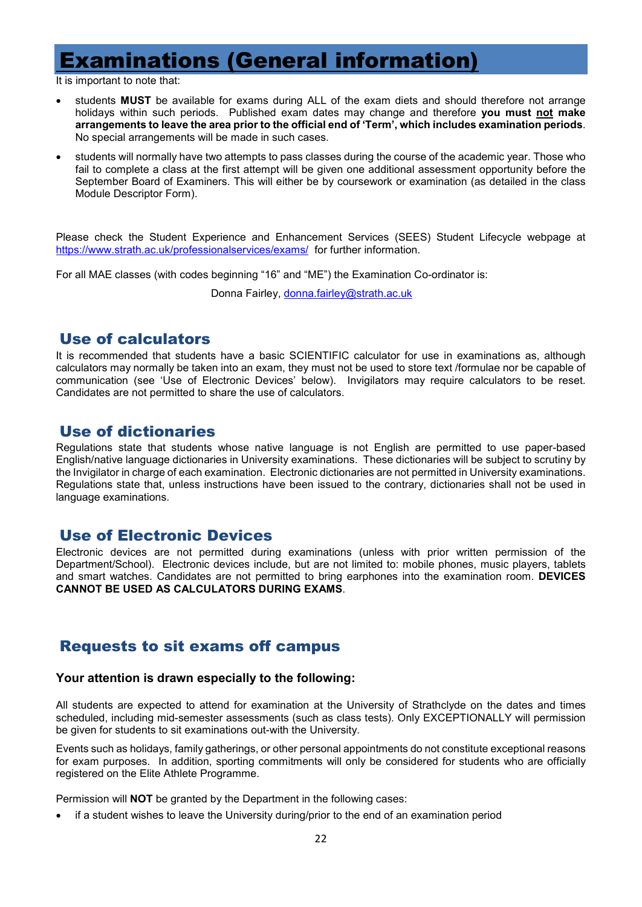# Examinations (General information)

It is important to note that:

- students **MUST** be available for exams during ALL of the exam diets and should therefore not arrange holidays within such periods. Published exam dates may change and therefore **you must not make arrangements to leave the area prior to the official end of 'Term', which includes examination periods**. No special arrangements will be made in such cases.
- students will normally have two attempts to pass classes during the course of the academic year. Those who fail to complete a class at the first attempt will be given one additional assessment opportunity before the September Board of Examiners. This will either be by coursework or examination (as detailed in the class Module Descriptor Form).

Please check the Student Experience and Enhancement Services (SEES) Student Lifecycle webpage at https://www.strath.ac.uk/professionalservices/exams/ for further information.

For all MAE classes (with codes beginning "16" and "ME") the Examination Co-ordinator is:

Donna Fairley, donna.fairley@strath.ac.uk

## Use of calculators

It is recommended that students have a basic SCIENTIFIC calculator for use in examinations as, although calculators may normally be taken into an exam, they must not be used to store text /formulae nor be capable of communication (see 'Use of Electronic Devices' below). Invigilators may require calculators to be reset. Candidates are not permitted to share the use of calculators.

## Use of dictionaries

Regulations state that students whose native language is not English are permitted to use paper-based English/native language dictionaries in University examinations. These dictionaries will be subject to scrutiny by the Invigilator in charge of each examination. Electronic dictionaries are not permitted in University examinations. Regulations state that, unless instructions have been issued to the contrary, dictionaries shall not be used in language examinations.

## Use of Electronic Devices

Electronic devices are not permitted during examinations (unless with prior written permission of the Department/School). Electronic devices include, but are not limited to: mobile phones, music players, tablets and smart watches. Candidates are not permitted to bring earphones into the examination room. **DEVICES CANNOT BE USED AS CALCULATORS DURING EXAMS**.

## Requests to sit exams off campus

### Your attention is drawn especially to the following:

All students are expected to attend for examination at the University of Strathclyde on the dates and times scheduled, including mid-semester assessments (such as class tests). Only EXCEPTIONALLY will permission be given for students to sit examinations out-with the University.

Events such as holidays, family gatherings, or other personal appointments do not constitute exceptional reasons for exam purposes. In addition, sporting commitments will only be considered for students who are officially registered on the Elite Athlete Programme.

Permission will **NOT** be granted by the Department in the following cases:

- if a student wishes to leave the University during/prior to the end of an examination period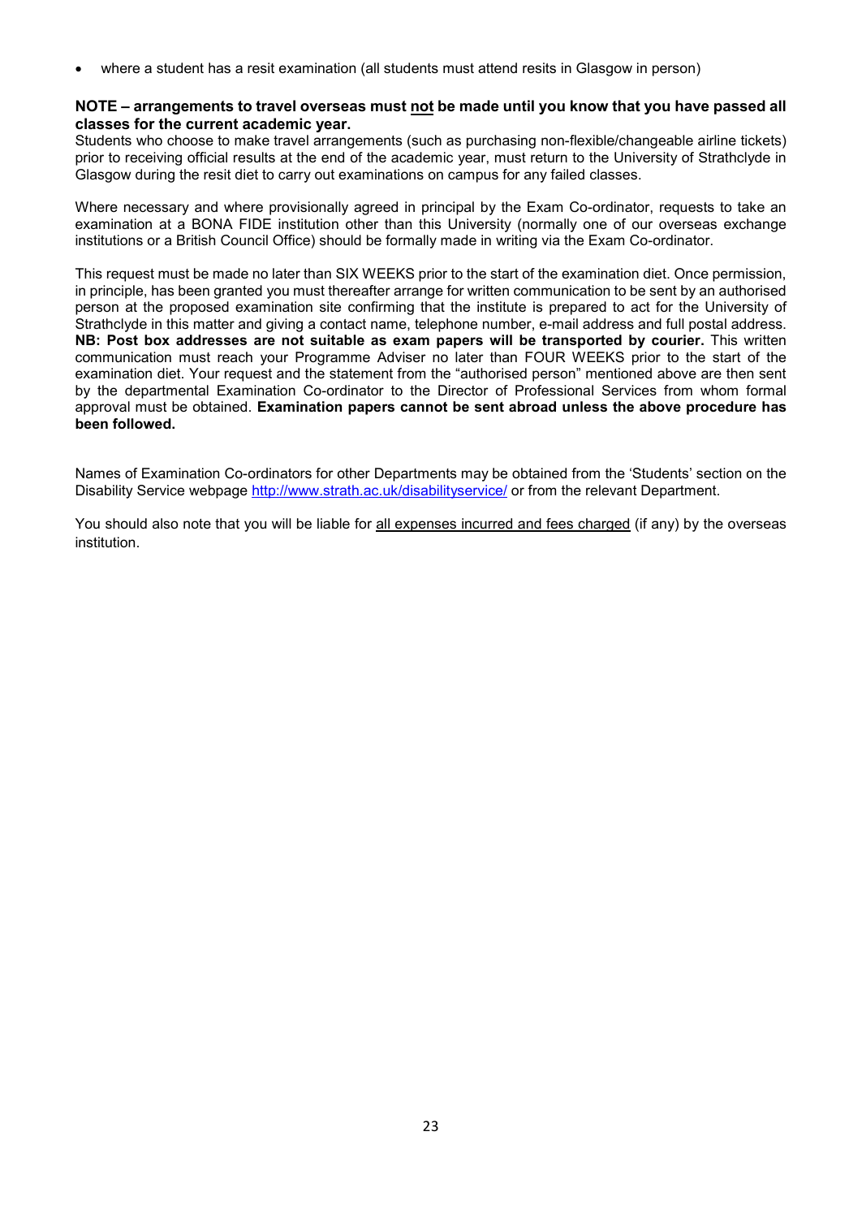- where a student has a resit examination (all students must attend resits in Glasgow in person)

**NOTE – arrangements to travel overseas must not be made until you know that you have passed all classes for the current academic year.**

Students who choose to make travel arrangements (such as purchasing non-flexible/changeable airline tickets) prior to receiving official results at the end of the academic year, must return to the University of Strathclyde in Glasgow during the resit diet to carry out examinations on campus for any failed classes.

Where necessary and where provisionally agreed in principal by the Exam Co-ordinator, requests to take an examination at a BONA FIDE institution other than this University (normally one of our overseas exchange institutions or a British Council Office) should be formally made in writing via the Exam Co-ordinator.

This request must be made no later than SIX WEEKS prior to the start of the examination diet. Once permission, in principle, has been granted you must thereafter arrange for written communication to be sent by an authorised person at the proposed examination site confirming that the institute is prepared to act for the University of Strathclyde in this matter and giving a contact name, telephone number, e-mail address and full postal address. **NB: Post box addresses are not suitable as exam papers will be transported by courier.** This written communication must reach your Programme Adviser no later than FOUR WEEKS prior to the start of the examination diet. Your request and the statement from the "authorised person" mentioned above are then sent by the departmental Examination Co-ordinator to the Director of Professional Services from whom formal approval must be obtained. **Examination papers cannot be sent abroad unless the above procedure has been followed.**

Names of Examination Co-ordinators for other Departments may be obtained from the 'Students' section on the Disability Service webpage http://www.strath.ac.uk/disabilityservice/ or from the relevant Department.

You should also note that you will be liable for all expenses incurred and fees charged (if any) by the overseas institution.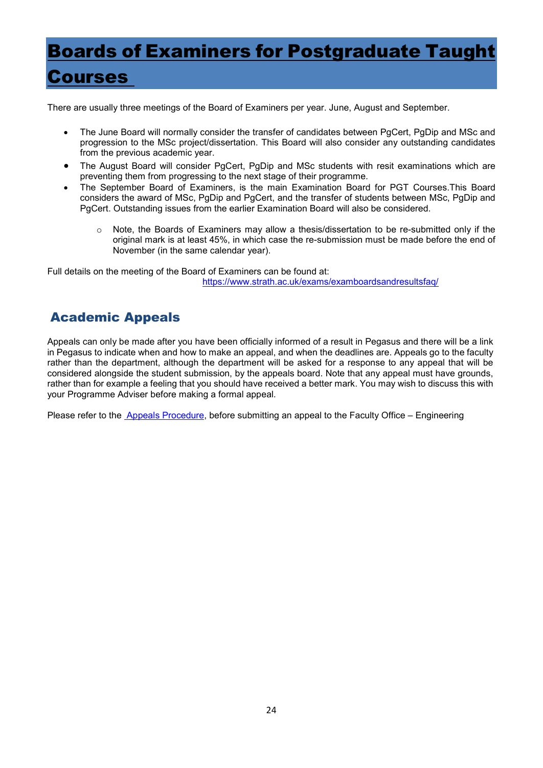# Boards of Examiners for Postgraduate Taught Courses

There are usually three meetings of the Board of Examiners per year. June, August and September.

- The June Board will normally consider the transfer of candidates between PgCert, PgDip and MSc and progression to the MSc project/dissertation. This Board will also consider any outstanding candidates from the previous academic year.
- The August Board will consider PgCert, PgDip and MSc students with resit examinations which are preventing them from progressing to the next stage of their programme.
- The September Board of Examiners, is the main Examination Board for PGT Courses.This Board considers the award of MSc, PgDip and PgCert, and the transfer of students between MSc, PgDip and PgCert. Outstanding issues from the earlier Examination Board will also be considered.
    - Note, the Boards of Examiners may allow a thesis/dissertation to be re-submitted only if the original mark is at least 45%, in which case the re-submission must be made before the end of November (in the same calendar year).

Full details on the meeting of the Board of Examiners can be found at: https://www.strath.ac.uk/exams/examboardsandresultsfaq/

## Academic Appeals

Appeals can only be made after you have been officially informed of a result in Pegasus and there will be a link in Pegasus to indicate when and how to make an appeal, and when the deadlines are. Appeals go to the faculty rather than the department, although the department will be asked for a response to any appeal that will be considered alongside the student submission, by the appeals board. Note that any appeal must have grounds, rather than for example a feeling that you should have received a better mark. You may wish to discuss this with your Programme Adviser before making a formal appeal.

Please refer to the Appeals Procedure, before submitting an appeal to the Faculty Office – Engineering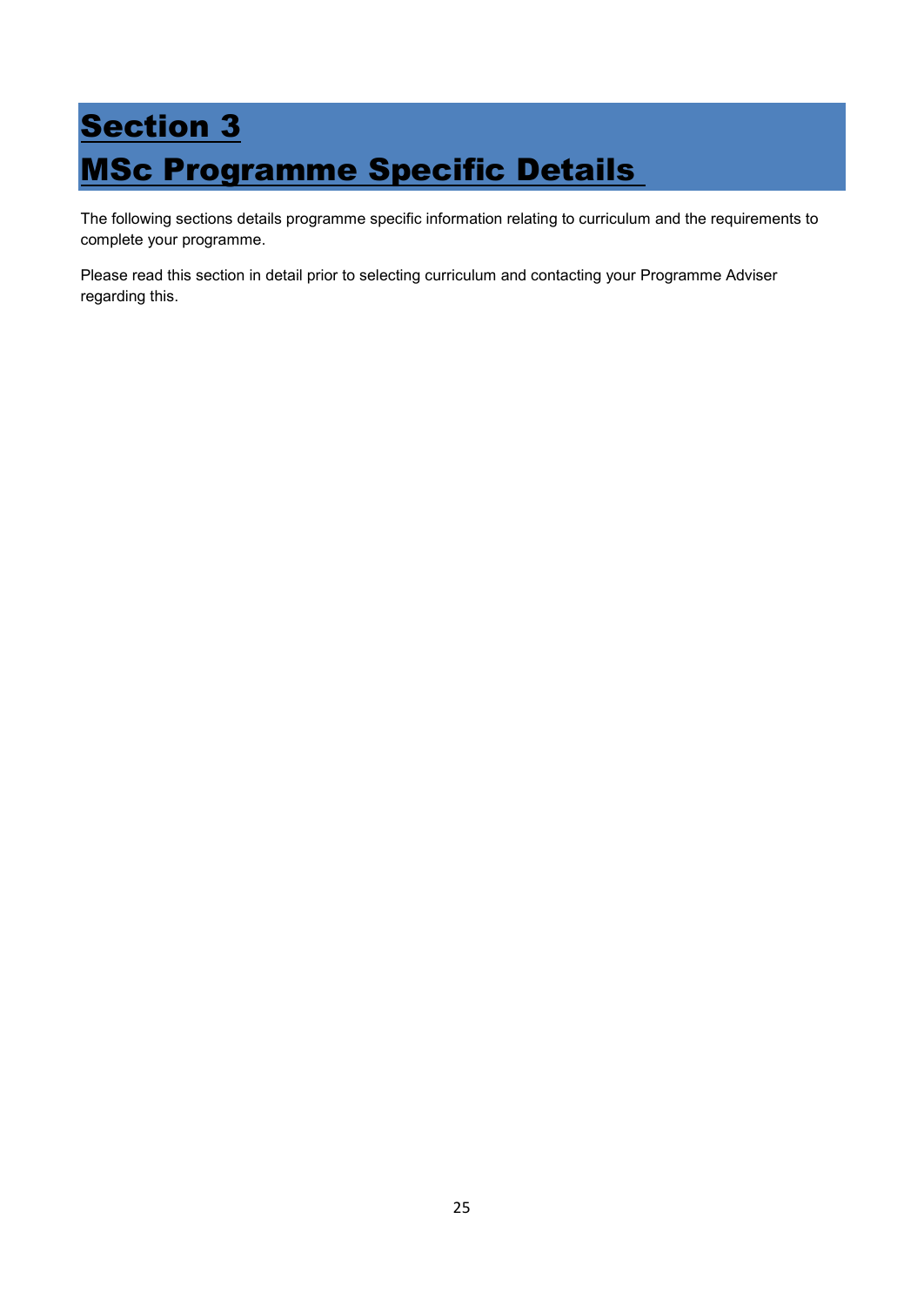# Section 3
# MSc Programme Specific Details

The following sections details programme specific information relating to curriculum and the requirements to complete your programme.

Please read this section in detail prior to selecting curriculum and contacting your Programme Adviser regarding this.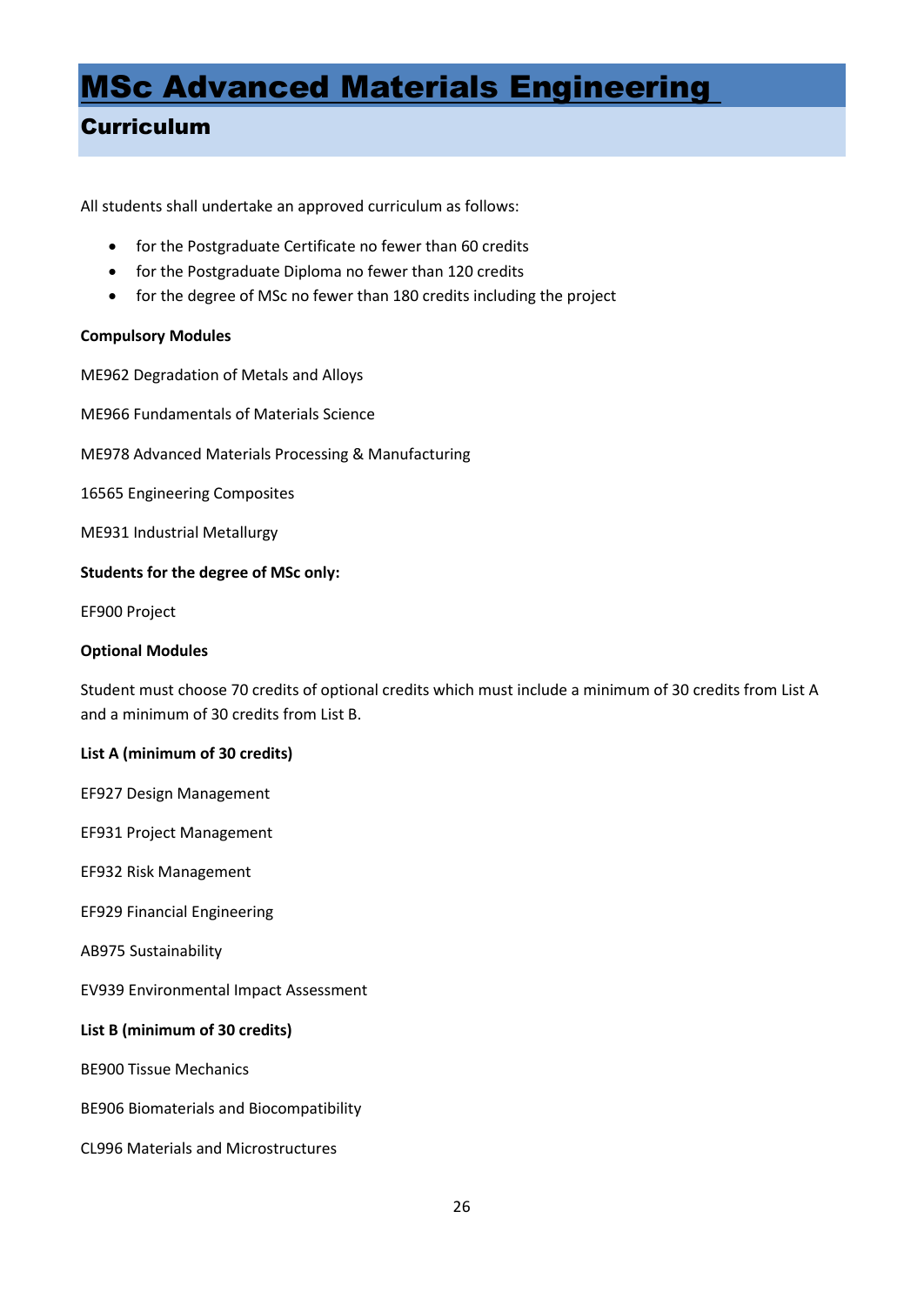# MSc Advanced Materials Engineering

## Curriculum

All students shall undertake an approved curriculum as follows:

- for the Postgraduate Certificate no fewer than 60 credits
- for the Postgraduate Diploma no fewer than 120 credits
- for the degree of MSc no fewer than 180 credits including the project

**Compulsory Modules**

ME962 Degradation of Metals and Alloys

ME966 Fundamentals of Materials Science

ME978 Advanced Materials Processing & Manufacturing

16565 Engineering Composites

ME931 Industrial Metallurgy

**Students for the degree of MSc only:**

EF900 Project

**Optional Modules**

Student must choose 70 credits of optional credits which must include a minimum of 30 credits from List A and a minimum of 30 credits from List B.

**List A (minimum of 30 credits)**

EF927 Design Management

EF931 Project Management

EF932 Risk Management

EF929 Financial Engineering

AB975 Sustainability

EV939 Environmental Impact Assessment

**List B (minimum of 30 credits)**

BE900 Tissue Mechanics

BE906 Biomaterials and Biocompatibility

CL996 Materials and Microstructures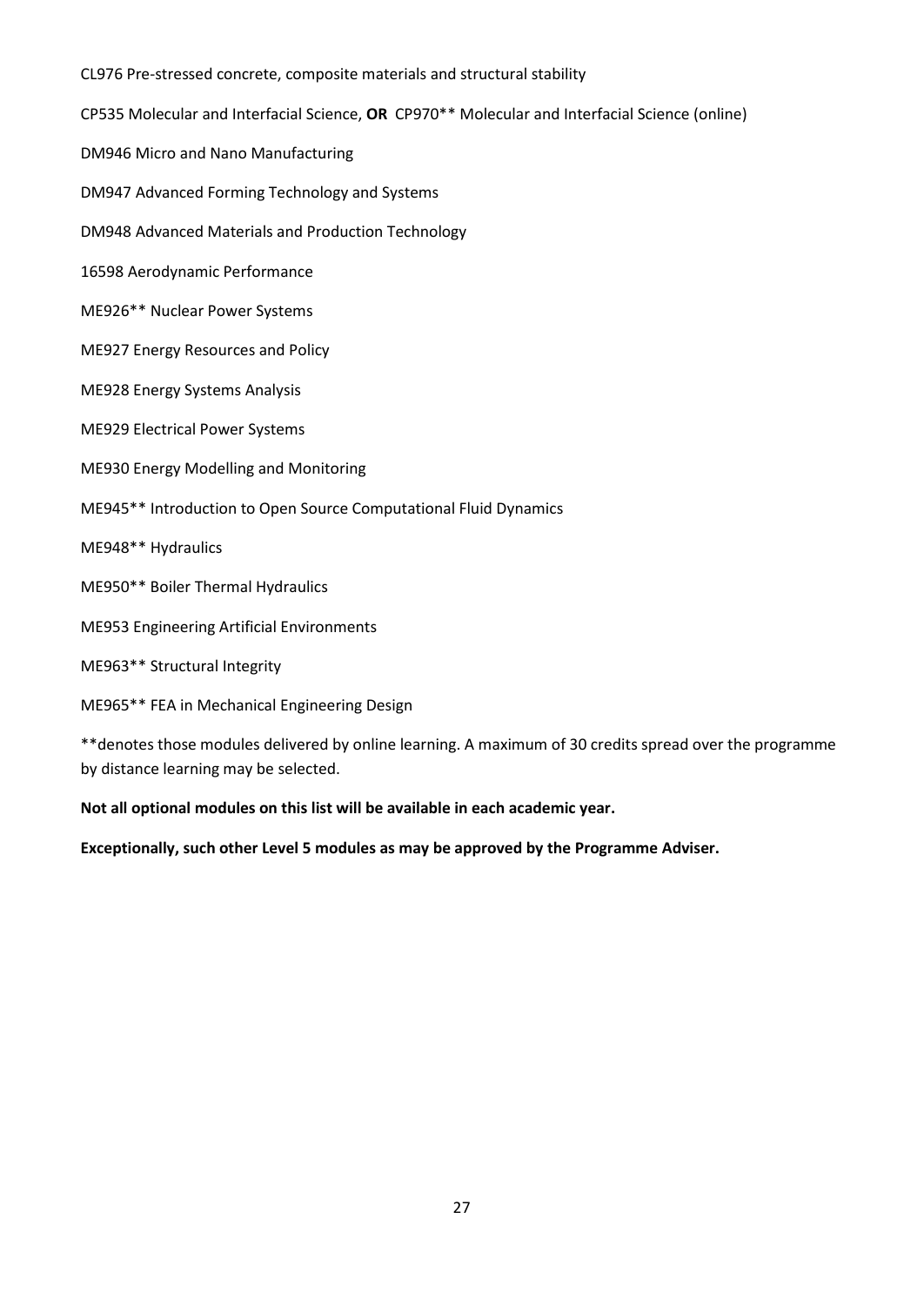CL976 Pre-stressed concrete, composite materials and structural stability

CP535 Molecular and Interfacial Science, **OR** CP970** Molecular and Interfacial Science (online)

DM946 Micro and Nano Manufacturing

DM947 Advanced Forming Technology and Systems

DM948 Advanced Materials and Production Technology

16598 Aerodynamic Performance

ME926** Nuclear Power Systems

ME927 Energy Resources and Policy

ME928 Energy Systems Analysis

ME929 Electrical Power Systems

ME930 Energy Modelling and Monitoring

ME945** Introduction to Open Source Computational Fluid Dynamics

ME948** Hydraulics

ME950** Boiler Thermal Hydraulics

ME953 Engineering Artificial Environments

ME963** Structural Integrity

ME965** FEA in Mechanical Engineering Design

**denotes those modules delivered by online learning. A maximum of 30 credits spread over the programme by distance learning may be selected.

**Not all optional modules on this list will be available in each academic year.**

**Exceptionally, such other Level 5 modules as may be approved by the Programme Adviser.**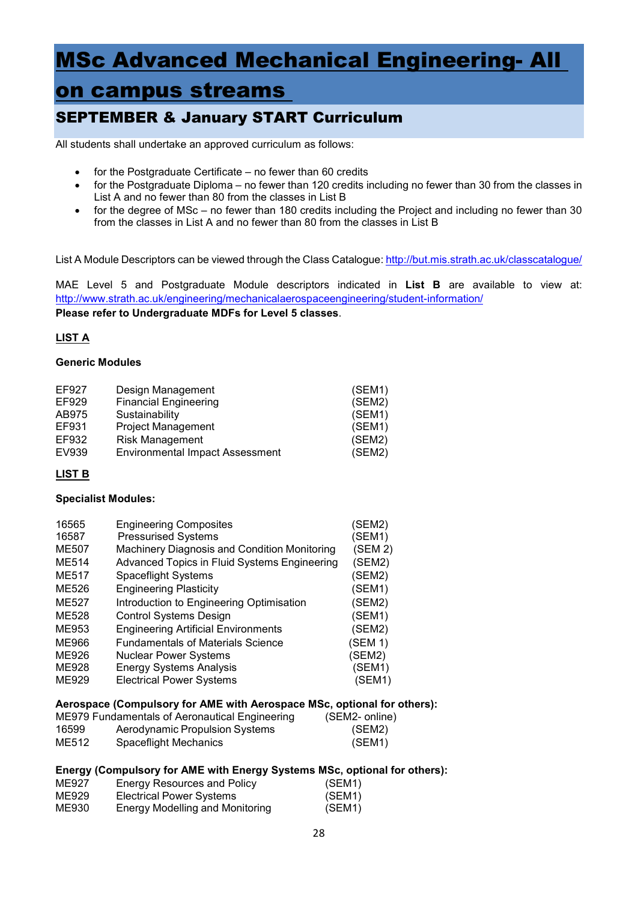# MSc Advanced Mechanical Engineering- All on campus streams

## SEPTEMBER & January START Curriculum

All students shall undertake an approved curriculum as follows:

- for the Postgraduate Certificate – no fewer than 60 credits
- for the Postgraduate Diploma – no fewer than 120 credits including no fewer than 30 from the classes in List A and no fewer than 80 from the classes in List B
- for the degree of MSc – no fewer than 180 credits including the Project and including no fewer than 30 from the classes in List A and no fewer than 80 from the classes in List B

List A Module Descriptors can be viewed through the Class Catalogue: http://but.mis.strath.ac.uk/classcatalogue/

MAE Level 5 and Postgraduate Module descriptors indicated in **List B** are available to view at: http://www.strath.ac.uk/engineering/mechanicalaerospaceengineering/student-information/
**Please refer to Undergraduate MDFs for Level 5 classes**.

**LIST A**

**Generic Modules**

| | | |
|---|---|---|
| EF927 | Design Management | (SEM1) |
| EF929 | Financial Engineering | (SEM2) |
| AB975 | Sustainability | (SEM1) |
| EF931 | Project Management | (SEM1) |
| EF932 | Risk Management | (SEM2) |
| EV939 | Environmental Impact Assessment | (SEM2) |

**LIST B**

**Specialist Modules:**

| | | |
|---|---|---|
| 16565 | Engineering Composites | (SEM2) |
| 16587 | Pressurised Systems | (SEM1) |
| ME507 | Machinery Diagnosis and Condition Monitoring | (SEM 2) |
| ME514 | Advanced Topics in Fluid Systems Engineering | (SEM2) |
| ME517 | Spaceflight Systems | (SEM2) |
| ME526 | Engineering Plasticity | (SEM1) |
| ME527 | Introduction to Engineering Optimisation | (SEM2) |
| ME528 | Control Systems Design | (SEM1) |
| ME953 | Engineering Artificial Environments | (SEM2) |
| ME966 | Fundamentals of Materials Science | (SEM 1) |
| ME926 | Nuclear Power Systems | (SEM2) |
| ME928 | Energy Systems Analysis | (SEM1) |
| ME929 | Electrical Power Systems | (SEM1) |

**Aerospace (Compulsory for AME with Aerospace MSc, optional for others):**

| | | |
|---|---|---|
| ME979 | Fundamentals of Aeronautical Engineering | (SEM2- online) |
| 16599 | Aerodynamic Propulsion Systems | (SEM2) |
| ME512 | Spaceflight Mechanics | (SEM1) |

**Energy (Compulsory for AME with Energy Systems MSc, optional for others):**

| | | |
|---|---|---|
| ME927 | Energy Resources and Policy | (SEM1) |
| ME929 | Electrical Power Systems | (SEM1) |
| ME930 | Energy Modelling and Monitoring | (SEM1) |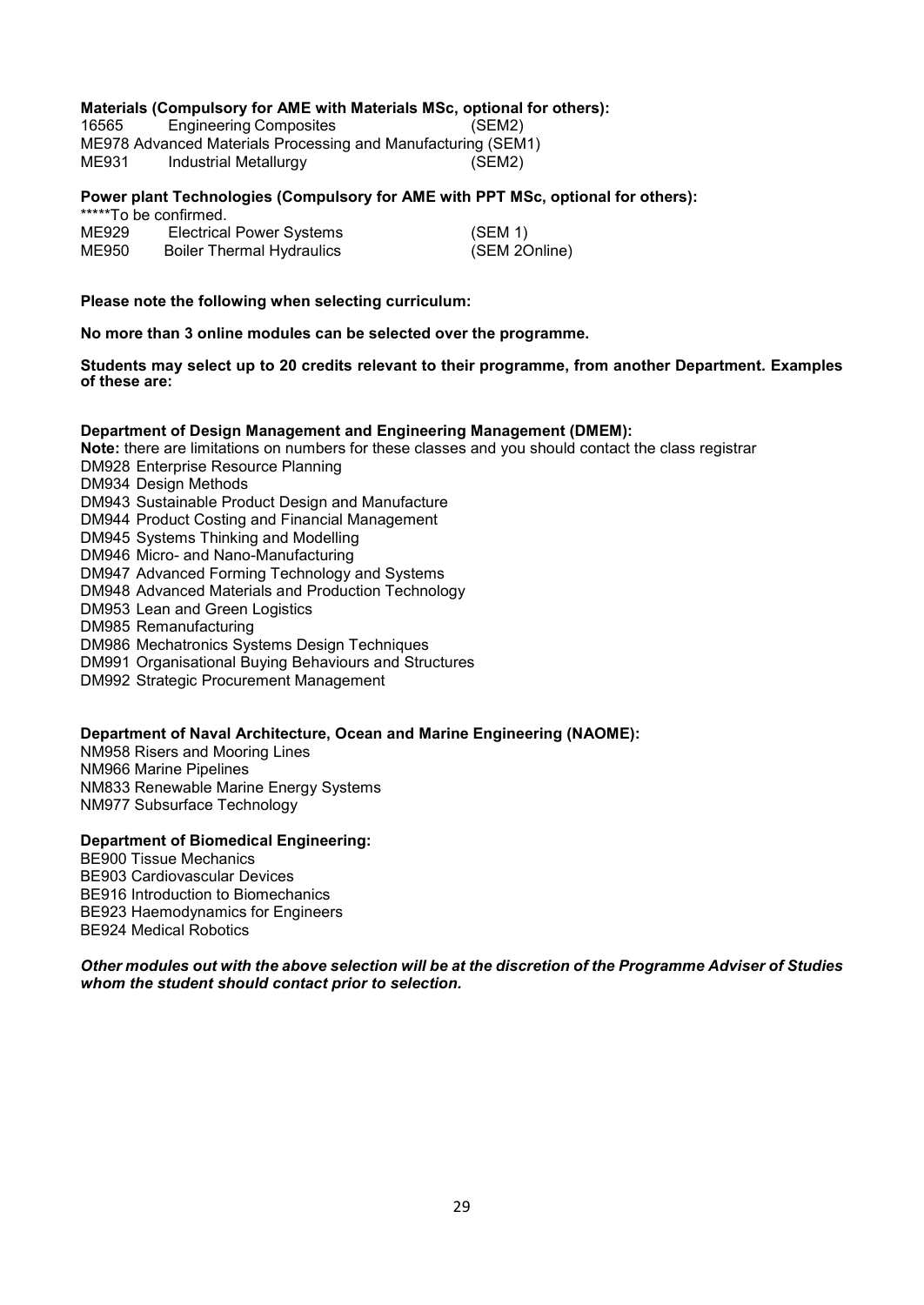**Materials (Compulsory for AME with Materials MSc, optional for others):**

16565 Engineering Composites (SEM2)
ME978 Advanced Materials Processing and Manufacturing (SEM1)
ME931 Industrial Metallurgy (SEM2)

**Power plant Technologies (Compulsory for AME with PPT MSc, optional for others):**

*****To be confirmed.
ME929 Electrical Power Systems (SEM 1)
ME950 Boiler Thermal Hydraulics (SEM 2Online)

**Please note the following when selecting curriculum:**

**No more than 3 online modules can be selected over the programme.**

**Students may select up to 20 credits relevant to their programme, from another Department. Examples of these are:**

**Department of Design Management and Engineering Management (DMEM):**

**Note:** there are limitations on numbers for these classes and you should contact the class registrar

DM928 Enterprise Resource Planning
DM934 Design Methods
DM943 Sustainable Product Design and Manufacture
DM944 Product Costing and Financial Management
DM945 Systems Thinking and Modelling
DM946 Micro- and Nano-Manufacturing
DM947 Advanced Forming Technology and Systems
DM948 Advanced Materials and Production Technology
DM953 Lean and Green Logistics
DM985 Remanufacturing
DM986 Mechatronics Systems Design Techniques
DM991 Organisational Buying Behaviours and Structures
DM992 Strategic Procurement Management

**Department of Naval Architecture, Ocean and Marine Engineering (NAOME):**

NM958 Risers and Mooring Lines
NM966 Marine Pipelines
NM833 Renewable Marine Energy Systems
NM977 Subsurface Technology

**Department of Biomedical Engineering:**

BE900 Tissue Mechanics
BE903 Cardiovascular Devices
BE916 Introduction to Biomechanics
BE923 Haemodynamics for Engineers
BE924 Medical Robotics

***Other modules out with the above selection will be at the discretion of the Programme Adviser of Studies whom the student should contact prior to selection.***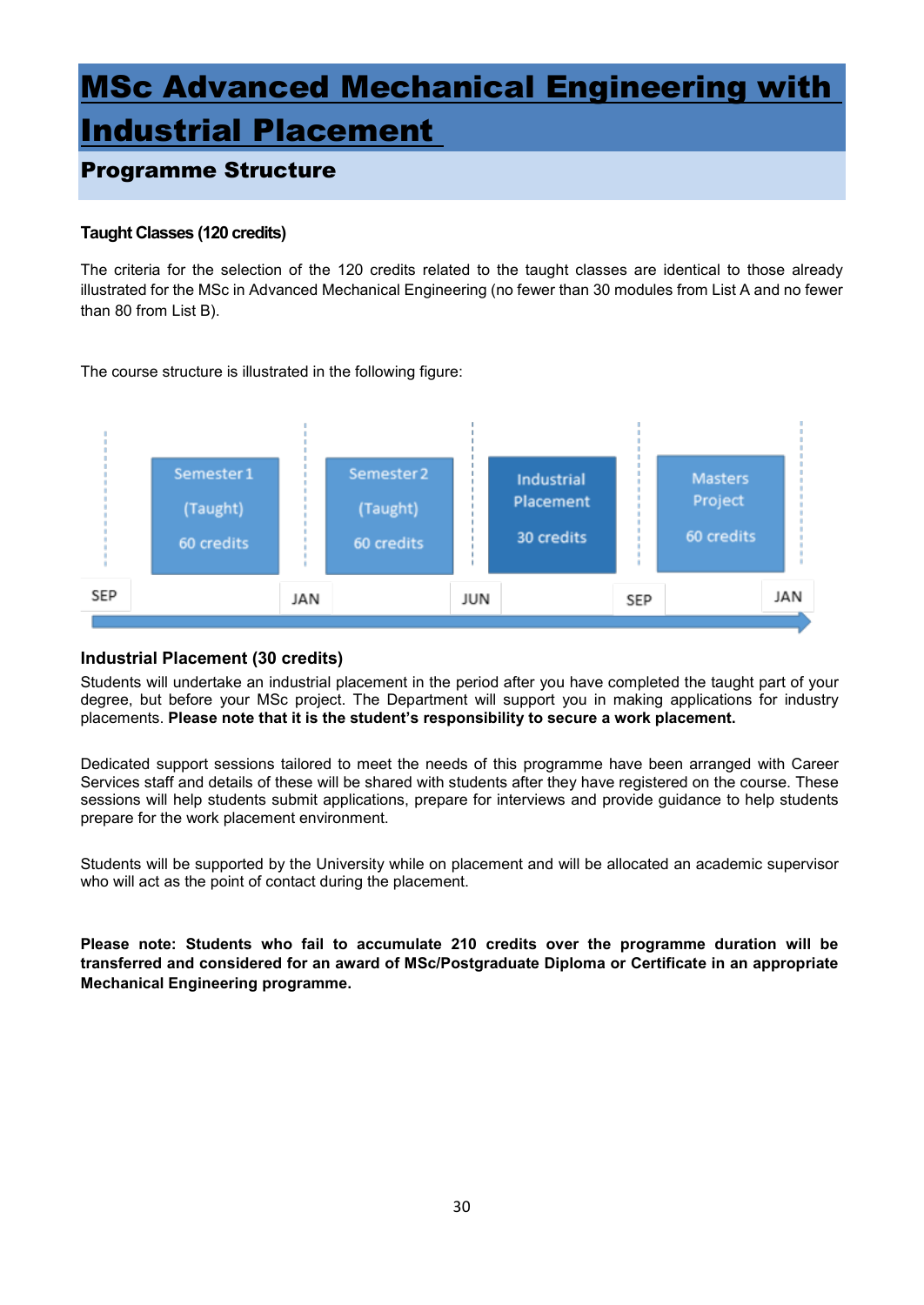# MSc Advanced Mechanical Engineering with Industrial Placement

## Programme Structure

**Taught Classes (120 credits)**

The criteria for the selection of the 120 credits related to the taught classes are identical to those already illustrated for the MSc in Advanced Mechanical Engineering (no fewer than 30 modules from List A and no fewer than 80 from List B).

The course structure is illustrated in the following figure:

| SEP | | JAN | | JUN | | SEP | | JAN |
|---|---|---|---|---|---|---|---|---|
| | Semester 1 (Taught) 60 credits | | Semester 2 (Taught) 60 credits | | Industrial Placement 30 credits | | Masters Project 60 credits | |

### Industrial Placement (30 credits)

Students will undertake an industrial placement in the period after you have completed the taught part of your degree, but before your MSc project. The Department will support you in making applications for industry placements. **Please note that it is the student's responsibility to secure a work placement.**

Dedicated support sessions tailored to meet the needs of this programme have been arranged with Career Services staff and details of these will be shared with students after they have registered on the course. These sessions will help students submit applications, prepare for interviews and provide guidance to help students prepare for the work placement environment.

Students will be supported by the University while on placement and will be allocated an academic supervisor who will act as the point of contact during the placement.

**Please note: Students who fail to accumulate 210 credits over the programme duration will be transferred and considered for an award of MSc/Postgraduate Diploma or Certificate in an appropriate Mechanical Engineering programme.**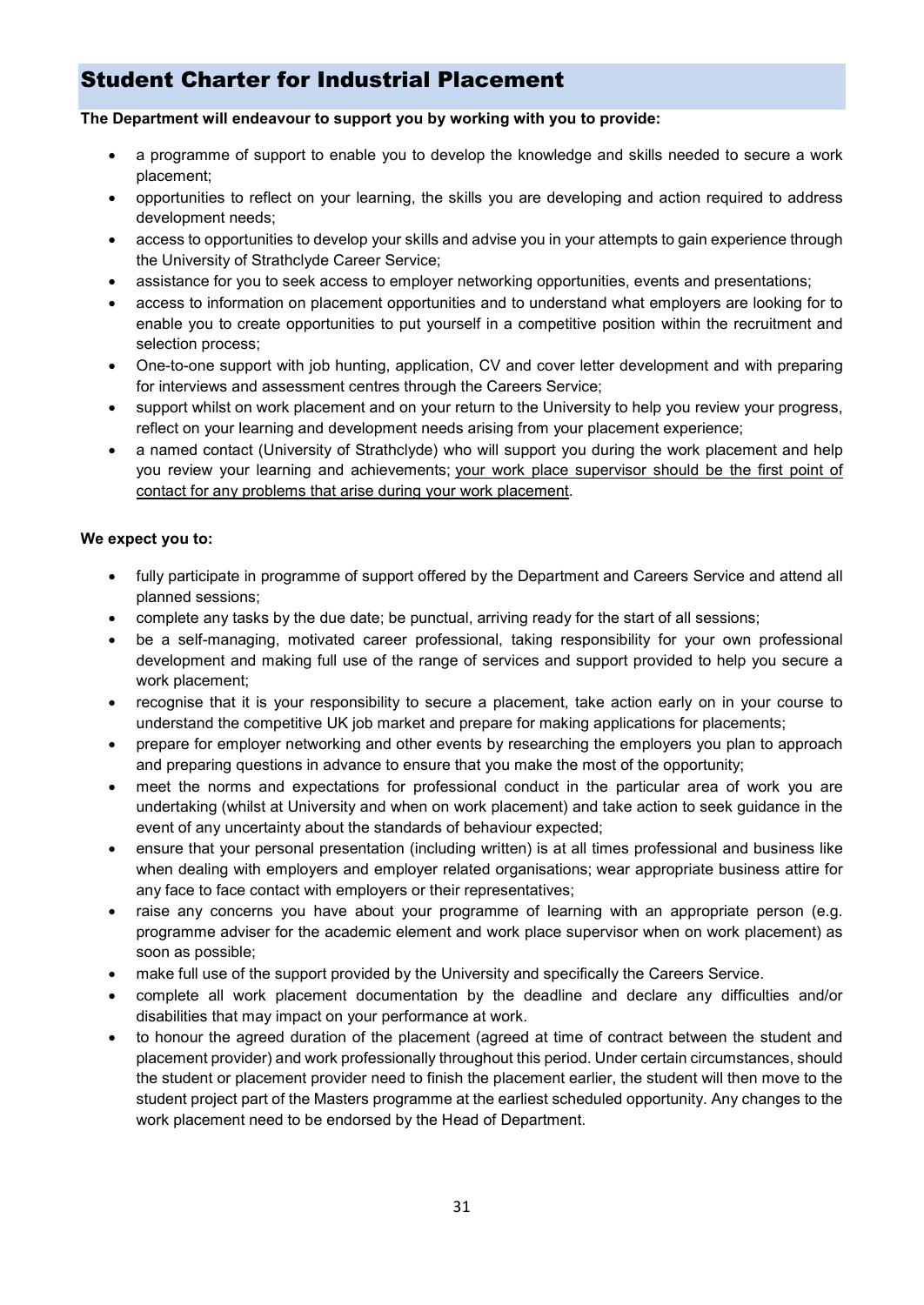## Student Charter for Industrial Placement

**The Department will endeavour to support you by working with you to provide:**

- a programme of support to enable you to develop the knowledge and skills needed to secure a work placement;
- opportunities to reflect on your learning, the skills you are developing and action required to address development needs;
- access to opportunities to develop your skills and advise you in your attempts to gain experience through the University of Strathclyde Career Service;
- assistance for you to seek access to employer networking opportunities, events and presentations;
- access to information on placement opportunities and to understand what employers are looking for to enable you to create opportunities to put yourself in a competitive position within the recruitment and selection process;
- One-to-one support with job hunting, application, CV and cover letter development and with preparing for interviews and assessment centres through the Careers Service;
- support whilst on work placement and on your return to the University to help you review your progress, reflect on your learning and development needs arising from your placement experience;
- a named contact (University of Strathclyde) who will support you during the work placement and help you review your learning and achievements; <u>your work place supervisor should be the first point of contact for any problems that arise during your work placement</u>.

**We expect you to:**

- fully participate in programme of support offered by the Department and Careers Service and attend all planned sessions;
- complete any tasks by the due date; be punctual, arriving ready for the start of all sessions;
- be a self-managing, motivated career professional, taking responsibility for your own professional development and making full use of the range of services and support provided to help you secure a work placement;
- recognise that it is your responsibility to secure a placement, take action early on in your course to understand the competitive UK job market and prepare for making applications for placements;
- prepare for employer networking and other events by researching the employers you plan to approach and preparing questions in advance to ensure that you make the most of the opportunity;
- meet the norms and expectations for professional conduct in the particular area of work you are undertaking (whilst at University and when on work placement) and take action to seek guidance in the event of any uncertainty about the standards of behaviour expected;
- ensure that your personal presentation (including written) is at all times professional and business like when dealing with employers and employer related organisations; wear appropriate business attire for any face to face contact with employers or their representatives;
- raise any concerns you have about your programme of learning with an appropriate person (e.g. programme adviser for the academic element and work place supervisor when on work placement) as soon as possible;
- make full use of the support provided by the University and specifically the Careers Service.
- complete all work placement documentation by the deadline and declare any difficulties and/or disabilities that may impact on your performance at work.
- to honour the agreed duration of the placement (agreed at time of contract between the student and placement provider) and work professionally throughout this period. Under certain circumstances, should the student or placement provider need to finish the placement earlier, the student will then move to the student project part of the Masters programme at the earliest scheduled opportunity. Any changes to the work placement need to be endorsed by the Head of Department.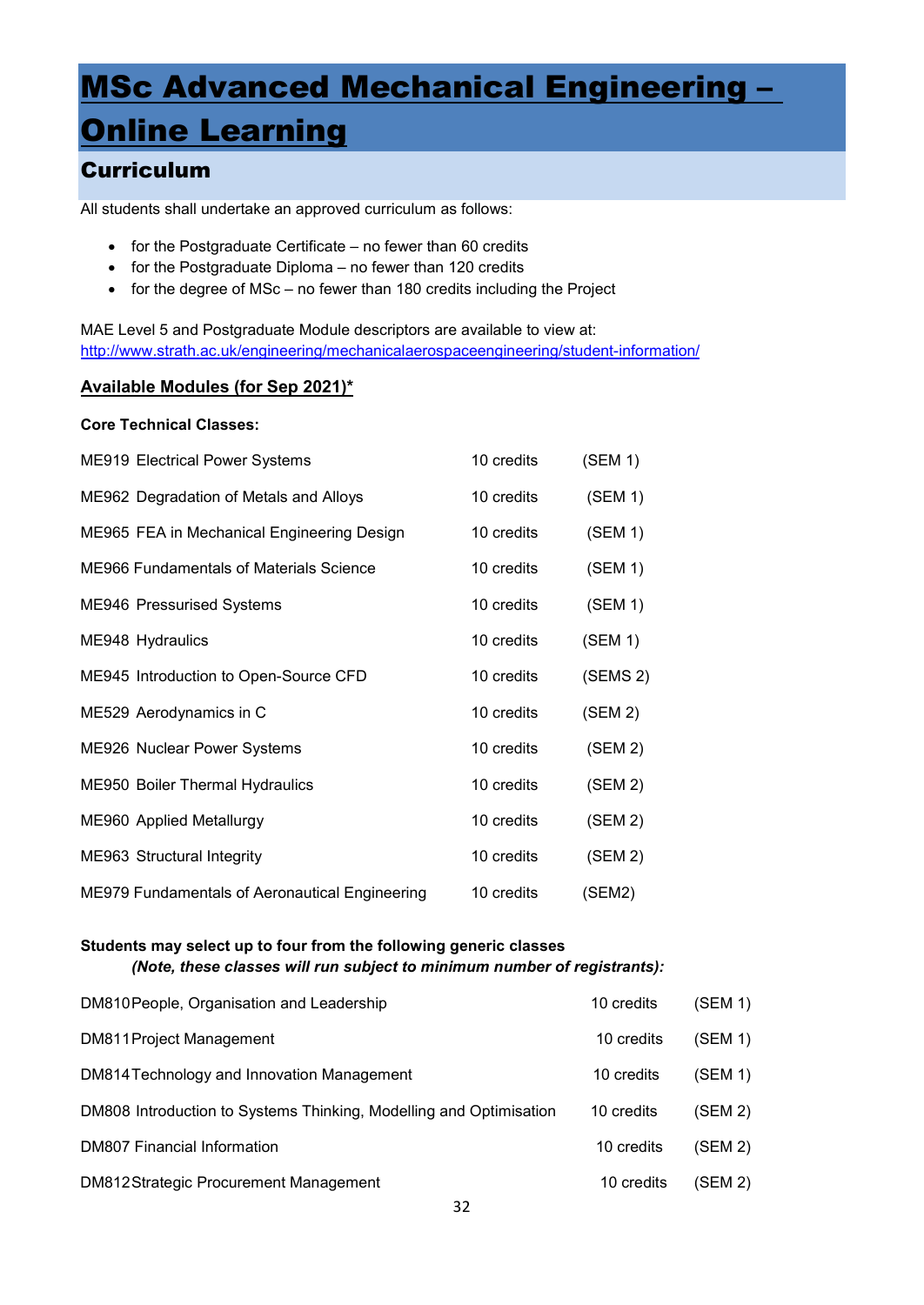# MSc Advanced Mechanical Engineering – Online Learning

## Curriculum

All students shall undertake an approved curriculum as follows:

- for the Postgraduate Certificate – no fewer than 60 credits
- for the Postgraduate Diploma – no fewer than 120 credits
- for the degree of MSc – no fewer than 180 credits including the Project

MAE Level 5 and Postgraduate Module descriptors are available to view at:
http://www.strath.ac.uk/engineering/mechanicalaerospaceengineering/student-information/

**Available Modules (for Sep 2021)***

**Core Technical Classes:**

| | | |
|---|---|---|
| ME919 Electrical Power Systems | 10 credits | (SEM 1) |
| ME962 Degradation of Metals and Alloys | 10 credits | (SEM 1) |
| ME965 FEA in Mechanical Engineering Design | 10 credits | (SEM 1) |
| ME966 Fundamentals of Materials Science | 10 credits | (SEM 1) |
| ME946 Pressurised Systems | 10 credits | (SEM 1) |
| ME948 Hydraulics | 10 credits | (SEM 1) |
| ME945 Introduction to Open-Source CFD | 10 credits | (SEMS 2) |
| ME529 Aerodynamics in C | 10 credits | (SEM 2) |
| ME926 Nuclear Power Systems | 10 credits | (SEM 2) |
| ME950 Boiler Thermal Hydraulics | 10 credits | (SEM 2) |
| ME960 Applied Metallurgy | 10 credits | (SEM 2) |
| ME963 Structural Integrity | 10 credits | (SEM 2) |
| ME979 Fundamentals of Aeronautical Engineering | 10 credits | (SEM2) |

**Students may select up to four from the following generic classes**
***(Note, these classes will run subject to minimum number of registrants):***

| | | |
|---|---|---|
| DM810 People, Organisation and Leadership | 10 credits | (SEM 1) |
| DM811 Project Management | 10 credits | (SEM 1) |
| DM814 Technology and Innovation Management | 10 credits | (SEM 1) |
| DM808 Introduction to Systems Thinking, Modelling and Optimisation | 10 credits | (SEM 2) |
| DM807 Financial Information | 10 credits | (SEM 2) |
| DM812 Strategic Procurement Management | 10 credits | (SEM 2) |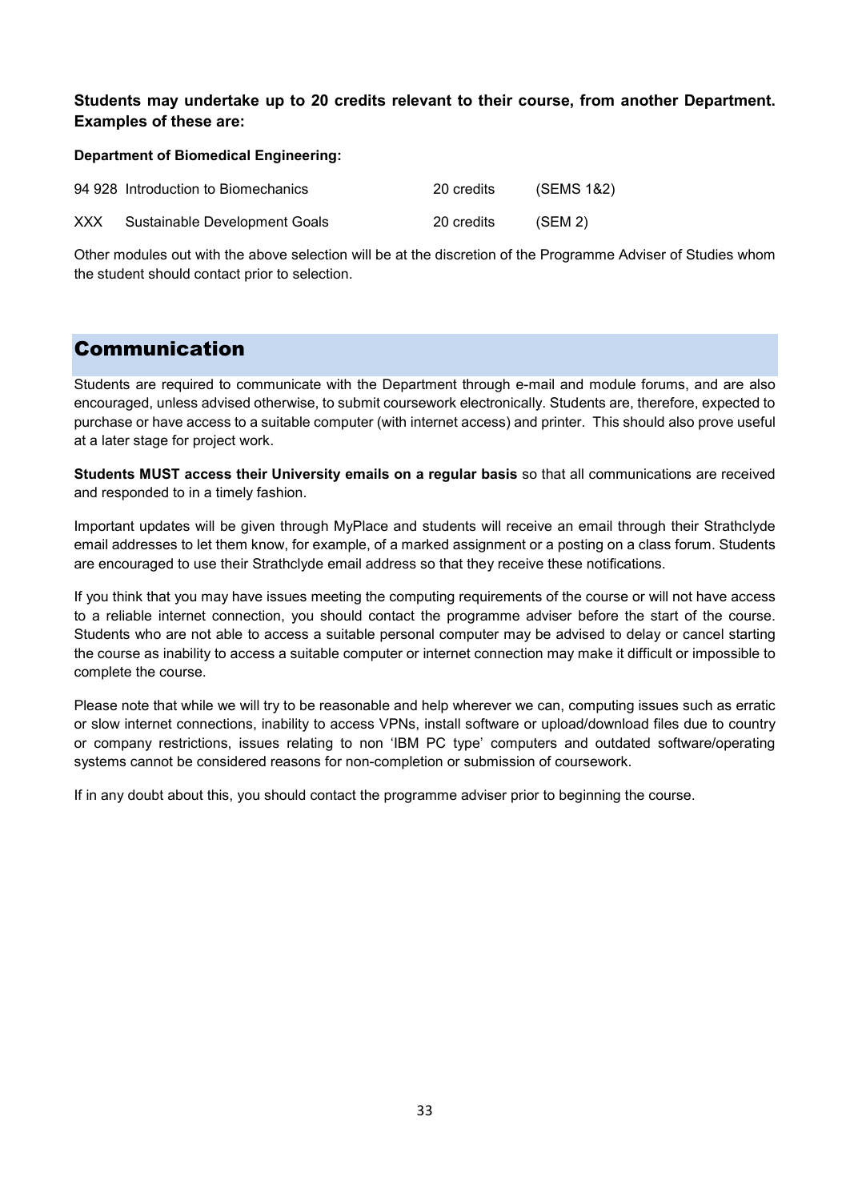**Students may undertake up to 20 credits relevant to their course, from another Department. Examples of these are:**

**Department of Biomedical Engineering:**

| | | | |
|---|---|---|---|
| 94 928 | Introduction to Biomechanics | 20 credits | (SEMS 1&2) |
| XXX | Sustainable Development Goals | 20 credits | (SEM 2) |

Other modules out with the above selection will be at the discretion of the Programme Adviser of Studies whom the student should contact prior to selection.

## Communication

Students are required to communicate with the Department through e-mail and module forums, and are also encouraged, unless advised otherwise, to submit coursework electronically. Students are, therefore, expected to purchase or have access to a suitable computer (with internet access) and printer. This should also prove useful at a later stage for project work.

**Students MUST access their University emails on a regular basis** so that all communications are received and responded to in a timely fashion.

Important updates will be given through MyPlace and students will receive an email through their Strathclyde email addresses to let them know, for example, of a marked assignment or a posting on a class forum. Students are encouraged to use their Strathclyde email address so that they receive these notifications.

If you think that you may have issues meeting the computing requirements of the course or will not have access to a reliable internet connection, you should contact the programme adviser before the start of the course. Students who are not able to access a suitable personal computer may be advised to delay or cancel starting the course as inability to access a suitable computer or internet connection may make it difficult or impossible to complete the course.

Please note that while we will try to be reasonable and help wherever we can, computing issues such as erratic or slow internet connections, inability to access VPNs, install software or upload/download files due to country or company restrictions, issues relating to non 'IBM PC type' computers and outdated software/operating systems cannot be considered reasons for non-completion or submission of coursework.

If in any doubt about this, you should contact the programme adviser prior to beginning the course.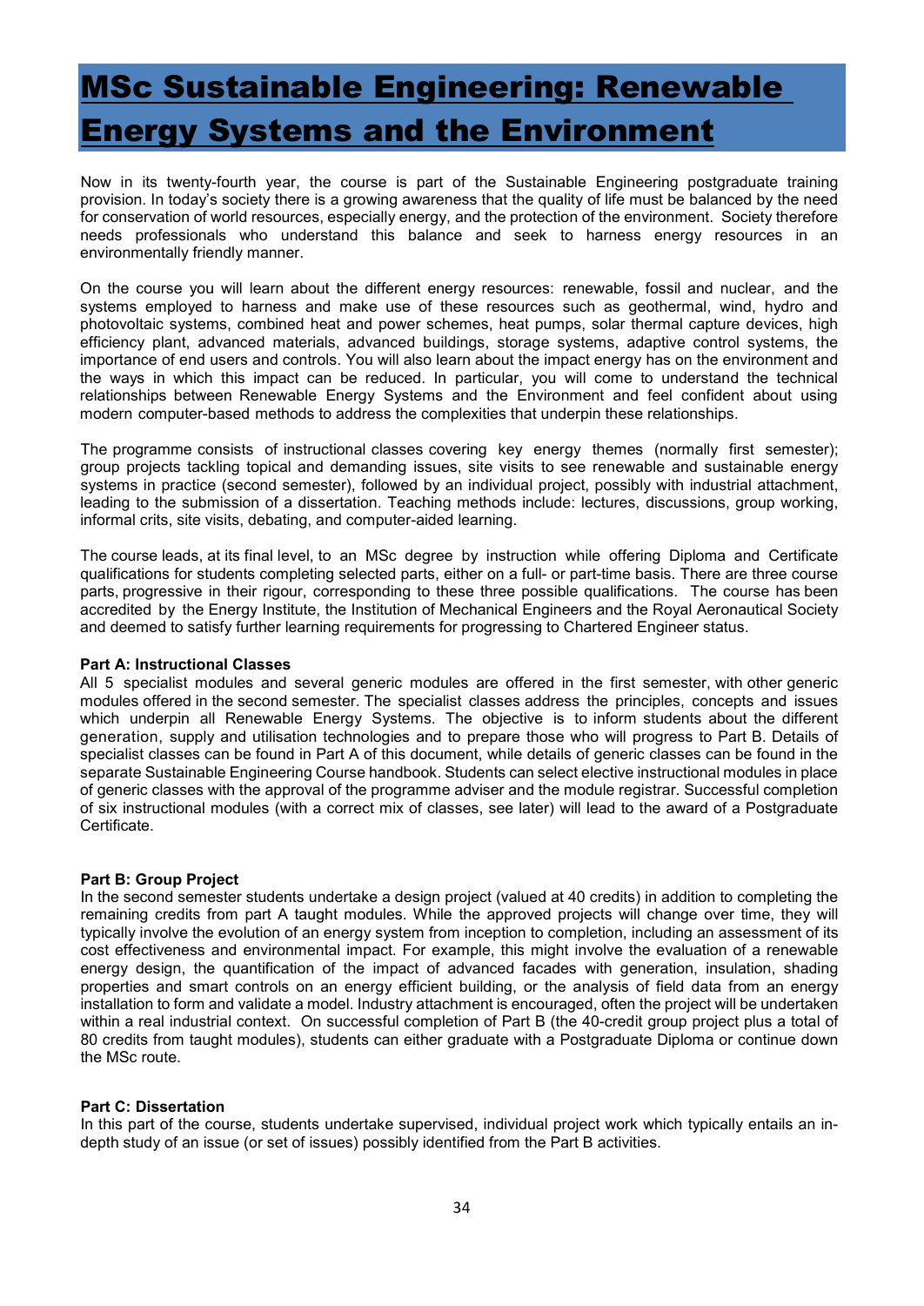# MSc Sustainable Engineering: Renewable Energy Systems and the Environment

Now in its twenty-fourth year, the course is part of the Sustainable Engineering postgraduate training provision. In today's society there is a growing awareness that the quality of life must be balanced by the need for conservation of world resources, especially energy, and the protection of the environment. Society therefore needs professionals who understand this balance and seek to harness energy resources in an environmentally friendly manner.

On the course you will learn about the different energy resources: renewable, fossil and nuclear, and the systems employed to harness and make use of these resources such as geothermal, wind, hydro and photovoltaic systems, combined heat and power schemes, heat pumps, solar thermal capture devices, high efficiency plant, advanced materials, advanced buildings, storage systems, adaptive control systems, the importance of end users and controls. You will also learn about the impact energy has on the environment and the ways in which this impact can be reduced. In particular, you will come to understand the technical relationships between Renewable Energy Systems and the Environment and feel confident about using modern computer-based methods to address the complexities that underpin these relationships.

The programme consists of instructional classes covering key energy themes (normally first semester); group projects tackling topical and demanding issues, site visits to see renewable and sustainable energy systems in practice (second semester), followed by an individual project, possibly with industrial attachment, leading to the submission of a dissertation. Teaching methods include: lectures, discussions, group working, informal crits, site visits, debating, and computer-aided learning.

The course leads, at its final level, to an MSc degree by instruction while offering Diploma and Certificate qualifications for students completing selected parts, either on a full- or part-time basis. There are three course parts, progressive in their rigour, corresponding to these three possible qualifications. The course has been accredited by the Energy Institute, the Institution of Mechanical Engineers and the Royal Aeronautical Society and deemed to satisfy further learning requirements for progressing to Chartered Engineer status.

**Part A: Instructional Classes**
All 5 specialist modules and several generic modules are offered in the first semester, with other generic modules offered in the second semester. The specialist classes address the principles, concepts and issues which underpin all Renewable Energy Systems. The objective is to inform students about the different generation, supply and utilisation technologies and to prepare those who will progress to Part B. Details of specialist classes can be found in Part A of this document, while details of generic classes can be found in the separate Sustainable Engineering Course handbook. Students can select elective instructional modules in place of generic classes with the approval of the programme adviser and the module registrar. Successful completion of six instructional modules (with a correct mix of classes, see later) will lead to the award of a Postgraduate Certificate.

**Part B: Group Project**
In the second semester students undertake a design project (valued at 40 credits) in addition to completing the remaining credits from part A taught modules. While the approved projects will change over time, they will typically involve the evolution of an energy system from inception to completion, including an assessment of its cost effectiveness and environmental impact. For example, this might involve the evaluation of a renewable energy design, the quantification of the impact of advanced facades with generation, insulation, shading properties and smart controls on an energy efficient building, or the analysis of field data from an energy installation to form and validate a model. Industry attachment is encouraged, often the project will be undertaken within a real industrial context. On successful completion of Part B (the 40-credit group project plus a total of 80 credits from taught modules), students can either graduate with a Postgraduate Diploma or continue down the MSc route.

**Part C: Dissertation**
In this part of the course, students undertake supervised, individual project work which typically entails an in-depth study of an issue (or set of issues) possibly identified from the Part B activities.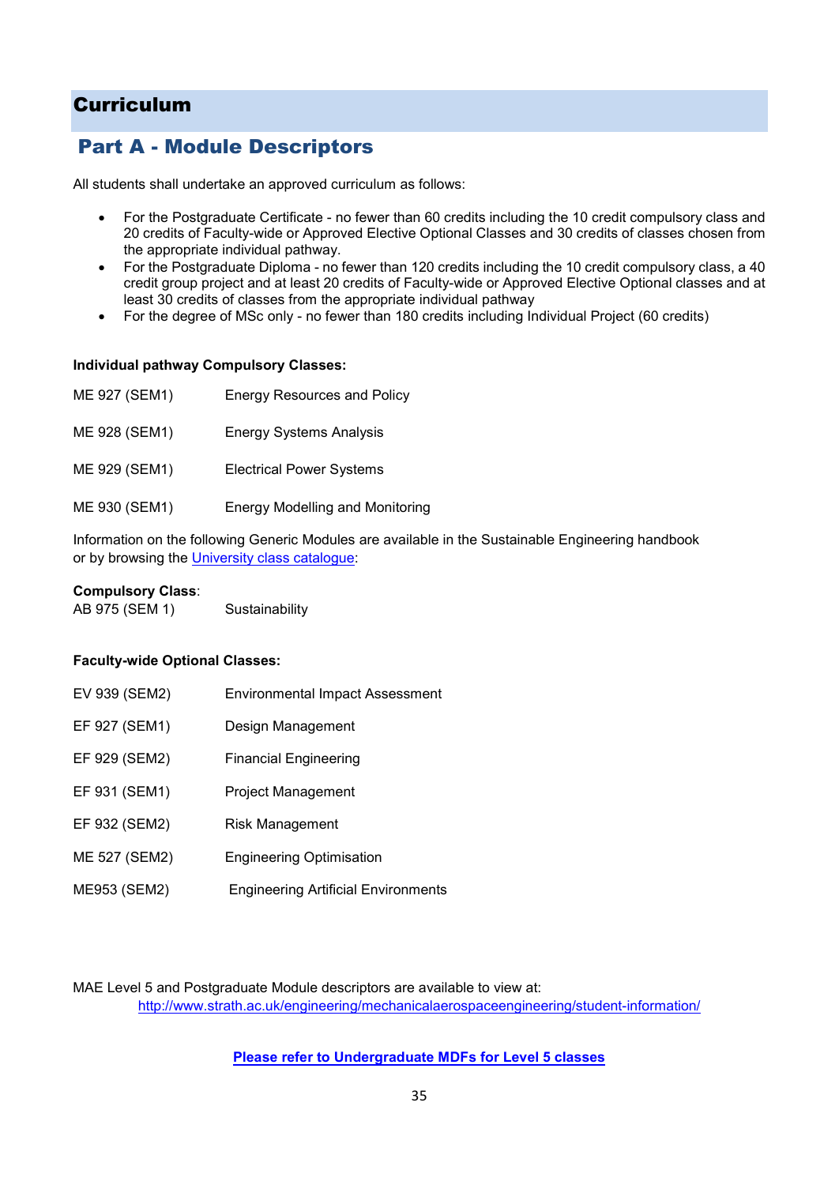# Curriculum

## Part A - Module Descriptors

All students shall undertake an approved curriculum as follows:

- For the Postgraduate Certificate - no fewer than 60 credits including the 10 credit compulsory class and 20 credits of Faculty-wide or Approved Elective Optional Classes and 30 credits of classes chosen from the appropriate individual pathway.
- For the Postgraduate Diploma - no fewer than 120 credits including the 10 credit compulsory class, a 40 credit group project and at least 20 credits of Faculty-wide or Approved Elective Optional classes and at least 30 credits of classes from the appropriate individual pathway
- For the degree of MSc only - no fewer than 180 credits including Individual Project (60 credits)

**Individual pathway Compulsory Classes:**

| | |
|---|---|
| ME 927 (SEM1) | Energy Resources and Policy |
| ME 928 (SEM1) | Energy Systems Analysis |
| ME 929 (SEM1) | Electrical Power Systems |
| ME 930 (SEM1) | Energy Modelling and Monitoring |

Information on the following Generic Modules are available in the Sustainable Engineering handbook or by browsing the University class catalogue:

**Compulsory Class**:

| | |
|---|---|
| AB 975 (SEM 1) | Sustainability |

**Faculty-wide Optional Classes:**

| | |
|---|---|
| EV 939 (SEM2) | Environmental Impact Assessment |
| EF 927 (SEM1) | Design Management |
| EF 929 (SEM2) | Financial Engineering |
| EF 931 (SEM1) | Project Management |
| EF 932 (SEM2) | Risk Management |
| ME 527 (SEM2) | Engineering Optimisation |
| ME953 (SEM2) | Engineering Artificial Environments |

MAE Level 5 and Postgraduate Module descriptors are available to view at:
http://www.strath.ac.uk/engineering/mechanicalaerospaceengineering/student-information/

**Please refer to Undergraduate MDFs for Level 5 classes**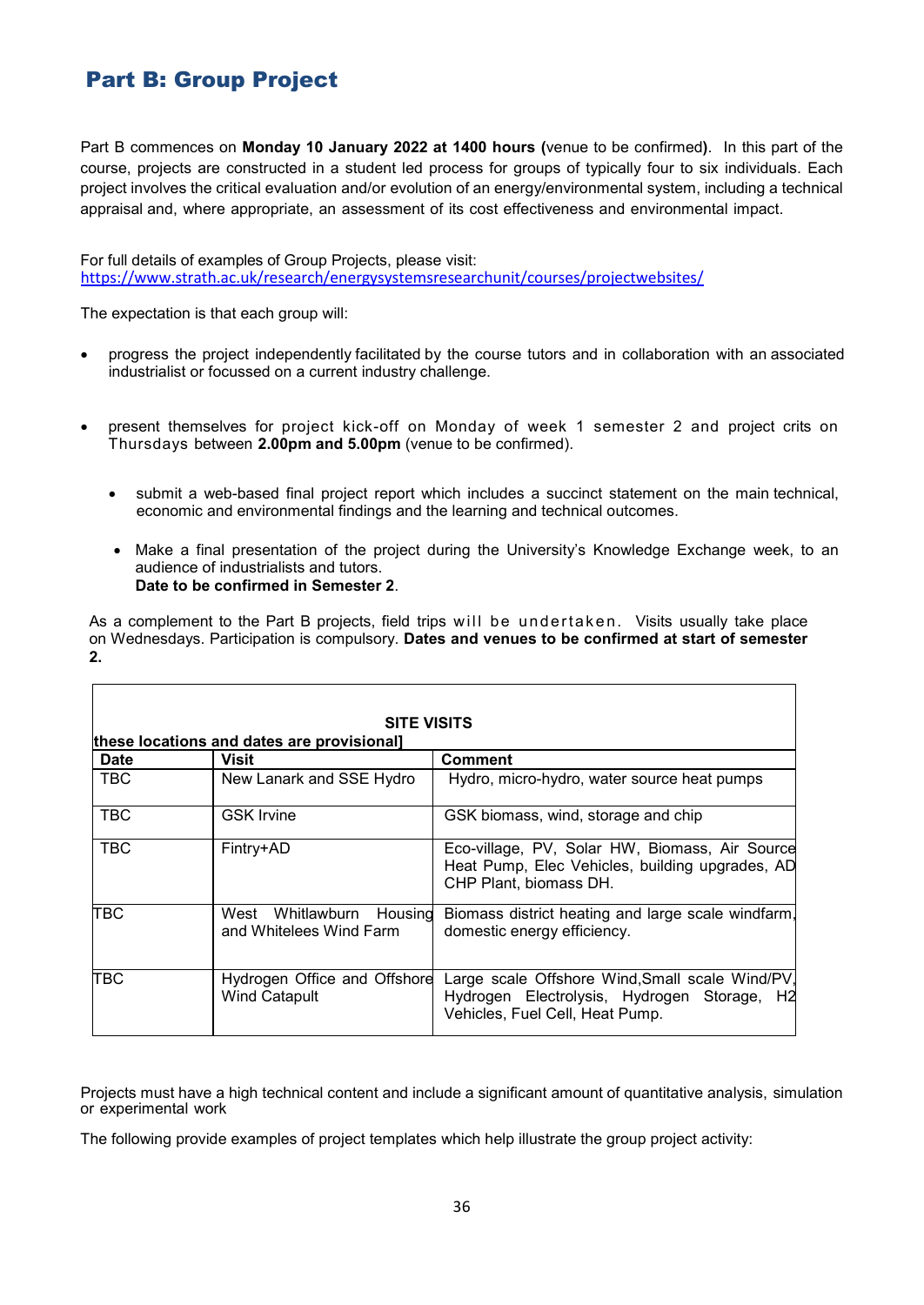## Part B: Group Project

Part B commences on **Monday 10 January 2022 at 1400 hours (**venue to be confirmed**)**. In this part of the course, projects are constructed in a student led process for groups of typically four to six individuals. Each project involves the critical evaluation and/or evolution of an energy/environmental system, including a technical appraisal and, where appropriate, an assessment of its cost effectiveness and environmental impact.

For full details of examples of Group Projects, please visit:
https://www.strath.ac.uk/research/energysystemsresearchunit/courses/projectwebsites/

The expectation is that each group will:

- progress the project independently facilitated by the course tutors and in collaboration with an associated industrialist or focussed on a current industry challenge.

- present themselves for project kick-off on Monday of week 1 semester 2 and project crits on Thursdays between **2.00pm and 5.00pm** (venue to be confirmed).

  - submit a web-based final project report which includes a succinct statement on the main technical, economic and environmental findings and the learning and technical outcomes.

  - Make a final presentation of the project during the University's Knowledge Exchange week, to an audience of industrialists and tutors.
    **Date to be confirmed in Semester 2**.

As a complement to the Part B projects, field trips will be undertaken. Visits usually take place on Wednesdays. Participation is compulsory. **Dates and venues to be confirmed at start of semester 2.**

**SITE VISITS**
**these locations and dates are provisional]**

| **Date** | **Visit** | **Comment** |
|---|---|---|
| TBC | New Lanark and SSE Hydro | Hydro, micro-hydro, water source heat pumps |
| TBC | GSK Irvine | GSK biomass, wind, storage and chip |
| TBC | Fintry+AD | Eco-village, PV, Solar HW, Biomass, Air Source Heat Pump, Elec Vehicles, building upgrades, AD CHP Plant, biomass DH. |
| TBC | West Whitlawburn Housing and Whitelees Wind Farm | Biomass district heating and large scale windfarm, domestic energy efficiency. |
| TBC | Hydrogen Office and Offshore Wind Catapult | Large scale Offshore Wind,Small scale Wind/PV, Hydrogen Electrolysis, Hydrogen Storage, H2 Vehicles, Fuel Cell, Heat Pump. |

Projects must have a high technical content and include a significant amount of quantitative analysis, simulation or experimental work

The following provide examples of project templates which help illustrate the group project activity: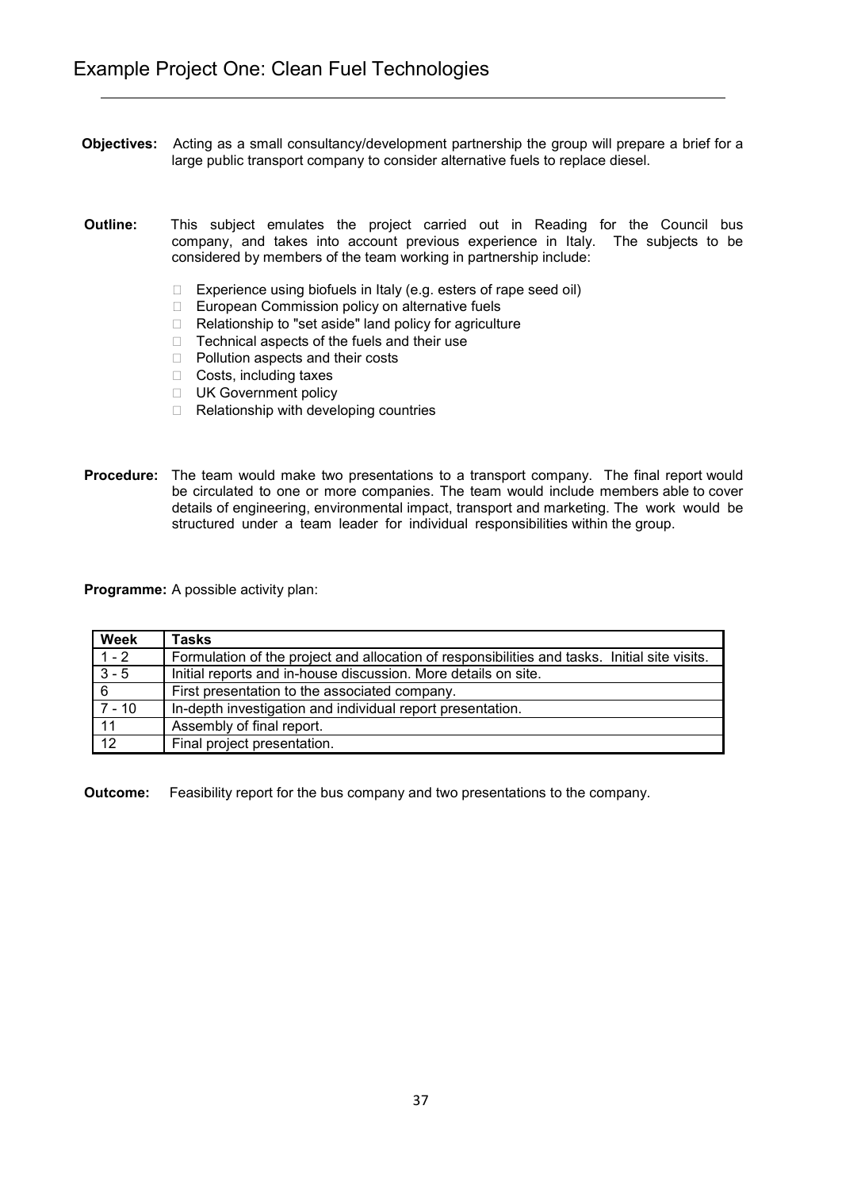# Example Project One: Clean Fuel Technologies

**Objectives:** Acting as a small consultancy/development partnership the group will prepare a brief for a large public transport company to consider alternative fuels to replace diesel.

**Outline:** This subject emulates the project carried out in Reading for the Council bus company, and takes into account previous experience in Italy. The subjects to be considered by members of the team working in partnership include:

- Experience using biofuels in Italy (e.g. esters of rape seed oil)
- European Commission policy on alternative fuels
- Relationship to "set aside" land policy for agriculture
- Technical aspects of the fuels and their use
- Pollution aspects and their costs
- Costs, including taxes
- UK Government policy
- Relationship with developing countries

**Procedure:** The team would make two presentations to a transport company. The final report would be circulated to one or more companies. The team would include members able to cover details of engineering, environmental impact, transport and marketing. The work would be structured under a team leader for individual responsibilities within the group.

**Programme:** A possible activity plan:

| Week | Tasks |
|---|---|
| 1 - 2 | Formulation of the project and allocation of responsibilities and tasks. Initial site visits. |
| 3 - 5 | Initial reports and in-house discussion. More details on site. |
| 6 | First presentation to the associated company. |
| 7 - 10 | In-depth investigation and individual report presentation. |
| 11 | Assembly of final report. |
| 12 | Final project presentation. |

**Outcome:** Feasibility report for the bus company and two presentations to the company.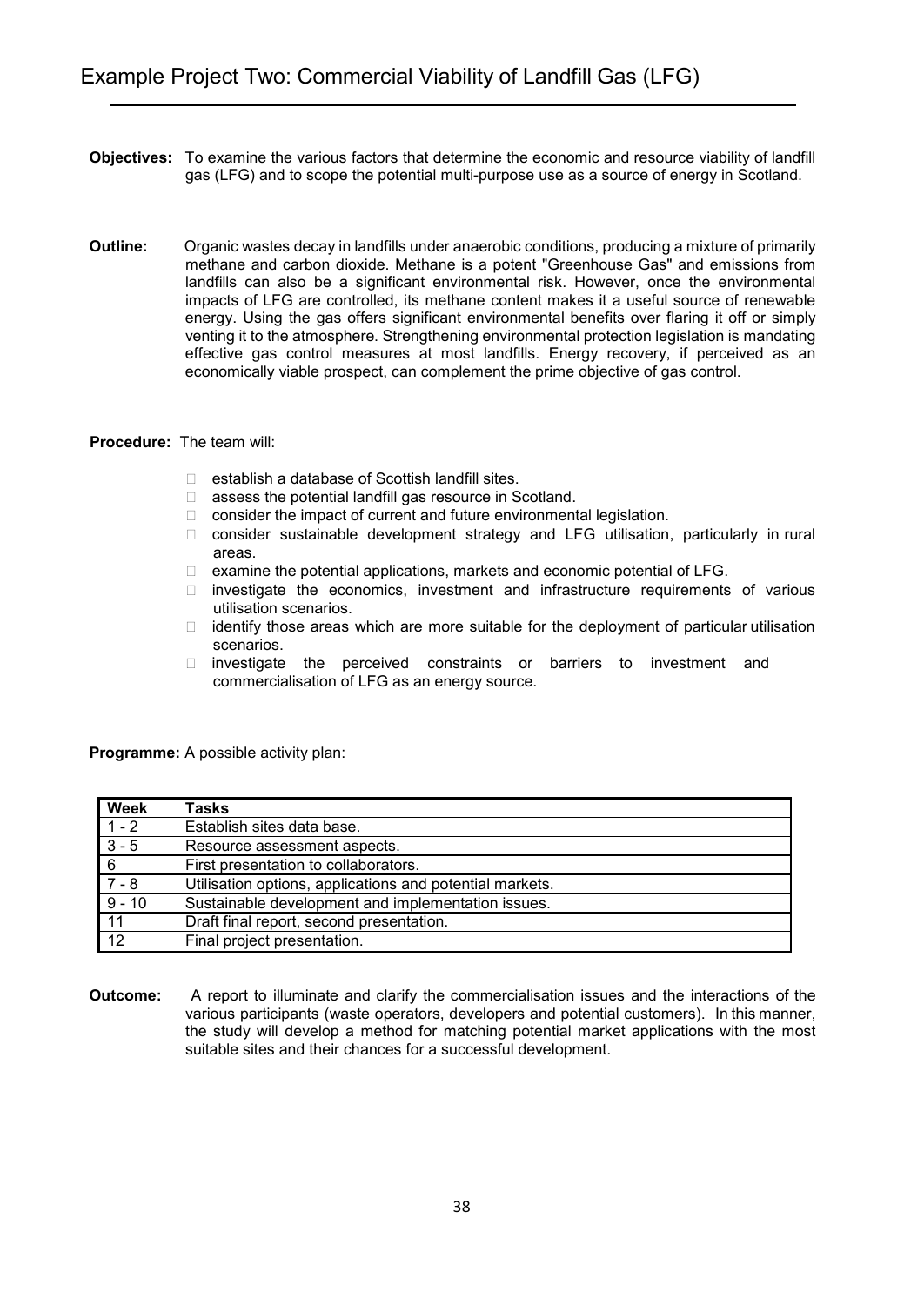# Example Project Two: Commercial Viability of Landfill Gas (LFG)

**Objectives:** To examine the various factors that determine the economic and resource viability of landfill gas (LFG) and to scope the potential multi-purpose use as a source of energy in Scotland.

**Outline:** Organic wastes decay in landfills under anaerobic conditions, producing a mixture of primarily methane and carbon dioxide. Methane is a potent "Greenhouse Gas" and emissions from landfills can also be a significant environmental risk. However, once the environmental impacts of LFG are controlled, its methane content makes it a useful source of renewable energy. Using the gas offers significant environmental benefits over flaring it off or simply venting it to the atmosphere. Strengthening environmental protection legislation is mandating effective gas control measures at most landfills. Energy recovery, if perceived as an economically viable prospect, can complement the prime objective of gas control.

**Procedure:** The team will:

- establish a database of Scottish landfill sites.
- assess the potential landfill gas resource in Scotland.
- consider the impact of current and future environmental legislation.
- consider sustainable development strategy and LFG utilisation, particularly in rural areas.
- examine the potential applications, markets and economic potential of LFG.
- investigate the economics, investment and infrastructure requirements of various utilisation scenarios.
- identify those areas which are more suitable for the deployment of particular utilisation scenarios.
- investigate the perceived constraints or barriers to investment and commercialisation of LFG as an energy source.

**Programme:** A possible activity plan:

| Week | Tasks |
|---|---|
| 1 - 2 | Establish sites data base. |
| 3 - 5 | Resource assessment aspects. |
| 6 | First presentation to collaborators. |
| 7 - 8 | Utilisation options, applications and potential markets. |
| 9 - 10 | Sustainable development and implementation issues. |
| 11 | Draft final report, second presentation. |
| 12 | Final project presentation. |

**Outcome:** A report to illuminate and clarify the commercialisation issues and the interactions of the various participants (waste operators, developers and potential customers). In this manner, the study will develop a method for matching potential market applications with the most suitable sites and their chances for a successful development.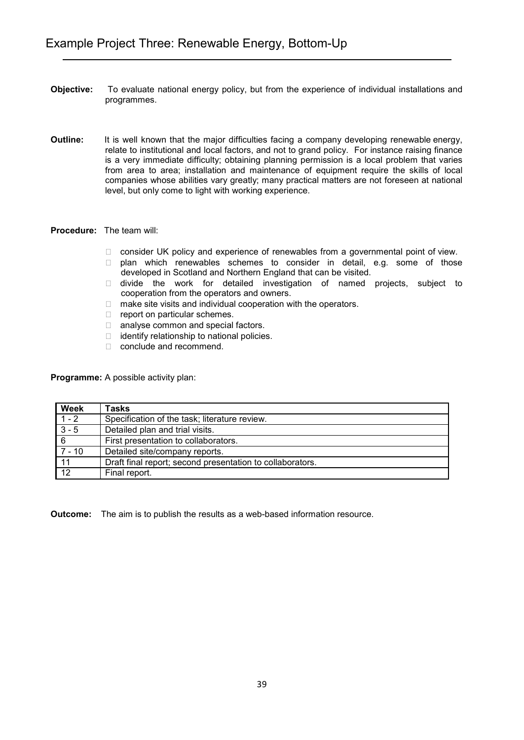# Example Project Three: Renewable Energy, Bottom-Up

**Objective:** To evaluate national energy policy, but from the experience of individual installations and programmes.

**Outline:** It is well known that the major difficulties facing a company developing renewable energy, relate to institutional and local factors, and not to grand policy. For instance raising finance is a very immediate difficulty; obtaining planning permission is a local problem that varies from area to area; installation and maintenance of equipment require the skills of local companies whose abilities vary greatly; many practical matters are not foreseen at national level, but only come to light with working experience.

**Procedure:** The team will:

- consider UK policy and experience of renewables from a governmental point of view.
- plan which renewables schemes to consider in detail, e.g. some of those developed in Scotland and Northern England that can be visited.
- divide the work for detailed investigation of named projects, subject to cooperation from the operators and owners.
- make site visits and individual cooperation with the operators.
- report on particular schemes.
- analyse common and special factors.
- identify relationship to national policies.
- conclude and recommend.

**Programme:** A possible activity plan:

| Week | Tasks |
|---|---|
| 1 - 2 | Specification of the task; literature review. |
| 3 - 5 | Detailed plan and trial visits. |
| 6 | First presentation to collaborators. |
| 7 - 10 | Detailed site/company reports. |
| 11 | Draft final report; second presentation to collaborators. |
| 12 | Final report. |

**Outcome:** The aim is to publish the results as a web-based information resource.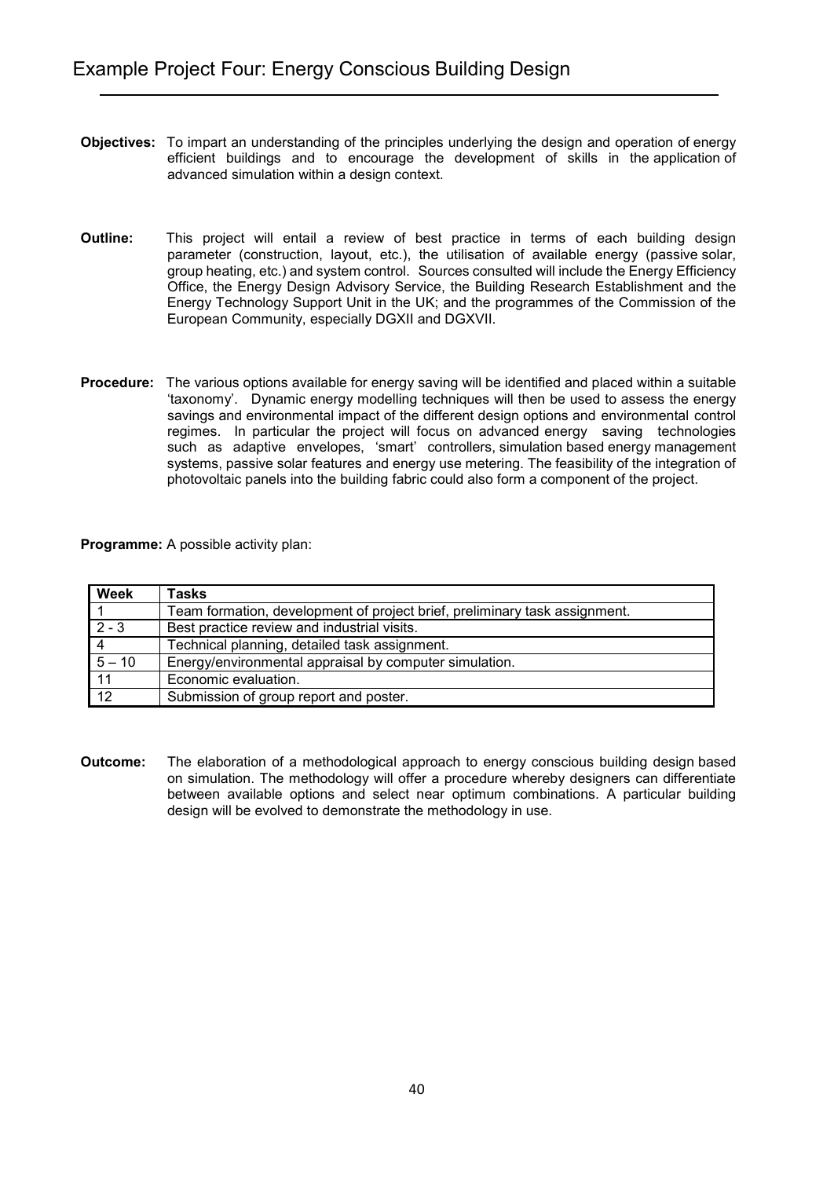# Example Project Four: Energy Conscious Building Design

**Objectives:** To impart an understanding of the principles underlying the design and operation of energy efficient buildings and to encourage the development of skills in the application of advanced simulation within a design context.

**Outline:** This project will entail a review of best practice in terms of each building design parameter (construction, layout, etc.), the utilisation of available energy (passive solar, group heating, etc.) and system control. Sources consulted will include the Energy Efficiency Office, the Energy Design Advisory Service, the Building Research Establishment and the Energy Technology Support Unit in the UK; and the programmes of the Commission of the European Community, especially DGXII and DGXVII.

**Procedure:** The various options available for energy saving will be identified and placed within a suitable 'taxonomy'. Dynamic energy modelling techniques will then be used to assess the energy savings and environmental impact of the different design options and environmental control regimes. In particular the project will focus on advanced energy saving technologies such as adaptive envelopes, 'smart' controllers, simulation based energy management systems, passive solar features and energy use metering. The feasibility of the integration of photovoltaic panels into the building fabric could also form a component of the project.

**Programme:** A possible activity plan:

| Week | Tasks |
| --- | --- |
| 1 | Team formation, development of project brief, preliminary task assignment. |
| 2 - 3 | Best practice review and industrial visits. |
| 4 | Technical planning, detailed task assignment. |
| 5 – 10 | Energy/environmental appraisal by computer simulation. |
| 11 | Economic evaluation. |
| 12 | Submission of group report and poster. |

**Outcome:** The elaboration of a methodological approach to energy conscious building design based on simulation. The methodology will offer a procedure whereby designers can differentiate between available options and select near optimum combinations. A particular building design will be evolved to demonstrate the methodology in use.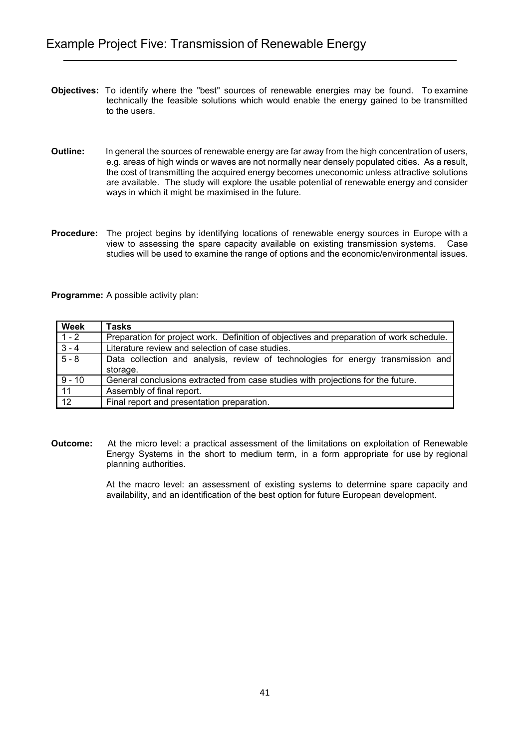## Example Project Five: Transmission of Renewable Energy

**Objectives:** To identify where the "best" sources of renewable energies may be found. To examine technically the feasible solutions which would enable the energy gained to be transmitted to the users.

**Outline:** In general the sources of renewable energy are far away from the high concentration of users, e.g. areas of high winds or waves are not normally near densely populated cities. As a result, the cost of transmitting the acquired energy becomes uneconomic unless attractive solutions are available. The study will explore the usable potential of renewable energy and consider ways in which it might be maximised in the future.

**Procedure:** The project begins by identifying locations of renewable energy sources in Europe with a view to assessing the spare capacity available on existing transmission systems. Case studies will be used to examine the range of options and the economic/environmental issues.

**Programme:** A possible activity plan:

| Week | Tasks |
|---|---|
| 1 - 2 | Preparation for project work. Definition of objectives and preparation of work schedule. |
| 3 - 4 | Literature review and selection of case studies. |
| 5 - 8 | Data collection and analysis, review of technologies for energy transmission and storage. |
| 9 - 10 | General conclusions extracted from case studies with projections for the future. |
| 11 | Assembly of final report. |
| 12 | Final report and presentation preparation. |

**Outcome:** At the micro level: a practical assessment of the limitations on exploitation of Renewable Energy Systems in the short to medium term, in a form appropriate for use by regional planning authorities.

At the macro level: an assessment of existing systems to determine spare capacity and availability, and an identification of the best option for future European development.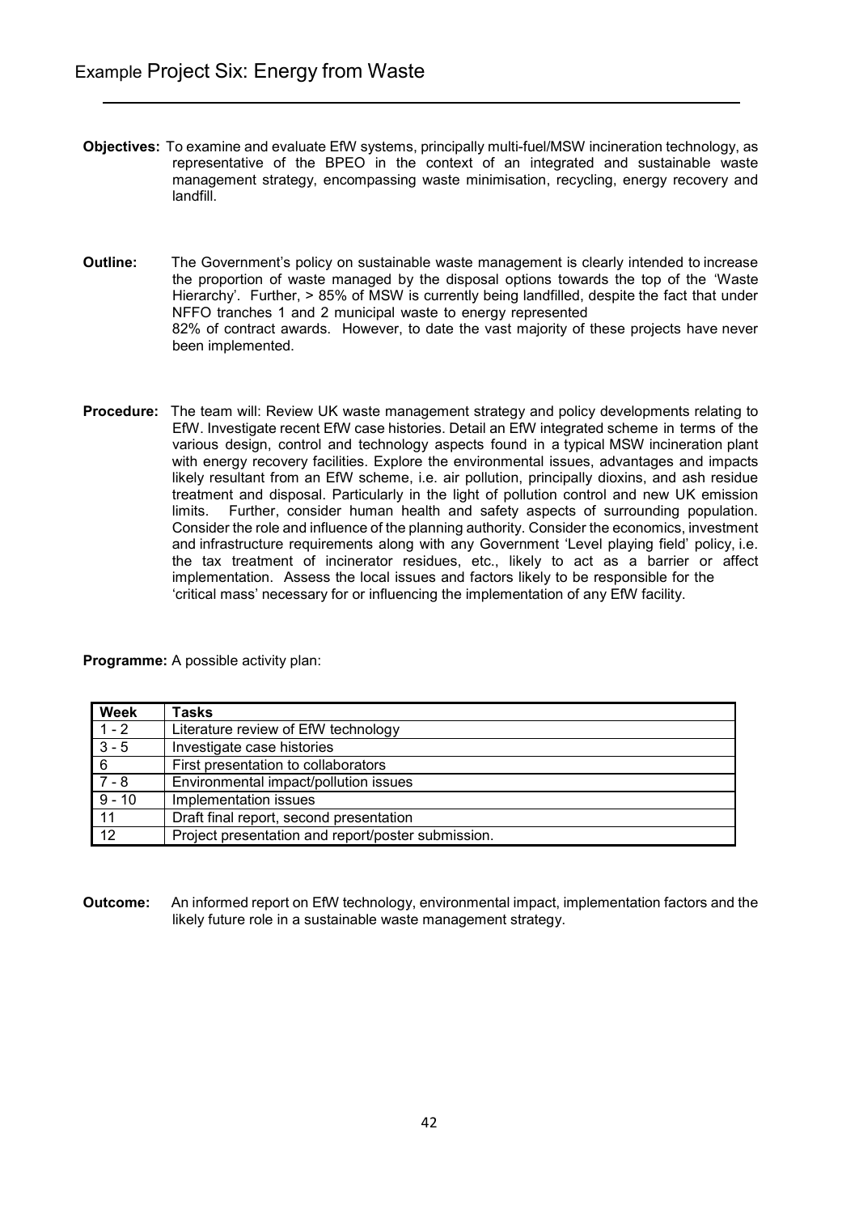# Example Project Six: Energy from Waste

**Objectives:** To examine and evaluate EfW systems, principally multi-fuel/MSW incineration technology, as representative of the BPEO in the context of an integrated and sustainable waste management strategy, encompassing waste minimisation, recycling, energy recovery and landfill.

**Outline:** The Government's policy on sustainable waste management is clearly intended to increase the proportion of waste managed by the disposal options towards the top of the 'Waste Hierarchy'. Further, > 85% of MSW is currently being landfilled, despite the fact that under NFFO tranches 1 and 2 municipal waste to energy represented 82% of contract awards. However, to date the vast majority of these projects have never been implemented.

**Procedure:** The team will: Review UK waste management strategy and policy developments relating to EfW. Investigate recent EfW case histories. Detail an EfW integrated scheme in terms of the various design, control and technology aspects found in a typical MSW incineration plant with energy recovery facilities. Explore the environmental issues, advantages and impacts likely resultant from an EfW scheme, i.e. air pollution, principally dioxins, and ash residue treatment and disposal. Particularly in the light of pollution control and new UK emission limits. Further, consider human health and safety aspects of surrounding population. Consider the role and influence of the planning authority. Consider the economics, investment and infrastructure requirements along with any Government 'Level playing field' policy, i.e. the tax treatment of incinerator residues, etc., likely to act as a barrier or affect implementation. Assess the local issues and factors likely to be responsible for the 'critical mass' necessary for or influencing the implementation of any EfW facility.

**Programme:** A possible activity plan:

| Week | Tasks |
|---|---|
| 1 - 2 | Literature review of EfW technology |
| 3 - 5 | Investigate case histories |
| 6 | First presentation to collaborators |
| 7 - 8 | Environmental impact/pollution issues |
| 9 - 10 | Implementation issues |
| 11 | Draft final report, second presentation |
| 12 | Project presentation and report/poster submission. |

**Outcome:** An informed report on EfW technology, environmental impact, implementation factors and the likely future role in a sustainable waste management strategy.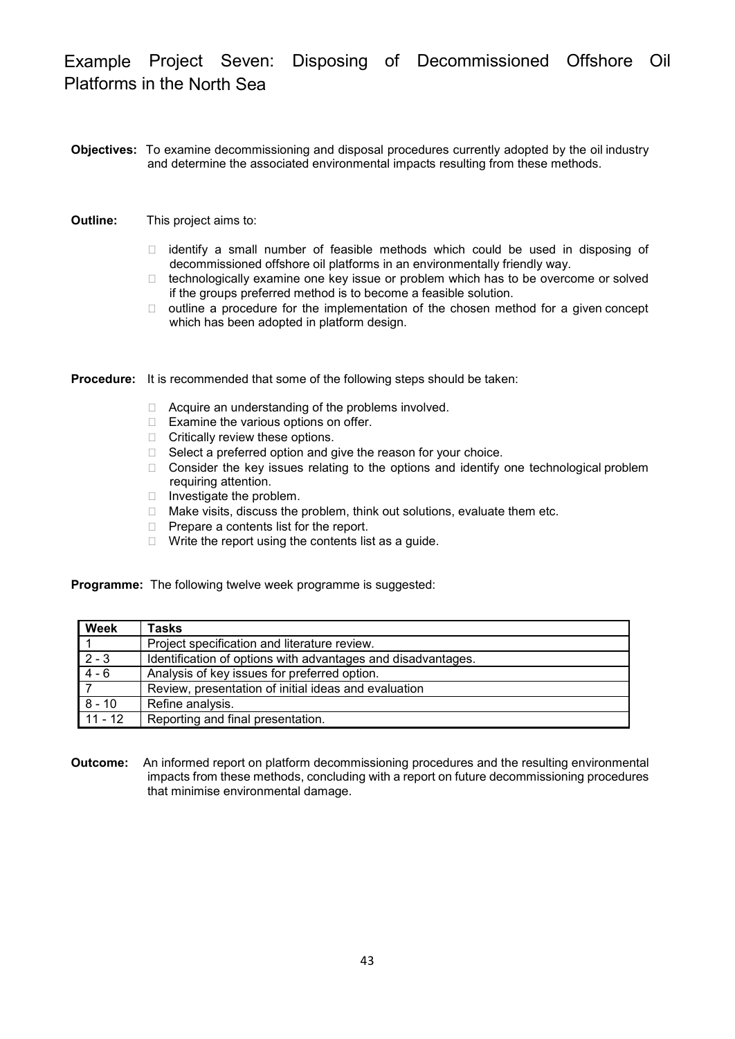# Example Project Seven: Disposing of Decommissioned Offshore Oil Platforms in the North Sea

**Objectives:** To examine decommissioning and disposal procedures currently adopted by the oil industry and determine the associated environmental impacts resulting from these methods.

**Outline:** This project aims to:

- identify a small number of feasible methods which could be used in disposing of decommissioned offshore oil platforms in an environmentally friendly way.
- technologically examine one key issue or problem which has to be overcome or solved if the groups preferred method is to become a feasible solution.
- outline a procedure for the implementation of the chosen method for a given concept which has been adopted in platform design.

**Procedure:** It is recommended that some of the following steps should be taken:

- Acquire an understanding of the problems involved.
- Examine the various options on offer.
- Critically review these options.
- Select a preferred option and give the reason for your choice.
- Consider the key issues relating to the options and identify one technological problem requiring attention.
- Investigate the problem.
- Make visits, discuss the problem, think out solutions, evaluate them etc.
- Prepare a contents list for the report.
- Write the report using the contents list as a guide.

**Programme:** The following twelve week programme is suggested:

| Week | Tasks |
|---|---|
| 1 | Project specification and literature review. |
| 2 - 3 | Identification of options with advantages and disadvantages. |
| 4 - 6 | Analysis of key issues for preferred option. |
| 7 | Review, presentation of initial ideas and evaluation |
| 8 - 10 | Refine analysis. |
| 11 - 12 | Reporting and final presentation. |

**Outcome:** An informed report on platform decommissioning procedures and the resulting environmental impacts from these methods, concluding with a report on future decommissioning procedures that minimise environmental damage.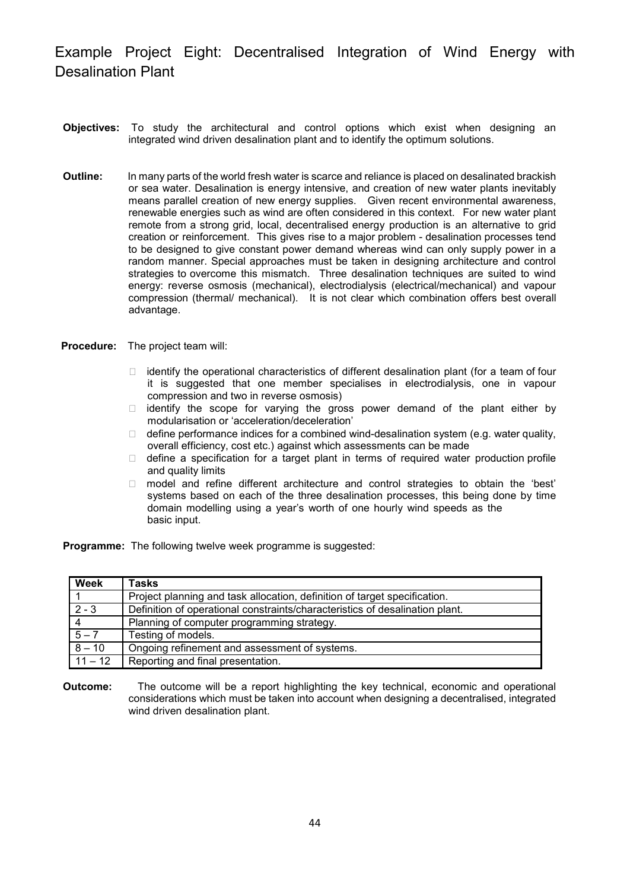# Example Project Eight: Decentralised Integration of Wind Energy with Desalination Plant

**Objectives:** To study the architectural and control options which exist when designing an integrated wind driven desalination plant and to identify the optimum solutions.

**Outline:** In many parts of the world fresh water is scarce and reliance is placed on desalinated brackish or sea water. Desalination is energy intensive, and creation of new water plants inevitably means parallel creation of new energy supplies. Given recent environmental awareness, renewable energies such as wind are often considered in this context. For new water plant remote from a strong grid, local, decentralised energy production is an alternative to grid creation or reinforcement. This gives rise to a major problem - desalination processes tend to be designed to give constant power demand whereas wind can only supply power in a random manner. Special approaches must be taken in designing architecture and control strategies to overcome this mismatch. Three desalination techniques are suited to wind energy: reverse osmosis (mechanical), electrodialysis (electrical/mechanical) and vapour compression (thermal/ mechanical). It is not clear which combination offers best overall advantage.

**Procedure:** The project team will:

- identify the operational characteristics of different desalination plant (for a team of four it is suggested that one member specialises in electrodialysis, one in vapour compression and two in reverse osmosis)
- identify the scope for varying the gross power demand of the plant either by modularisation or 'acceleration/deceleration'
- define performance indices for a combined wind-desalination system (e.g. water quality, overall efficiency, cost etc.) against which assessments can be made
- define a specification for a target plant in terms of required water production profile and quality limits
- model and refine different architecture and control strategies to obtain the 'best' systems based on each of the three desalination processes, this being done by time domain modelling using a year's worth of one hourly wind speeds as the basic input.

**Programme:** The following twelve week programme is suggested:

| Week | Tasks |
|---|---|
| 1 | Project planning and task allocation, definition of target specification. |
| 2 - 3 | Definition of operational constraints/characteristics of desalination plant. |
| 4 | Planning of computer programming strategy. |
| 5 – 7 | Testing of models. |
| 8 – 10 | Ongoing refinement and assessment of systems. |
| 11 – 12 | Reporting and final presentation. |

**Outcome:** The outcome will be a report highlighting the key technical, economic and operational considerations which must be taken into account when designing a decentralised, integrated wind driven desalination plant.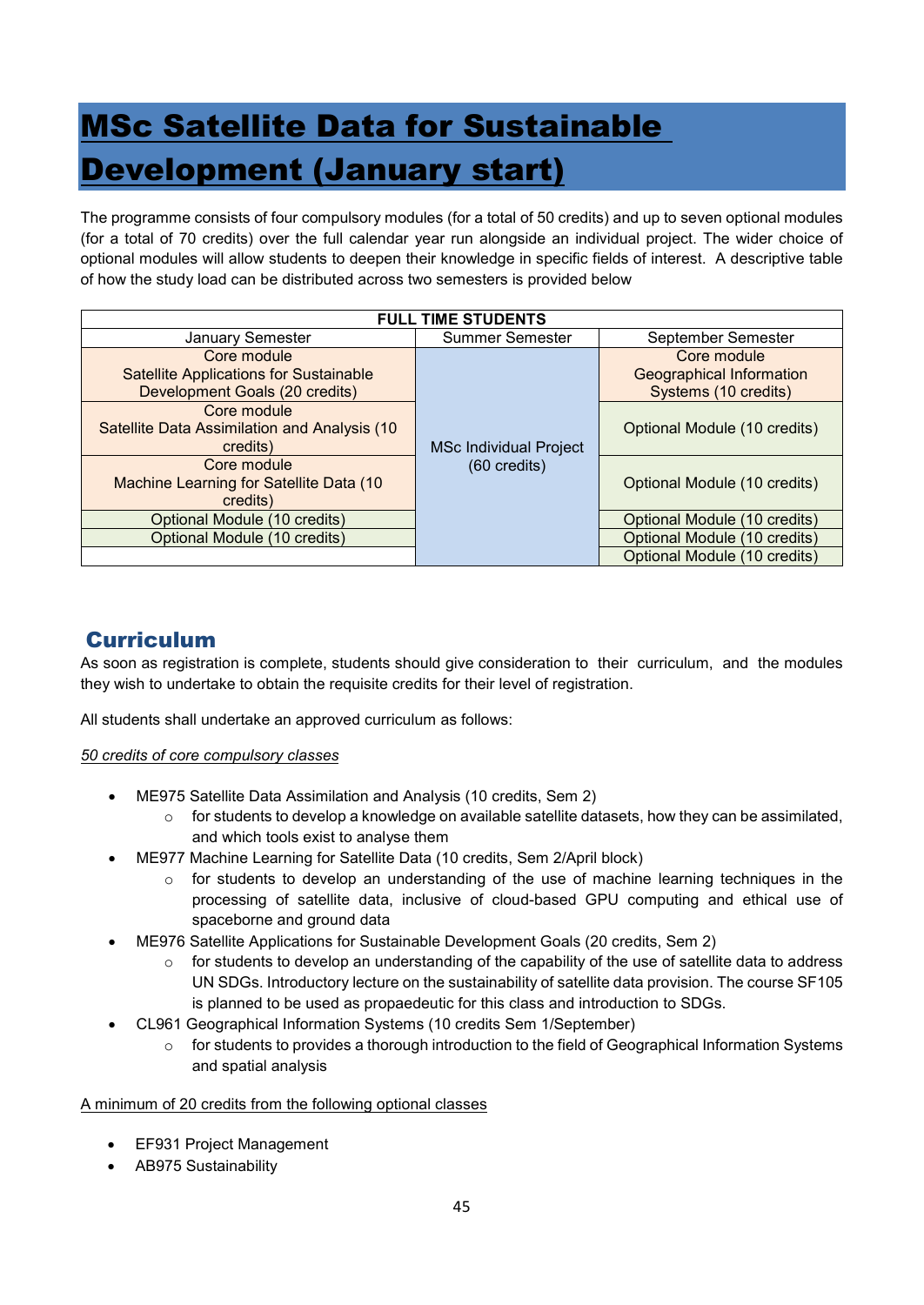# MSc Satellite Data for Sustainable Development (January start)

The programme consists of four compulsory modules (for a total of 50 credits) and up to seven optional modules (for a total of 70 credits) over the full calendar year run alongside an individual project. The wider choice of optional modules will allow students to deepen their knowledge in specific fields of interest. A descriptive table of how the study load can be distributed across two semesters is provided below

| FULL TIME STUDENTS | | |
|---|---|---|
| January Semester | Summer Semester | September Semester |
| Core module<br>Satellite Applications for Sustainable Development Goals (20 credits) | MSc Individual Project (60 credits) | Core module<br>Geographical Information Systems (10 credits) |
| Core module<br>Satellite Data Assimilation and Analysis (10 credits) | | Optional Module (10 credits) |
| Core module<br>Machine Learning for Satellite Data (10 credits) | | Optional Module (10 credits) |
| Optional Module (10 credits) | | Optional Module (10 credits) |
| Optional Module (10 credits) | | Optional Module (10 credits) |
| | | Optional Module (10 credits) |

## Curriculum

As soon as registration is complete, students should give consideration to their curriculum, and the modules they wish to undertake to obtain the requisite credits for their level of registration.

All students shall undertake an approved curriculum as follows:

*50 credits of core compulsory classes*

- ME975 Satellite Data Assimilation and Analysis (10 credits, Sem 2)
  - for students to develop a knowledge on available satellite datasets, how they can be assimilated, and which tools exist to analyse them
- ME977 Machine Learning for Satellite Data (10 credits, Sem 2/April block)
  - for students to develop an understanding of the use of machine learning techniques in the processing of satellite data, inclusive of cloud-based GPU computing and ethical use of spaceborne and ground data
- ME976 Satellite Applications for Sustainable Development Goals (20 credits, Sem 2)
  - for students to develop an understanding of the capability of the use of satellite data to address UN SDGs. Introductory lecture on the sustainability of satellite data provision. The course SF105 is planned to be used as propaedeutic for this class and introduction to SDGs.
- CL961 Geographical Information Systems (10 credits Sem 1/September)
  - for students to provides a thorough introduction to the field of Geographical Information Systems and spatial analysis

A minimum of 20 credits from the following optional classes

- EF931 Project Management
- AB975 Sustainability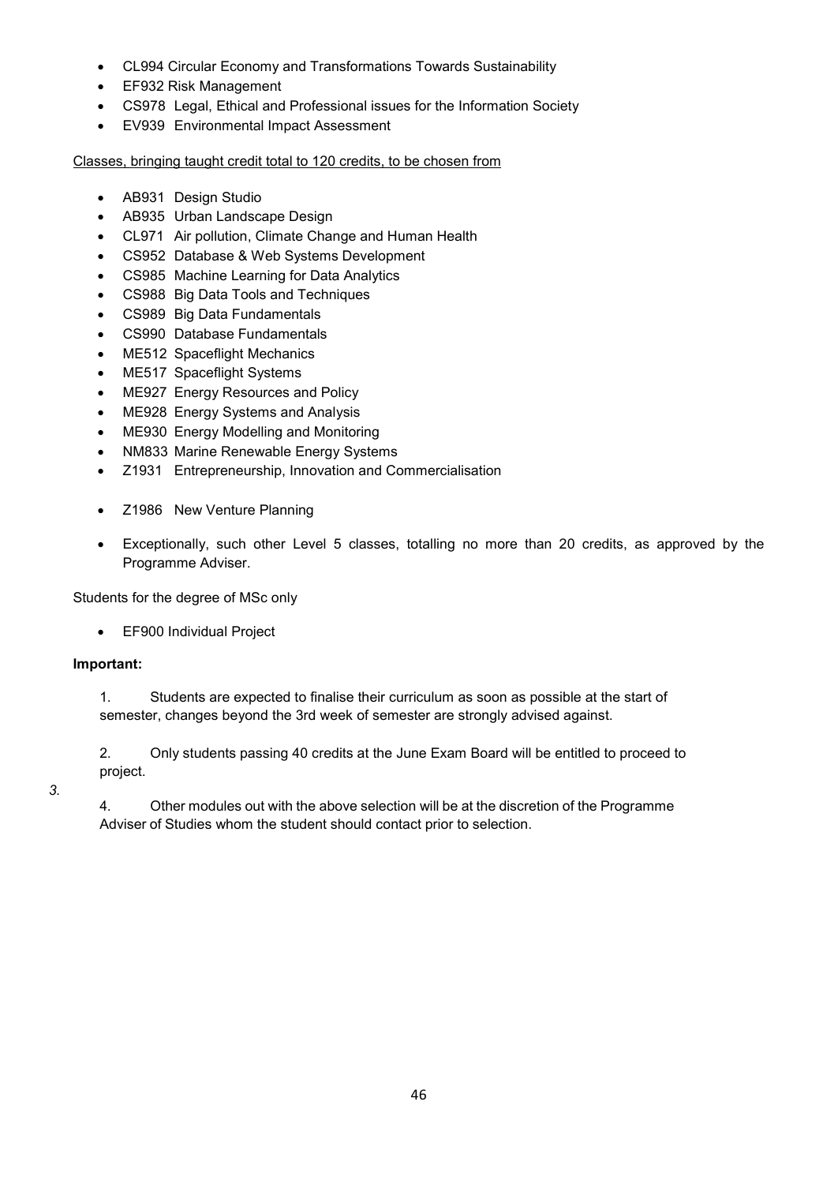- CL994 Circular Economy and Transformations Towards Sustainability
- EF932 Risk Management
- CS978 Legal, Ethical and Professional issues for the Information Society
- EV939 Environmental Impact Assessment

Classes, bringing taught credit total to 120 credits, to be chosen from

- AB931 Design Studio
- AB935 Urban Landscape Design
- CL971 Air pollution, Climate Change and Human Health
- CS952 Database & Web Systems Development
- CS985 Machine Learning for Data Analytics
- CS988 Big Data Tools and Techniques
- CS989 Big Data Fundamentals
- CS990 Database Fundamentals
- ME512 Spaceflight Mechanics
- ME517 Spaceflight Systems
- ME927 Energy Resources and Policy
- ME928 Energy Systems and Analysis
- ME930 Energy Modelling and Monitoring
- NM833 Marine Renewable Energy Systems
- Z1931 Entrepreneurship, Innovation and Commercialisation
- Z1986 New Venture Planning
- Exceptionally, such other Level 5 classes, totalling no more than 20 credits, as approved by the Programme Adviser.

Students for the degree of MSc only

- EF900 Individual Project

**Important:**

1. Students are expected to finalise their curriculum as soon as possible at the start of semester, changes beyond the 3rd week of semester are strongly advised against.

2. Only students passing 40 credits at the June Exam Board will be entitled to proceed to project.

*3.*

4. Other modules out with the above selection will be at the discretion of the Programme Adviser of Studies whom the student should contact prior to selection.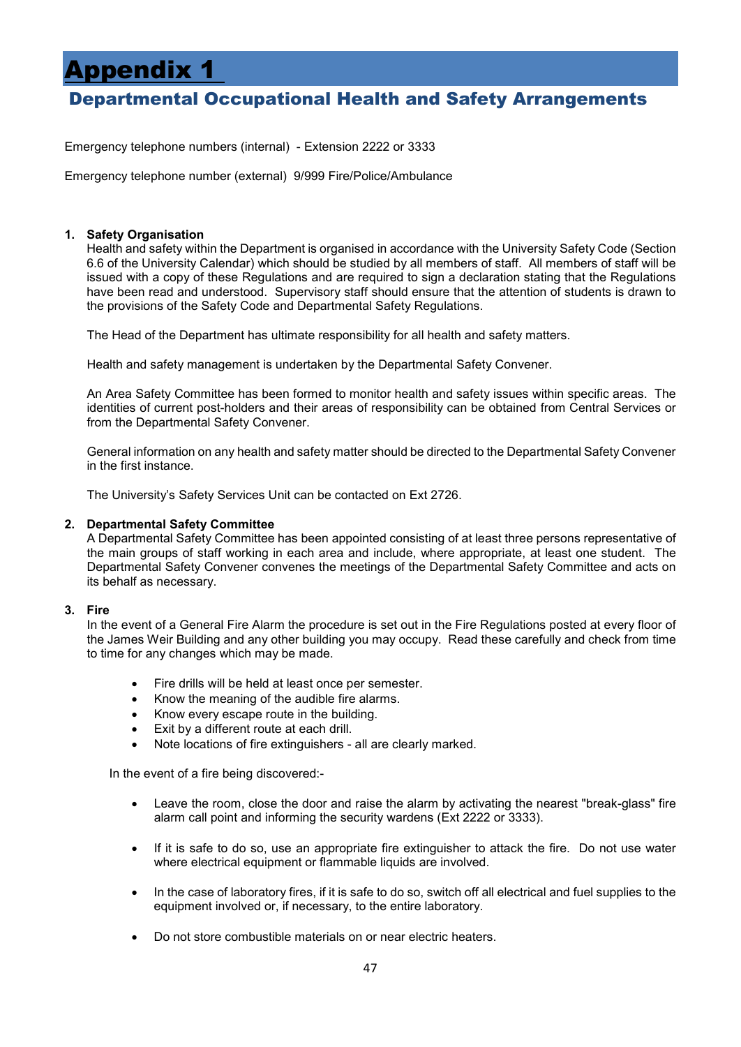# Appendix 1

## Departmental Occupational Health and Safety Arrangements

Emergency telephone numbers (internal) - Extension 2222 or 3333

Emergency telephone number (external) 9/999 Fire/Police/Ambulance

1. **Safety Organisation**

   Health and safety within the Department is organised in accordance with the University Safety Code (Section 6.6 of the University Calendar) which should be studied by all members of staff. All members of staff will be issued with a copy of these Regulations and are required to sign a declaration stating that the Regulations have been read and understood. Supervisory staff should ensure that the attention of students is drawn to the provisions of the Safety Code and Departmental Safety Regulations.

   The Head of the Department has ultimate responsibility for all health and safety matters.

   Health and safety management is undertaken by the Departmental Safety Convener.

   An Area Safety Committee has been formed to monitor health and safety issues within specific areas. The identities of current post-holders and their areas of responsibility can be obtained from Central Services or from the Departmental Safety Convener.

   General information on any health and safety matter should be directed to the Departmental Safety Convener in the first instance.

   The University's Safety Services Unit can be contacted on Ext 2726.

2. **Departmental Safety Committee**

   A Departmental Safety Committee has been appointed consisting of at least three persons representative of the main groups of staff working in each area and include, where appropriate, at least one student. The Departmental Safety Convener convenes the meetings of the Departmental Safety Committee and acts on its behalf as necessary.

3. **Fire**

   In the event of a General Fire Alarm the procedure is set out in the Fire Regulations posted at every floor of the James Weir Building and any other building you may occupy. Read these carefully and check from time to time for any changes which may be made.

   - Fire drills will be held at least once per semester.
   - Know the meaning of the audible fire alarms.
   - Know every escape route in the building.
   - Exit by a different route at each drill.
   - Note locations of fire extinguishers - all are clearly marked.

   In the event of a fire being discovered:-

   - Leave the room, close the door and raise the alarm by activating the nearest "break-glass" fire alarm call point and informing the security wardens (Ext 2222 or 3333).
   - If it is safe to do so, use an appropriate fire extinguisher to attack the fire. Do not use water where electrical equipment or flammable liquids are involved.
   - In the case of laboratory fires, if it is safe to do so, switch off all electrical and fuel supplies to the equipment involved or, if necessary, to the entire laboratory.
   - Do not store combustible materials on or near electric heaters.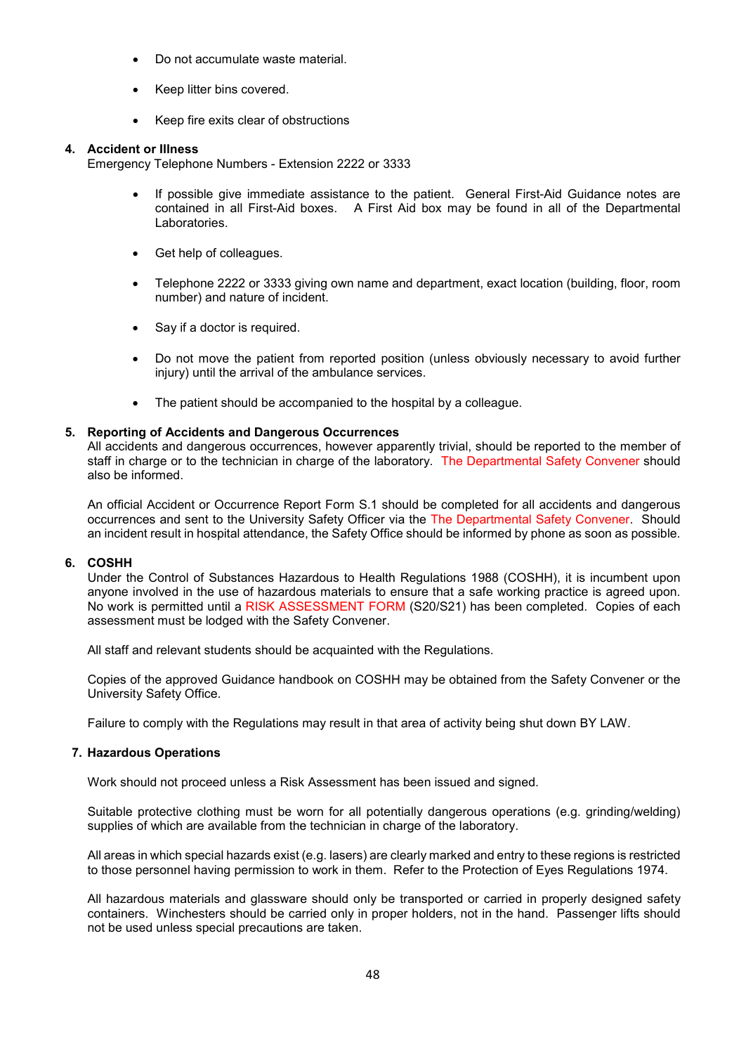- Do not accumulate waste material.
- Keep litter bins covered.
- Keep fire exits clear of obstructions

**4. Accident or Illness**

Emergency Telephone Numbers - Extension 2222 or 3333

- If possible give immediate assistance to the patient. General First-Aid Guidance notes are contained in all First-Aid boxes. A First Aid box may be found in all of the Departmental Laboratories.
- Get help of colleagues.
- Telephone 2222 or 3333 giving own name and department, exact location (building, floor, room number) and nature of incident.
- Say if a doctor is required.
- Do not move the patient from reported position (unless obviously necessary to avoid further injury) until the arrival of the ambulance services.
- The patient should be accompanied to the hospital by a colleague.

**5. Reporting of Accidents and Dangerous Occurrences**

All accidents and dangerous occurrences, however apparently trivial, should be reported to the member of staff in charge or to the technician in charge of the laboratory. The Departmental Safety Convener should also be informed.

An official Accident or Occurrence Report Form S.1 should be completed for all accidents and dangerous occurrences and sent to the University Safety Officer via the The Departmental Safety Convener. Should an incident result in hospital attendance, the Safety Office should be informed by phone as soon as possible.

**6. COSHH**

Under the Control of Substances Hazardous to Health Regulations 1988 (COSHH), it is incumbent upon anyone involved in the use of hazardous materials to ensure that a safe working practice is agreed upon. No work is permitted until a RISK ASSESSMENT FORM (S20/S21) has been completed. Copies of each assessment must be lodged with the Safety Convener.

All staff and relevant students should be acquainted with the Regulations.

Copies of the approved Guidance handbook on COSHH may be obtained from the Safety Convener or the University Safety Office.

Failure to comply with the Regulations may result in that area of activity being shut down BY LAW.

**7. Hazardous Operations**

Work should not proceed unless a Risk Assessment has been issued and signed.

Suitable protective clothing must be worn for all potentially dangerous operations (e.g. grinding/welding) supplies of which are available from the technician in charge of the laboratory.

All areas in which special hazards exist (e.g. lasers) are clearly marked and entry to these regions is restricted to those personnel having permission to work in them. Refer to the Protection of Eyes Regulations 1974.

All hazardous materials and glassware should only be transported or carried in properly designed safety containers. Winchesters should be carried only in proper holders, not in the hand. Passenger lifts should not be used unless special precautions are taken.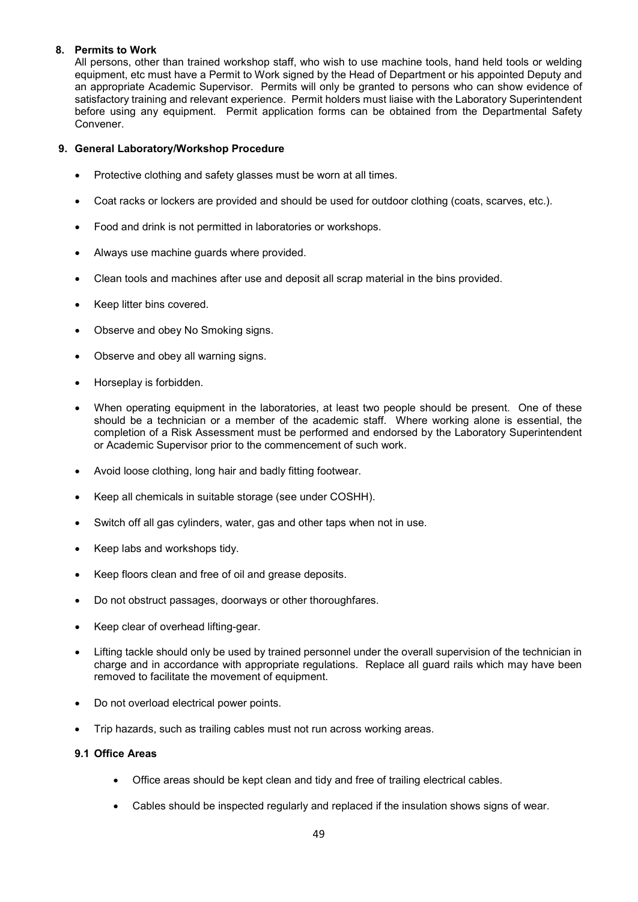## 8. Permits to Work

All persons, other than trained workshop staff, who wish to use machine tools, hand held tools or welding equipment, etc must have a Permit to Work signed by the Head of Department or his appointed Deputy and an appropriate Academic Supervisor. Permits will only be granted to persons who can show evidence of satisfactory training and relevant experience. Permit holders must liaise with the Laboratory Superintendent before using any equipment. Permit application forms can be obtained from the Departmental Safety Convener.

## 9. General Laboratory/Workshop Procedure

- Protective clothing and safety glasses must be worn at all times.
- Coat racks or lockers are provided and should be used for outdoor clothing (coats, scarves, etc.).
- Food and drink is not permitted in laboratories or workshops.
- Always use machine guards where provided.
- Clean tools and machines after use and deposit all scrap material in the bins provided.
- Keep litter bins covered.
- Observe and obey No Smoking signs.
- Observe and obey all warning signs.
- Horseplay is forbidden.
- When operating equipment in the laboratories, at least two people should be present. One of these should be a technician or a member of the academic staff. Where working alone is essential, the completion of a Risk Assessment must be performed and endorsed by the Laboratory Superintendent or Academic Supervisor prior to the commencement of such work.
- Avoid loose clothing, long hair and badly fitting footwear.
- Keep all chemicals in suitable storage (see under COSHH).
- Switch off all gas cylinders, water, gas and other taps when not in use.
- Keep labs and workshops tidy.
- Keep floors clean and free of oil and grease deposits.
- Do not obstruct passages, doorways or other thoroughfares.
- Keep clear of overhead lifting-gear.
- Lifting tackle should only be used by trained personnel under the overall supervision of the technician in charge and in accordance with appropriate regulations. Replace all guard rails which may have been removed to facilitate the movement of equipment.
- Do not overload electrical power points.
- Trip hazards, such as trailing cables must not run across working areas.

### 9.1 Office Areas

- Office areas should be kept clean and tidy and free of trailing electrical cables.
- Cables should be inspected regularly and replaced if the insulation shows signs of wear.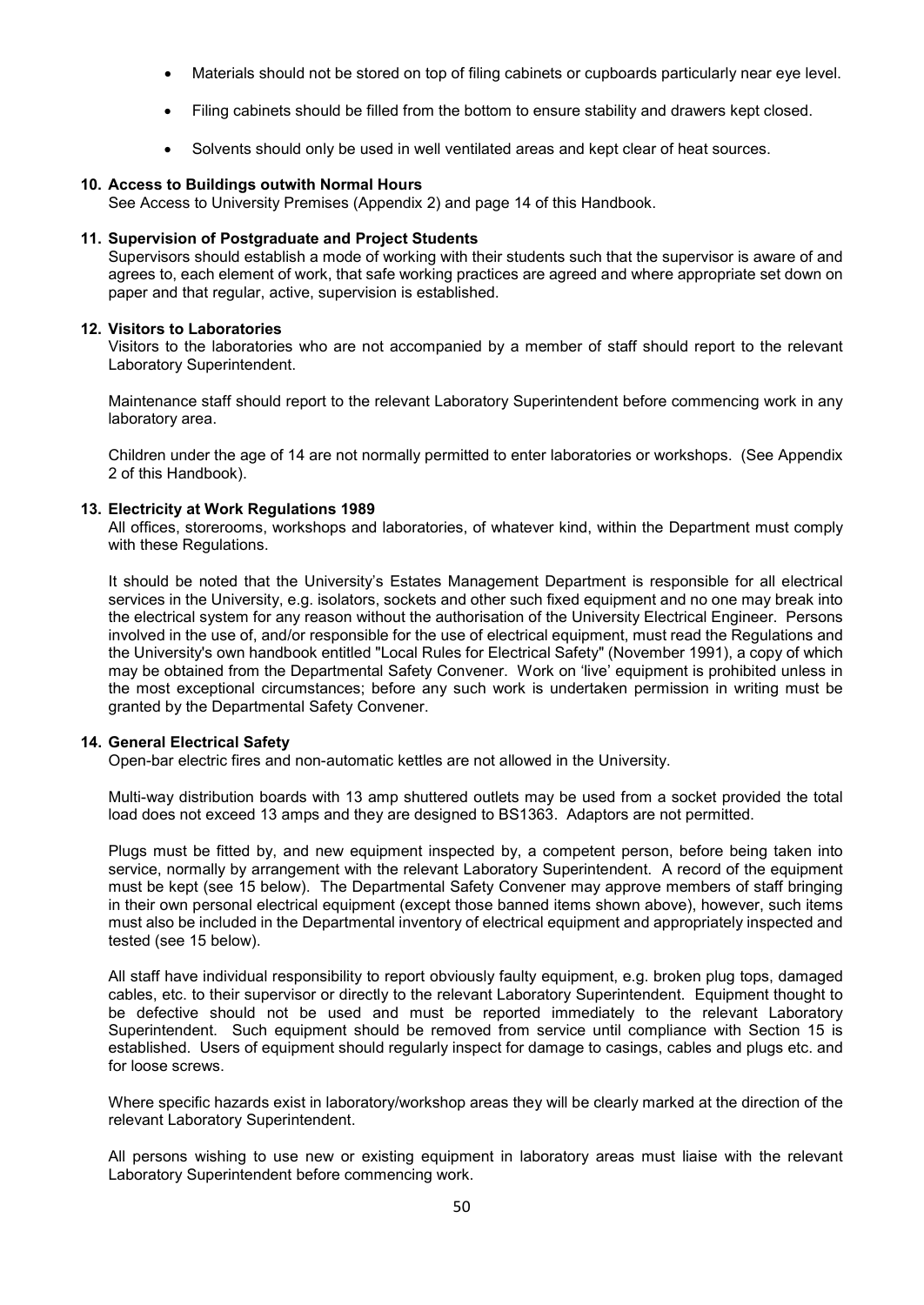- Materials should not be stored on top of filing cabinets or cupboards particularly near eye level.
- Filing cabinets should be filled from the bottom to ensure stability and drawers kept closed.
- Solvents should only be used in well ventilated areas and kept clear of heat sources.

**10. Access to Buildings outwith Normal Hours**

See Access to University Premises (Appendix 2) and page 14 of this Handbook.

**11. Supervision of Postgraduate and Project Students**

Supervisors should establish a mode of working with their students such that the supervisor is aware of and agrees to, each element of work, that safe working practices are agreed and where appropriate set down on paper and that regular, active, supervision is established.

**12. Visitors to Laboratories**

Visitors to the laboratories who are not accompanied by a member of staff should report to the relevant Laboratory Superintendent.

Maintenance staff should report to the relevant Laboratory Superintendent before commencing work in any laboratory area.

Children under the age of 14 are not normally permitted to enter laboratories or workshops. (See Appendix 2 of this Handbook).

**13. Electricity at Work Regulations 1989**

All offices, storerooms, workshops and laboratories, of whatever kind, within the Department must comply with these Regulations.

It should be noted that the University's Estates Management Department is responsible for all electrical services in the University, e.g. isolators, sockets and other such fixed equipment and no one may break into the electrical system for any reason without the authorisation of the University Electrical Engineer. Persons involved in the use of, and/or responsible for the use of electrical equipment, must read the Regulations and the University's own handbook entitled "Local Rules for Electrical Safety" (November 1991), a copy of which may be obtained from the Departmental Safety Convener. Work on 'live' equipment is prohibited unless in the most exceptional circumstances; before any such work is undertaken permission in writing must be granted by the Departmental Safety Convener.

**14. General Electrical Safety**

Open-bar electric fires and non-automatic kettles are not allowed in the University.

Multi-way distribution boards with 13 amp shuttered outlets may be used from a socket provided the total load does not exceed 13 amps and they are designed to BS1363. Adaptors are not permitted.

Plugs must be fitted by, and new equipment inspected by, a competent person, before being taken into service, normally by arrangement with the relevant Laboratory Superintendent. A record of the equipment must be kept (see 15 below). The Departmental Safety Convener may approve members of staff bringing in their own personal electrical equipment (except those banned items shown above), however, such items must also be included in the Departmental inventory of electrical equipment and appropriately inspected and tested (see 15 below).

All staff have individual responsibility to report obviously faulty equipment, e.g. broken plug tops, damaged cables, etc. to their supervisor or directly to the relevant Laboratory Superintendent. Equipment thought to be defective should not be used and must be reported immediately to the relevant Laboratory Superintendent. Such equipment should be removed from service until compliance with Section 15 is established. Users of equipment should regularly inspect for damage to casings, cables and plugs etc. and for loose screws.

Where specific hazards exist in laboratory/workshop areas they will be clearly marked at the direction of the relevant Laboratory Superintendent.

All persons wishing to use new or existing equipment in laboratory areas must liaise with the relevant Laboratory Superintendent before commencing work.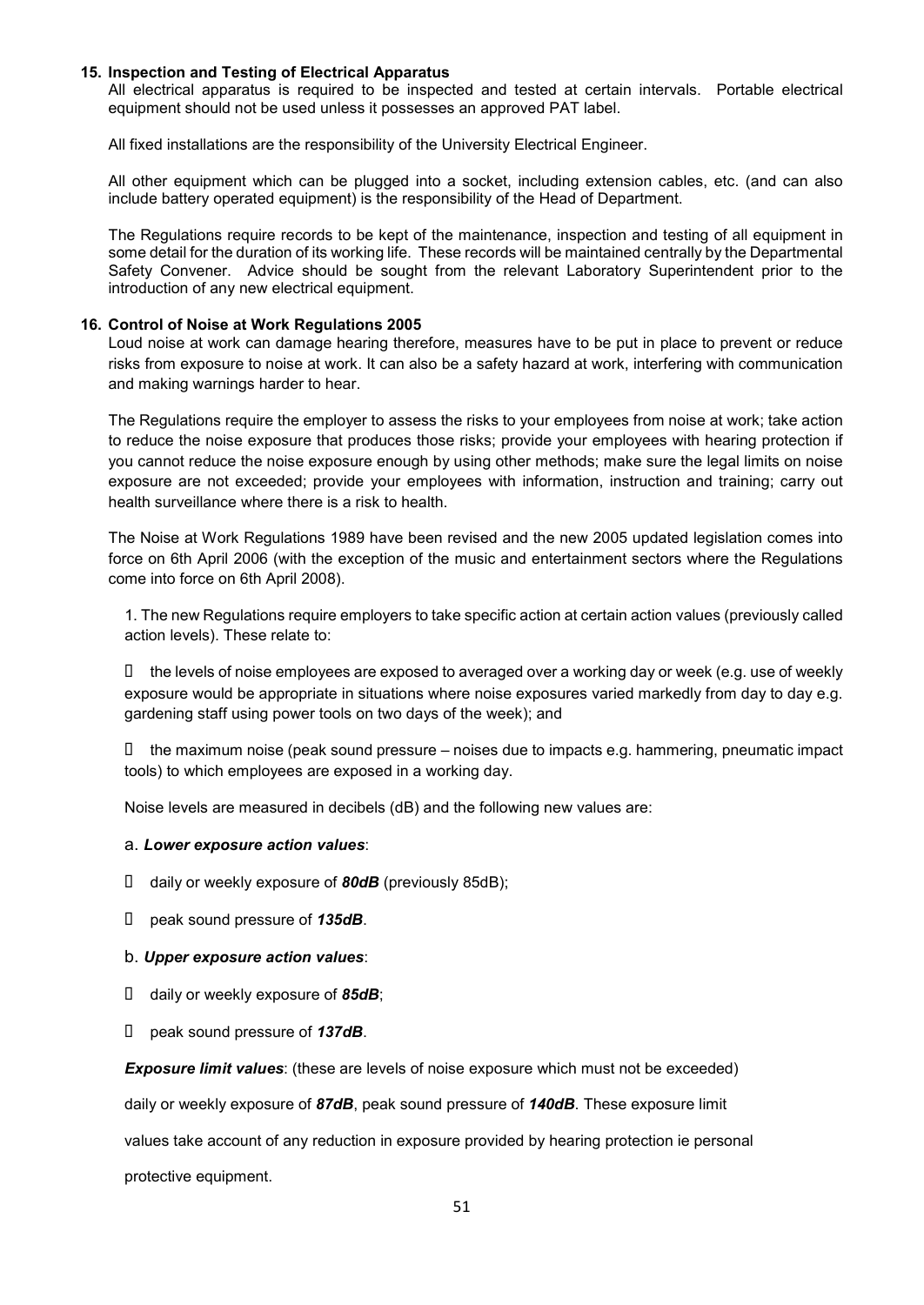## 15. Inspection and Testing of Electrical Apparatus

All electrical apparatus is required to be inspected and tested at certain intervals. Portable electrical equipment should not be used unless it possesses an approved PAT label.

All fixed installations are the responsibility of the University Electrical Engineer.

All other equipment which can be plugged into a socket, including extension cables, etc. (and can also include battery operated equipment) is the responsibility of the Head of Department.

The Regulations require records to be kept of the maintenance, inspection and testing of all equipment in some detail for the duration of its working life. These records will be maintained centrally by the Departmental Safety Convener. Advice should be sought from the relevant Laboratory Superintendent prior to the introduction of any new electrical equipment.

## 16. Control of Noise at Work Regulations 2005

Loud noise at work can damage hearing therefore, measures have to be put in place to prevent or reduce risks from exposure to noise at work. It can also be a safety hazard at work, interfering with communication and making warnings harder to hear.

The Regulations require the employer to assess the risks to your employees from noise at work; take action to reduce the noise exposure that produces those risks; provide your employees with hearing protection if you cannot reduce the noise exposure enough by using other methods; make sure the legal limits on noise exposure are not exceeded; provide your employees with information, instruction and training; carry out health surveillance where there is a risk to health.

The Noise at Work Regulations 1989 have been revised and the new 2005 updated legislation comes into force on 6th April 2006 (with the exception of the music and entertainment sectors where the Regulations come into force on 6th April 2008).

1. The new Regulations require employers to take specific action at certain action values (previously called action levels). These relate to:

- the levels of noise employees are exposed to averaged over a working day or week (e.g. use of weekly exposure would be appropriate in situations where noise exposures varied markedly from day to day e.g. gardening staff using power tools on two days of the week); and
- the maximum noise (peak sound pressure – noises due to impacts e.g. hammering, pneumatic impact tools) to which employees are exposed in a working day.

Noise levels are measured in decibels (dB) and the following new values are:

a. ***Lower exposure action values***:

- daily or weekly exposure of ***80dB*** (previously 85dB);
- peak sound pressure of ***135dB***.

b. ***Upper exposure action values***:

- daily or weekly exposure of ***85dB***;
- peak sound pressure of ***137dB***.

***Exposure limit values***: (these are levels of noise exposure which must not be exceeded)

daily or weekly exposure of ***87dB***, peak sound pressure of ***140dB***. These exposure limit values take account of any reduction in exposure provided by hearing protection ie personal protective equipment.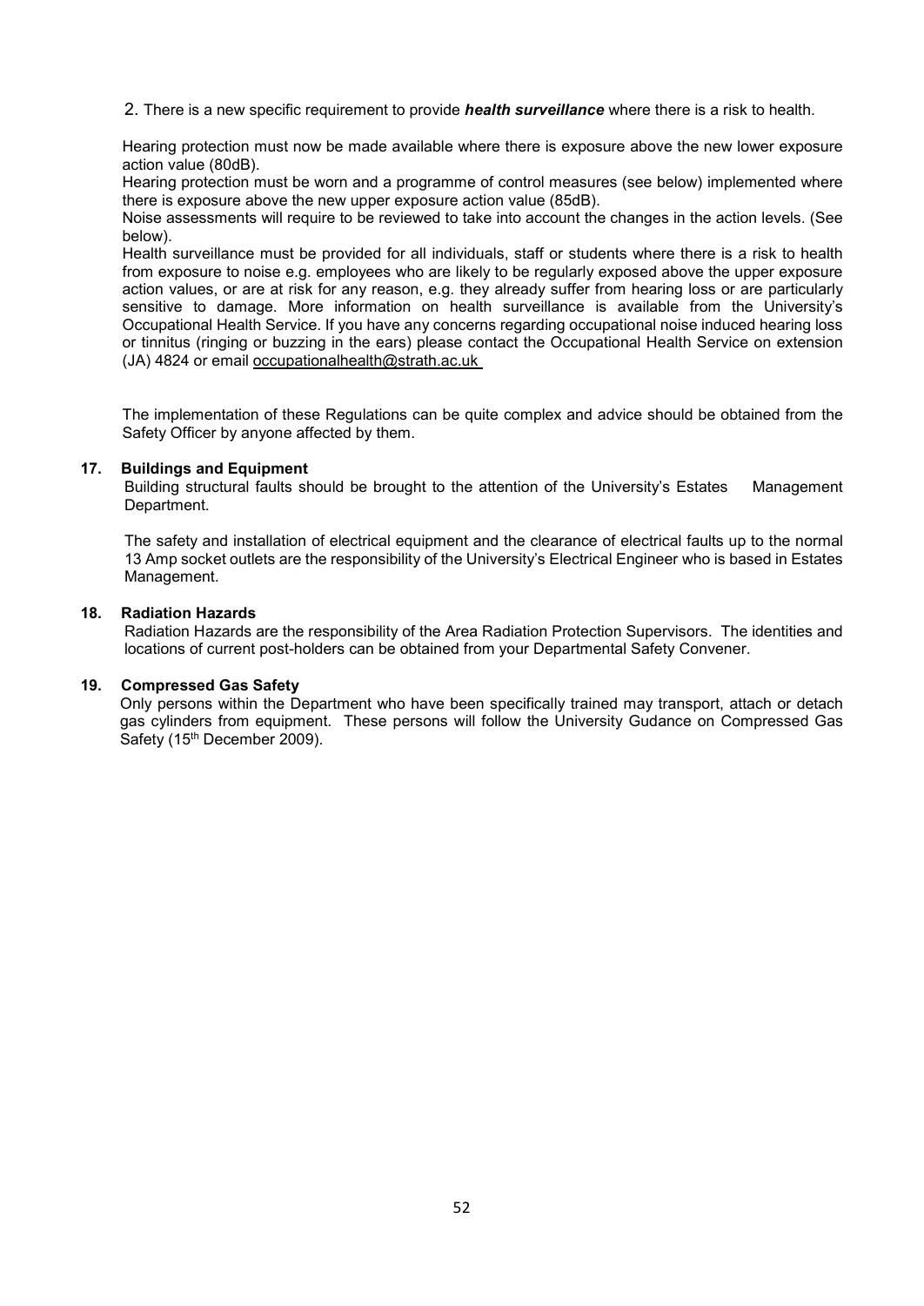2. There is a new specific requirement to provide ***health surveillance*** where there is a risk to health.

Hearing protection must now be made available where there is exposure above the new lower exposure action value (80dB).
Hearing protection must be worn and a programme of control measures (see below) implemented where there is exposure above the new upper exposure action value (85dB).
Noise assessments will require to be reviewed to take into account the changes in the action levels. (See below).
Health surveillance must be provided for all individuals, staff or students where there is a risk to health from exposure to noise e.g. employees who are likely to be regularly exposed above the upper exposure action values, or are at risk for any reason, e.g. they already suffer from hearing loss or are particularly sensitive to damage. More information on health surveillance is available from the University's Occupational Health Service. If you have any concerns regarding occupational noise induced hearing loss or tinnitus (ringing or buzzing in the ears) please contact the Occupational Health Service on extension (JA) 4824 or email occupationalhealth@strath.ac.uk

The implementation of these Regulations can be quite complex and advice should be obtained from the Safety Officer by anyone affected by them.

### 17. Buildings and Equipment

Building structural faults should be brought to the attention of the University's Estates Management Department.

The safety and installation of electrical equipment and the clearance of electrical faults up to the normal 13 Amp socket outlets are the responsibility of the University's Electrical Engineer who is based in Estates Management.

### 18. Radiation Hazards

Radiation Hazards are the responsibility of the Area Radiation Protection Supervisors. The identities and locations of current post-holders can be obtained from your Departmental Safety Convener.

### 19. Compressed Gas Safety

Only persons within the Department who have been specifically trained may transport, attach or detach gas cylinders from equipment. These persons will follow the University Gudance on Compressed Gas Safety (15th December 2009).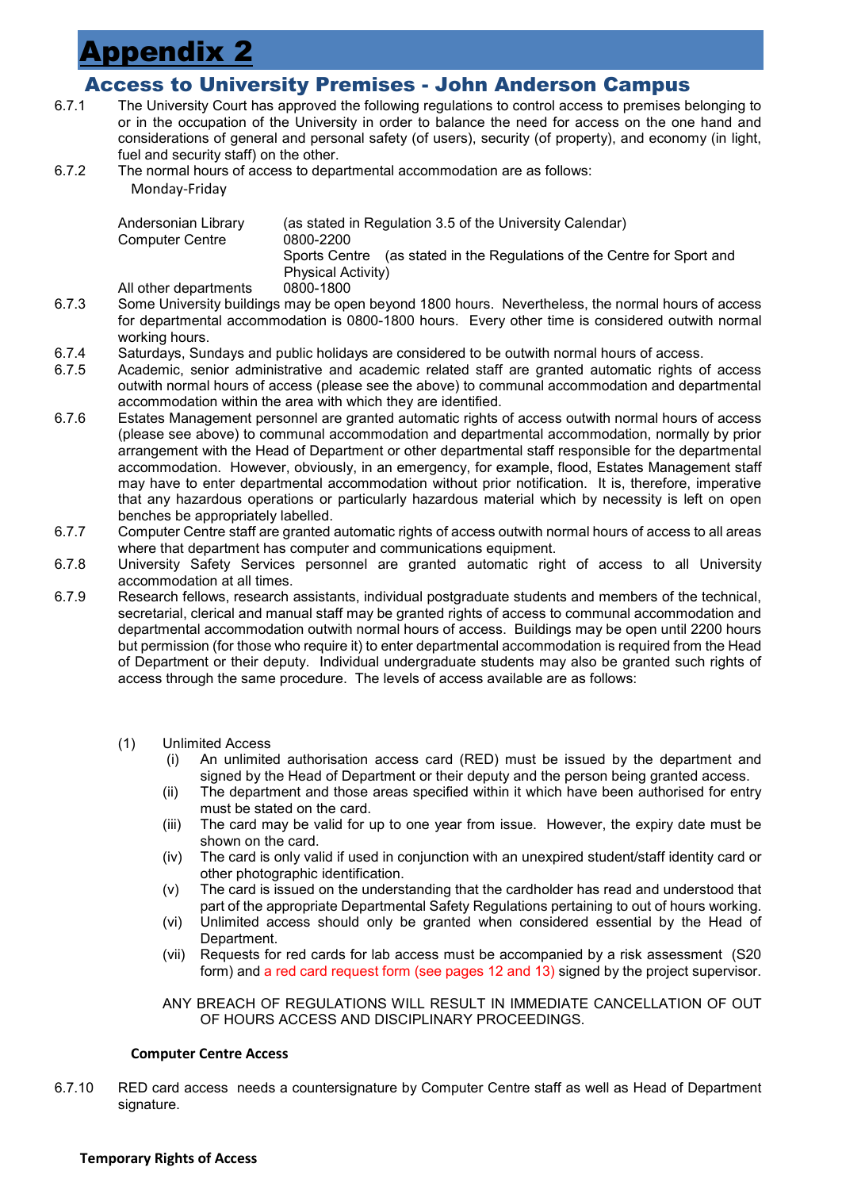# Appendix 2

## Access to University Premises - John Anderson Campus

6.7.1 The University Court has approved the following regulations to control access to premises belonging to or in the occupation of the University in order to balance the need for access on the one hand and considerations of general and personal safety (of users), security (of property), and economy (in light, fuel and security staff) on the other.

6.7.2 The normal hours of access to departmental accommodation are as follows:

Monday-Friday

| | |
|---|---|
| Andersonian Library | (as stated in Regulation 3.5 of the University Calendar) |
| Computer Centre | 0800-2200 |
| Sports Centre | (as stated in the Regulations of the Centre for Sport and Physical Activity) |
| All other departments | 0800-1800 |

6.7.3 Some University buildings may be open beyond 1800 hours. Nevertheless, the normal hours of access for departmental accommodation is 0800-1800 hours. Every other time is considered outwith normal working hours.

6.7.4 Saturdays, Sundays and public holidays are considered to be outwith normal hours of access.

6.7.5 Academic, senior administrative and academic related staff are granted automatic rights of access outwith normal hours of access (please see the above) to communal accommodation and departmental accommodation within the area with which they are identified.

6.7.6 Estates Management personnel are granted automatic rights of access outwith normal hours of access (please see above) to communal accommodation and departmental accommodation, normally by prior arrangement with the Head of Department or other departmental staff responsible for the departmental accommodation. However, obviously, in an emergency, for example, flood, Estates Management staff may have to enter departmental accommodation without prior notification. It is, therefore, imperative that any hazardous operations or particularly hazardous material which by necessity is left on open benches be appropriately labelled.

6.7.7 Computer Centre staff are granted automatic rights of access outwith normal hours of access to all areas where that department has computer and communications equipment.

6.7.8 University Safety Services personnel are granted automatic right of access to all University accommodation at all times.

6.7.9 Research fellows, research assistants, individual postgraduate students and members of the technical, secretarial, clerical and manual staff may be granted rights of access to communal accommodation and departmental accommodation outwith normal hours of access. Buildings may be open until 2200 hours but permission (for those who require it) to enter departmental accommodation is required from the Head of Department or their deputy. Individual undergraduate students may also be granted such rights of access through the same procedure. The levels of access available are as follows:

(1) Unlimited Access

- (i) An unlimited authorisation access card (RED) must be issued by the department and signed by the Head of Department or their deputy and the person being granted access.
- (ii) The department and those areas specified within it which have been authorised for entry must be stated on the card.
- (iii) The card may be valid for up to one year from issue. However, the expiry date must be shown on the card.
- (iv) The card is only valid if used in conjunction with an unexpired student/staff identity card or other photographic identification.
- (v) The card is issued on the understanding that the cardholder has read and understood that part of the appropriate Departmental Safety Regulations pertaining to out of hours working.
- (vi) Unlimited access should only be granted when considered essential by the Head of Department.
- (vii) Requests for red cards for lab access must be accompanied by a risk assessment (S20 form) and a red card request form (see pages 12 and 13) signed by the project supervisor.

ANY BREACH OF REGULATIONS WILL RESULT IN IMMEDIATE CANCELLATION OF OUT OF HOURS ACCESS AND DISCIPLINARY PROCEEDINGS.

**Computer Centre Access**

6.7.10 RED card access needs a countersignature by Computer Centre staff as well as Head of Department signature.

**Temporary Rights of Access**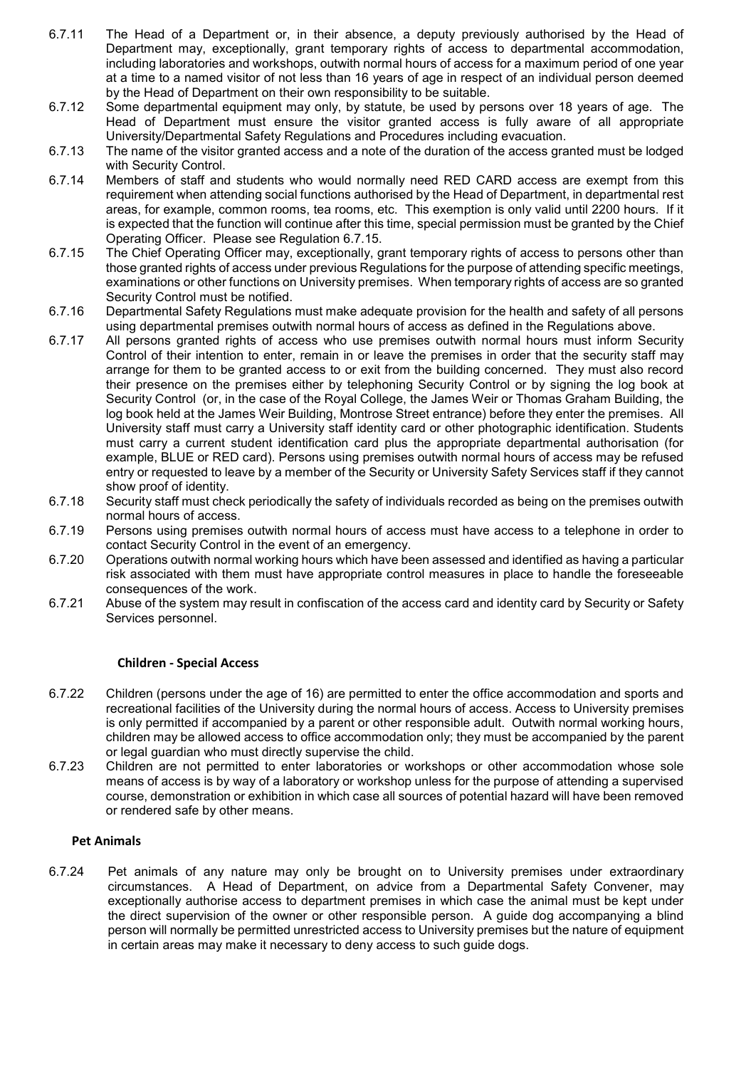6.7.11 The Head of a Department or, in their absence, a deputy previously authorised by the Head of Department may, exceptionally, grant temporary rights of access to departmental accommodation, including laboratories and workshops, outwith normal hours of access for a maximum period of one year at a time to a named visitor of not less than 16 years of age in respect of an individual person deemed by the Head of Department on their own responsibility to be suitable.

6.7.12 Some departmental equipment may only, by statute, be used by persons over 18 years of age. The Head of Department must ensure the visitor granted access is fully aware of all appropriate University/Departmental Safety Regulations and Procedures including evacuation.

6.7.13 The name of the visitor granted access and a note of the duration of the access granted must be lodged with Security Control.

6.7.14 Members of staff and students who would normally need RED CARD access are exempt from this requirement when attending social functions authorised by the Head of Department, in departmental rest areas, for example, common rooms, tea rooms, etc. This exemption is only valid until 2200 hours. If it is expected that the function will continue after this time, special permission must be granted by the Chief Operating Officer. Please see Regulation 6.7.15.

6.7.15 The Chief Operating Officer may, exceptionally, grant temporary rights of access to persons other than those granted rights of access under previous Regulations for the purpose of attending specific meetings, examinations or other functions on University premises. When temporary rights of access are so granted Security Control must be notified.

6.7.16 Departmental Safety Regulations must make adequate provision for the health and safety of all persons using departmental premises outwith normal hours of access as defined in the Regulations above.

6.7.17 All persons granted rights of access who use premises outwith normal hours must inform Security Control of their intention to enter, remain in or leave the premises in order that the security staff may arrange for them to be granted access to or exit from the building concerned. They must also record their presence on the premises either by telephoning Security Control or by signing the log book at Security Control (or, in the case of the Royal College, the James Weir or Thomas Graham Building, the log book held at the James Weir Building, Montrose Street entrance) before they enter the premises. All University staff must carry a University staff identity card or other photographic identification. Students must carry a current student identification card plus the appropriate departmental authorisation (for example, BLUE or RED card). Persons using premises outwith normal hours of access may be refused entry or requested to leave by a member of the Security or University Safety Services staff if they cannot show proof of identity.

6.7.18 Security staff must check periodically the safety of individuals recorded as being on the premises outwith normal hours of access.

6.7.19 Persons using premises outwith normal hours of access must have access to a telephone in order to contact Security Control in the event of an emergency.

6.7.20 Operations outwith normal working hours which have been assessed and identified as having a particular risk associated with them must have appropriate control measures in place to handle the foreseeable consequences of the work.

6.7.21 Abuse of the system may result in confiscation of the access card and identity card by Security or Safety Services personnel.

### Children - Special Access

6.7.22 Children (persons under the age of 16) are permitted to enter the office accommodation and sports and recreational facilities of the University during the normal hours of access. Access to University premises is only permitted if accompanied by a parent or other responsible adult. Outwith normal working hours, children may be allowed access to office accommodation only; they must be accompanied by the parent or legal guardian who must directly supervise the child.

6.7.23 Children are not permitted to enter laboratories or workshops or other accommodation whose sole means of access is by way of a laboratory or workshop unless for the purpose of attending a supervised course, demonstration or exhibition in which case all sources of potential hazard will have been removed or rendered safe by other means.

### Pet Animals

6.7.24 Pet animals of any nature may only be brought on to University premises under extraordinary circumstances. A Head of Department, on advice from a Departmental Safety Convener, may exceptionally authorise access to department premises in which case the animal must be kept under the direct supervision of the owner or other responsible person. A guide dog accompanying a blind person will normally be permitted unrestricted access to University premises but the nature of equipment in certain areas may make it necessary to deny access to such guide dogs.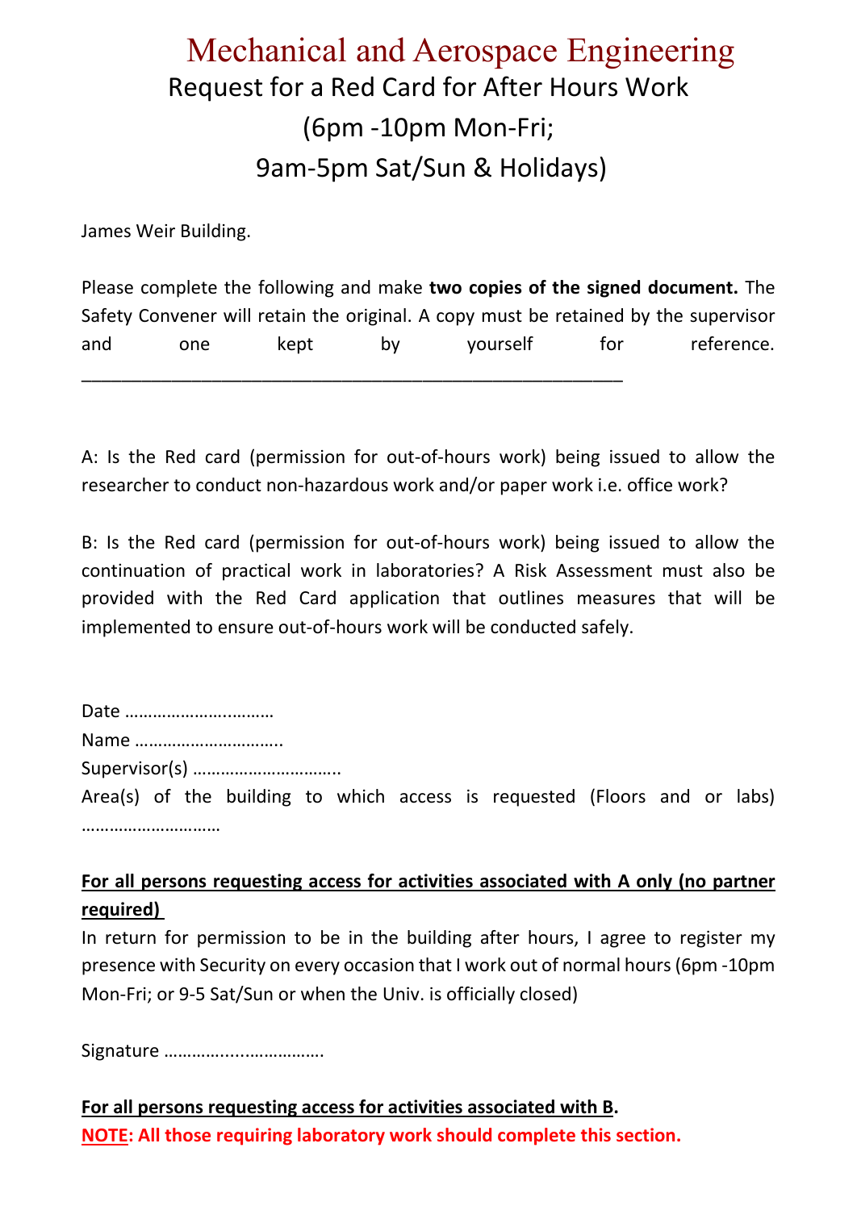# Mechanical and Aerospace Engineering

## Request for a Red Card for After Hours Work (6pm -10pm Mon-Fri; 9am-5pm Sat/Sun & Holidays)

James Weir Building.

Please complete the following and make **two copies of the signed document.** The Safety Convener will retain the original. A copy must be retained by the supervisor and one kept by yourself for reference.

---

A: Is the Red card (permission for out-of-hours work) being issued to allow the researcher to conduct non-hazardous work and/or paper work i.e. office work?

B: Is the Red card (permission for out-of-hours work) being issued to allow the continuation of practical work in laboratories? A Risk Assessment must also be provided with the Red Card application that outlines measures that will be implemented to ensure out-of-hours work will be conducted safely.

Date ……………….…………

Name …………………………..

Supervisor(s) …………………………..

Area(s) of the building to which access is requested (Floors and or labs) ……………………….

**For all persons requesting access for activities associated with A only (no partner required)**

In return for permission to be in the building after hours, I agree to register my presence with Security on every occasion that I work out of normal hours (6pm -10pm Mon-Fri; or 9-5 Sat/Sun or when the Univ. is officially closed)

Signature ……………...…………….

**For all persons requesting access for activities associated with B.**

**NOTE: All those requiring laboratory work should complete this section.**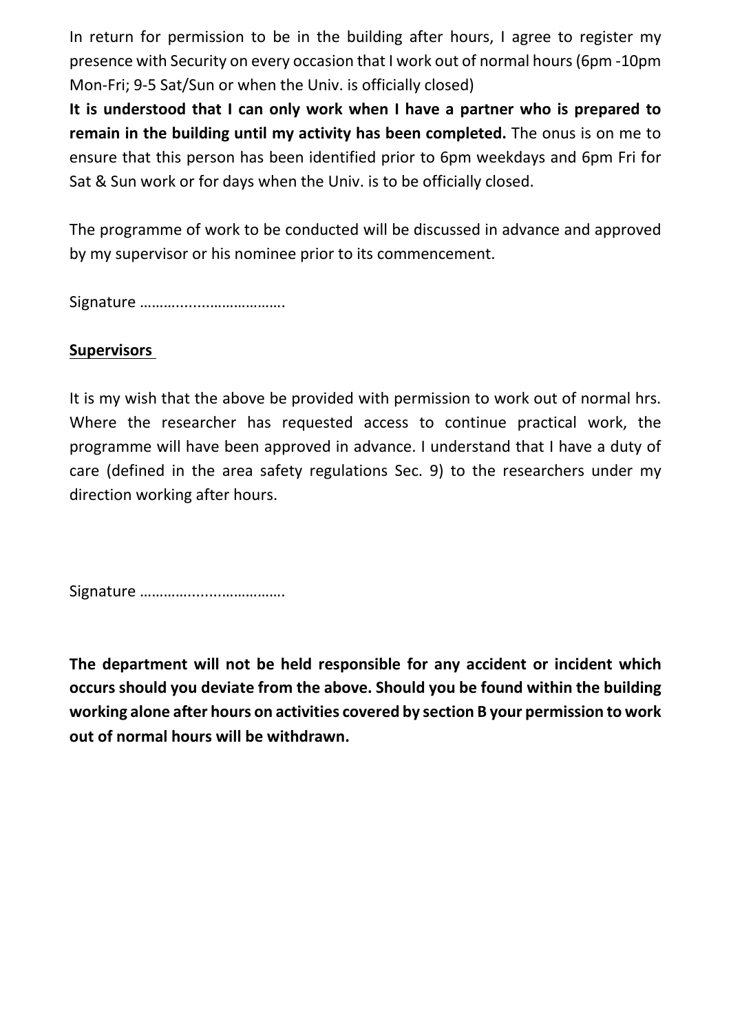In return for permission to be in the building after hours, I agree to register my presence with Security on every occasion that I work out of normal hours (6pm -10pm Mon-Fri; 9-5 Sat/Sun or when the Univ. is officially closed)

**It is understood that I can only work when I have a partner who is prepared to remain in the building until my activity has been completed.** The onus is on me to ensure that this person has been identified prior to 6pm weekdays and 6pm Fri for Sat & Sun work or for days when the Univ. is to be officially closed.

The programme of work to be conducted will be discussed in advance and approved by my supervisor or his nominee prior to its commencement.

Signature ……….........……………….

**Supervisors**

It is my wish that the above be provided with permission to work out of normal hrs. Where the researcher has requested access to continue practical work, the programme will have been approved in advance. I understand that I have a duty of care (defined in the area safety regulations Sec. 9) to the researchers under my direction working after hours.

Signature ……….........……………….

**The department will not be held responsible for any accident or incident which occurs should you deviate from the above. Should you be found within the building working alone after hours on activities covered by section B your permission to work out of normal hours will be withdrawn.**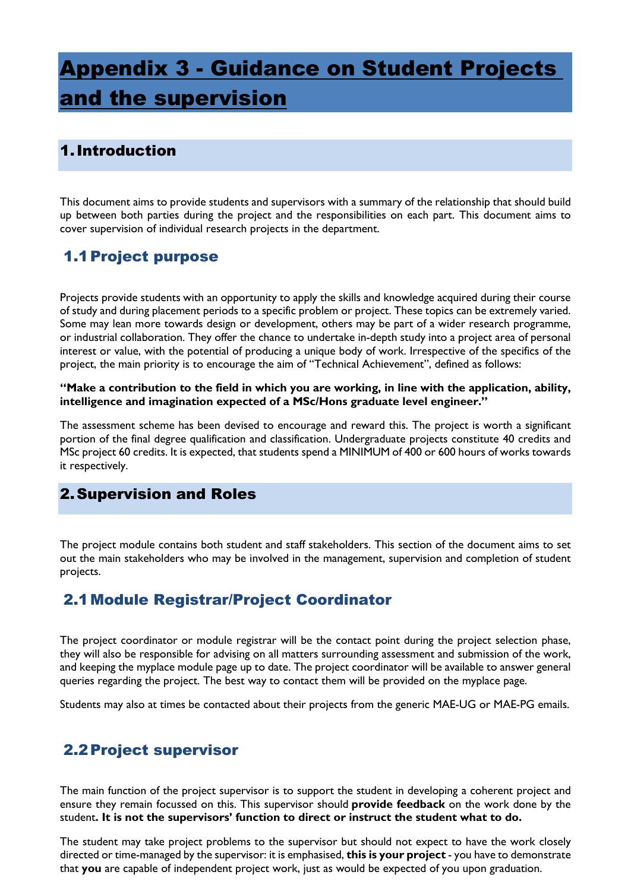# Appendix 3 - Guidance on Student Projects and the supervision

## 1. Introduction

This document aims to provide students and supervisors with a summary of the relationship that should build up between both parties during the project and the responsibilities on each part. This document aims to cover supervision of individual research projects in the department.

### 1.1 Project purpose

Projects provide students with an opportunity to apply the skills and knowledge acquired during their course of study and during placement periods to a specific problem or project. These topics can be extremely varied. Some may lean more towards design or development, others may be part of a wider research programme, or industrial collaboration. They offer the chance to undertake in-depth study into a project area of personal interest or value, with the potential of producing a unique body of work. Irrespective of the specifics of the project, the main priority is to encourage the aim of "Technical Achievement", defined as follows:

**"Make a contribution to the field in which you are working, in line with the application, ability, intelligence and imagination expected of a MSc/Hons graduate level engineer."**

The assessment scheme has been devised to encourage and reward this. The project is worth a significant portion of the final degree qualification and classification. Undergraduate projects constitute 40 credits and MSc project 60 credits. It is expected, that students spend a MINIMUM of 400 or 600 hours of works towards it respectively.

## 2. Supervision and Roles

The project module contains both student and staff stakeholders. This section of the document aims to set out the main stakeholders who may be involved in the management, supervision and completion of student projects.

### 2.1 Module Registrar/Project Coordinator

The project coordinator or module registrar will be the contact point during the project selection phase, they will also be responsible for advising on all matters surrounding assessment and submission of the work, and keeping the myplace module page up to date. The project coordinator will be available to answer general queries regarding the project. The best way to contact them will be provided on the myplace page.

Students may also at times be contacted about their projects from the generic MAE-UG or MAE-PG emails.

### 2.2 Project supervisor

The main function of the project supervisor is to support the student in developing a coherent project and ensure they remain focussed on this. This supervisor should **provide feedback** on the work done by the student**. It is not the supervisors' function to direct or instruct the student what to do.**

The student may take project problems to the supervisor but should not expect to have the work closely directed or time-managed by the supervisor: it is emphasised, **this is your project** - you have to demonstrate that **you** are capable of independent project work, just as would be expected of you upon graduation.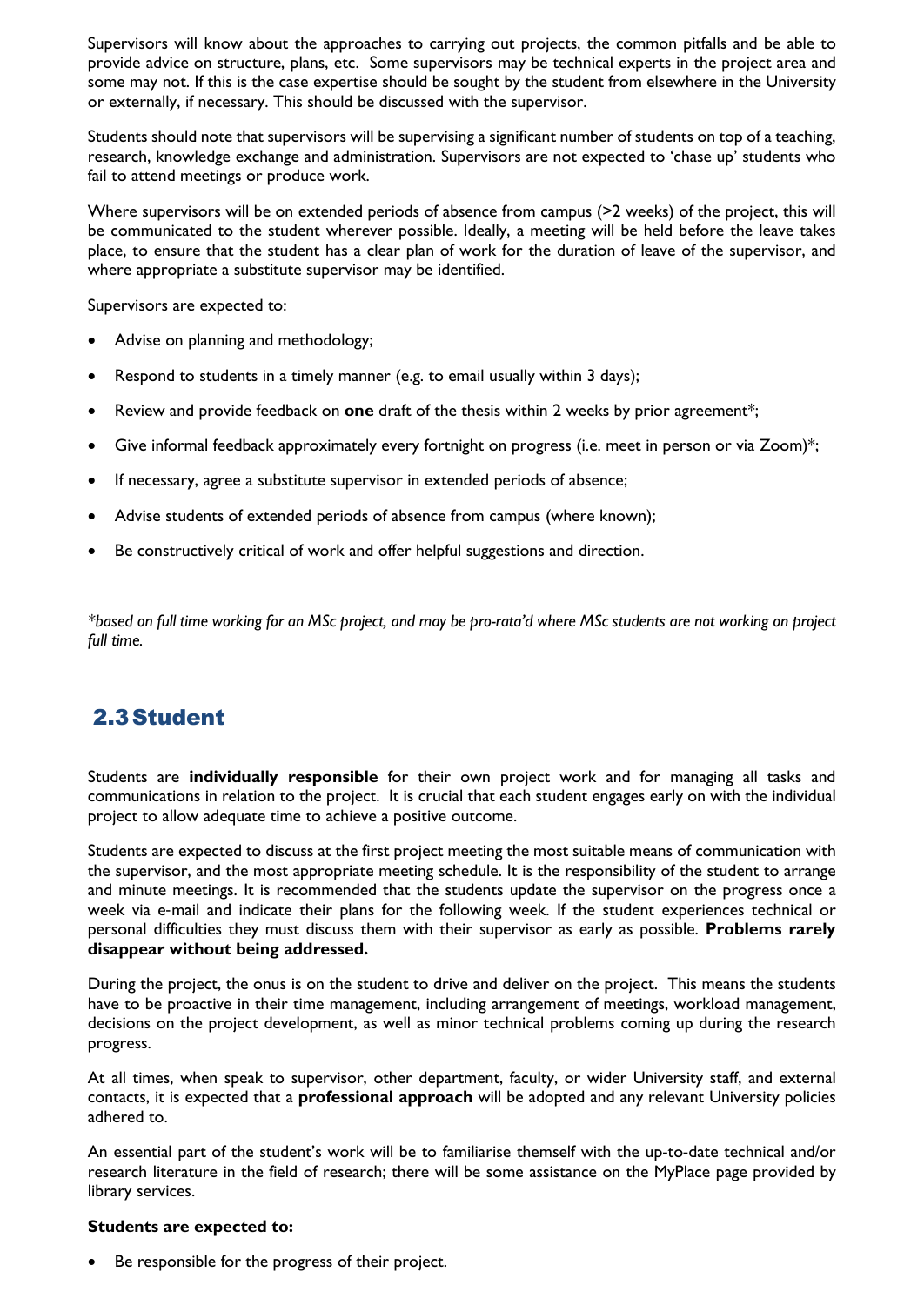Supervisors will know about the approaches to carrying out projects, the common pitfalls and be able to provide advice on structure, plans, etc. Some supervisors may be technical experts in the project area and some may not. If this is the case expertise should be sought by the student from elsewhere in the University or externally, if necessary. This should be discussed with the supervisor.

Students should note that supervisors will be supervising a significant number of students on top of a teaching, research, knowledge exchange and administration. Supervisors are not expected to 'chase up' students who fail to attend meetings or produce work.

Where supervisors will be on extended periods of absence from campus (>2 weeks) of the project, this will be communicated to the student wherever possible. Ideally, a meeting will be held before the leave takes place, to ensure that the student has a clear plan of work for the duration of leave of the supervisor, and where appropriate a substitute supervisor may be identified.

Supervisors are expected to:

- Advise on planning and methodology;
- Respond to students in a timely manner (e.g. to email usually within 3 days);
- Review and provide feedback on **one** draft of the thesis within 2 weeks by prior agreement*;
- Give informal feedback approximately every fortnight on progress (i.e. meet in person or via Zoom)*;
- If necessary, agree a substitute supervisor in extended periods of absence;
- Advise students of extended periods of absence from campus (where known);
- Be constructively critical of work and offer helpful suggestions and direction.

*\*based on full time working for an MSc project, and may be pro-rata'd where MSc students are not working on project full time.*

## 2.3 Student

Students are **individually responsible** for their own project work and for managing all tasks and communications in relation to the project. It is crucial that each student engages early on with the individual project to allow adequate time to achieve a positive outcome.

Students are expected to discuss at the first project meeting the most suitable means of communication with the supervisor, and the most appropriate meeting schedule. It is the responsibility of the student to arrange and minute meetings. It is recommended that the students update the supervisor on the progress once a week via e-mail and indicate their plans for the following week. If the student experiences technical or personal difficulties they must discuss them with their supervisor as early as possible. **Problems rarely disappear without being addressed.**

During the project, the onus is on the student to drive and deliver on the project. This means the students have to be proactive in their time management, including arrangement of meetings, workload management, decisions on the project development, as well as minor technical problems coming up during the research progress.

At all times, when speak to supervisor, other department, faculty, or wider University staff, and external contacts, it is expected that a **professional approach** will be adopted and any relevant University policies adhered to.

An essential part of the student's work will be to familiarise themself with the up-to-date technical and/or research literature in the field of research; there will be some assistance on the MyPlace page provided by library services.

**Students are expected to:**

- Be responsible for the progress of their project.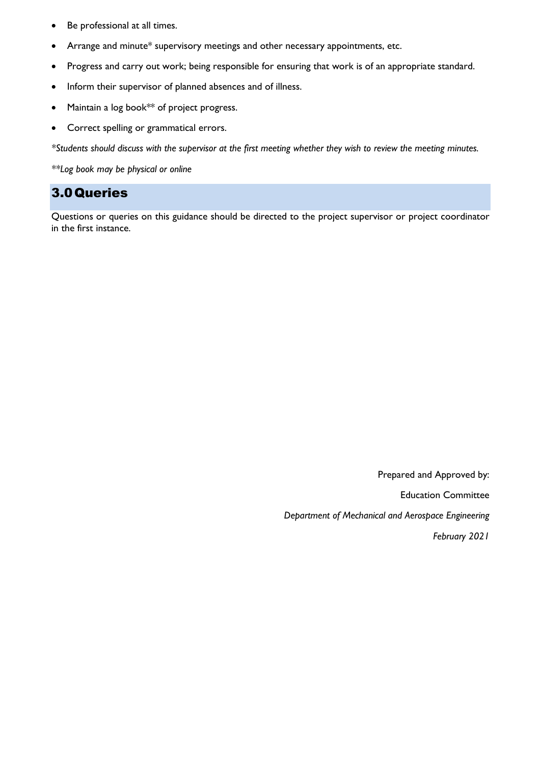- Be professional at all times.
- Arrange and minute* supervisory meetings and other necessary appointments, etc.
- Progress and carry out work; being responsible for ensuring that work is of an appropriate standard.
- Inform their supervisor of planned absences and of illness.
- Maintain a log book** of project progress.
- Correct spelling or grammatical errors.

*\*Students should discuss with the supervisor at the first meeting whether they wish to review the meeting minutes.*

*\*\*Log book may be physical or online*

## 3.0 Queries

Questions or queries on this guidance should be directed to the project supervisor or project coordinator in the first instance.

Prepared and Approved by:

Education Committee

*Department of Mechanical and Aerospace Engineering*

*February 2021*